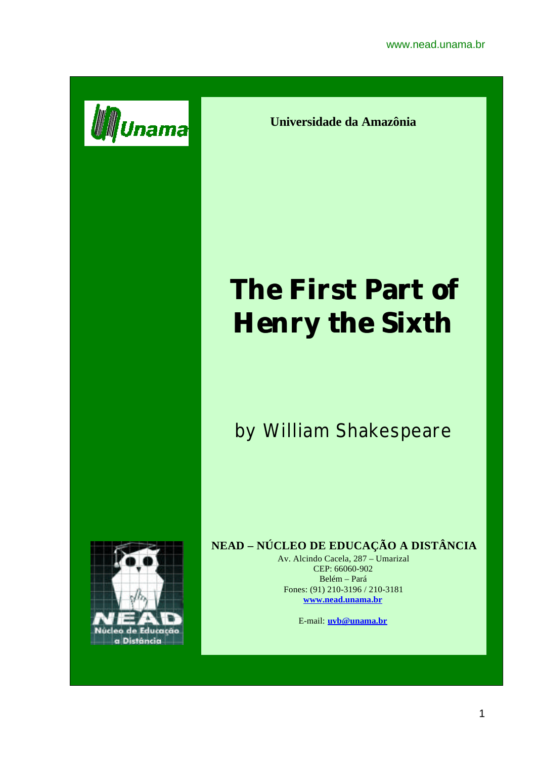Universidade da Amazônia

# The First Part of Henry the Sixth

by William Shakespeare

**NEAD – NÚCLEO DE EDUCAÇÃO A DISTÂNCIA**

Av. Alcindo Cacela, 287 – Umarizal
CEP: 66060-902
Belém – Pará
Fones: (91) 210-3196 / 210-3181
**www.nead.unama.br**

E-mail: **uvb@unama.br**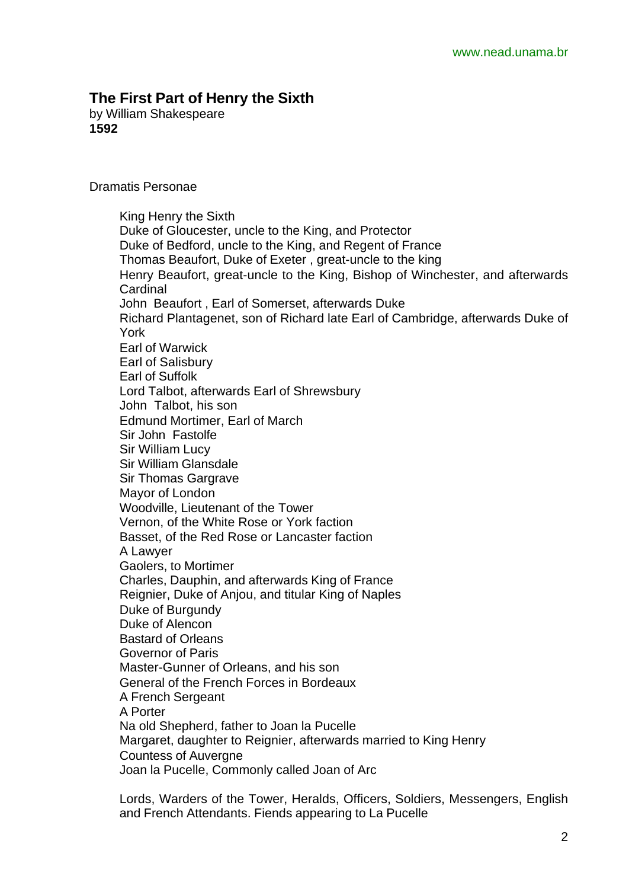## The First Part of Henry the Sixth

by William Shakespeare
**1592**

Dramatis Personae

King Henry the Sixth
Duke of Gloucester, uncle to the King, and Protector
Duke of Bedford, uncle to the King, and Regent of France
Thomas Beaufort, Duke of Exeter , great-uncle to the king
Henry Beaufort, great-uncle to the King, Bishop of Winchester, and afterwards Cardinal
John Beaufort , Earl of Somerset, afterwards Duke
Richard Plantagenet, son of Richard late Earl of Cambridge, afterwards Duke of York
Earl of Warwick
Earl of Salisbury
Earl of Suffolk
Lord Talbot, afterwards Earl of Shrewsbury
John Talbot, his son
Edmund Mortimer, Earl of March
Sir John Fastolfe
Sir William Lucy
Sir William Glansdale
Sir Thomas Gargrave
Mayor of London
Woodville, Lieutenant of the Tower
Vernon, of the White Rose or York faction
Basset, of the Red Rose or Lancaster faction
A Lawyer
Gaolers, to Mortimer
Charles, Dauphin, and afterwards King of France
Reignier, Duke of Anjou, and titular King of Naples
Duke of Burgundy
Duke of Alencon
Bastard of Orleans
Governor of Paris
Master-Gunner of Orleans, and his son
General of the French Forces in Bordeaux
A French Sergeant
A Porter
Na old Shepherd, father to Joan la Pucelle
Margaret, daughter to Reignier, afterwards married to King Henry
Countess of Auvergne
Joan la Pucelle, Commonly called Joan of Arc

Lords, Warders of the Tower, Heralds, Officers, Soldiers, Messengers, English and French Attendants. Fiends appearing to La Pucelle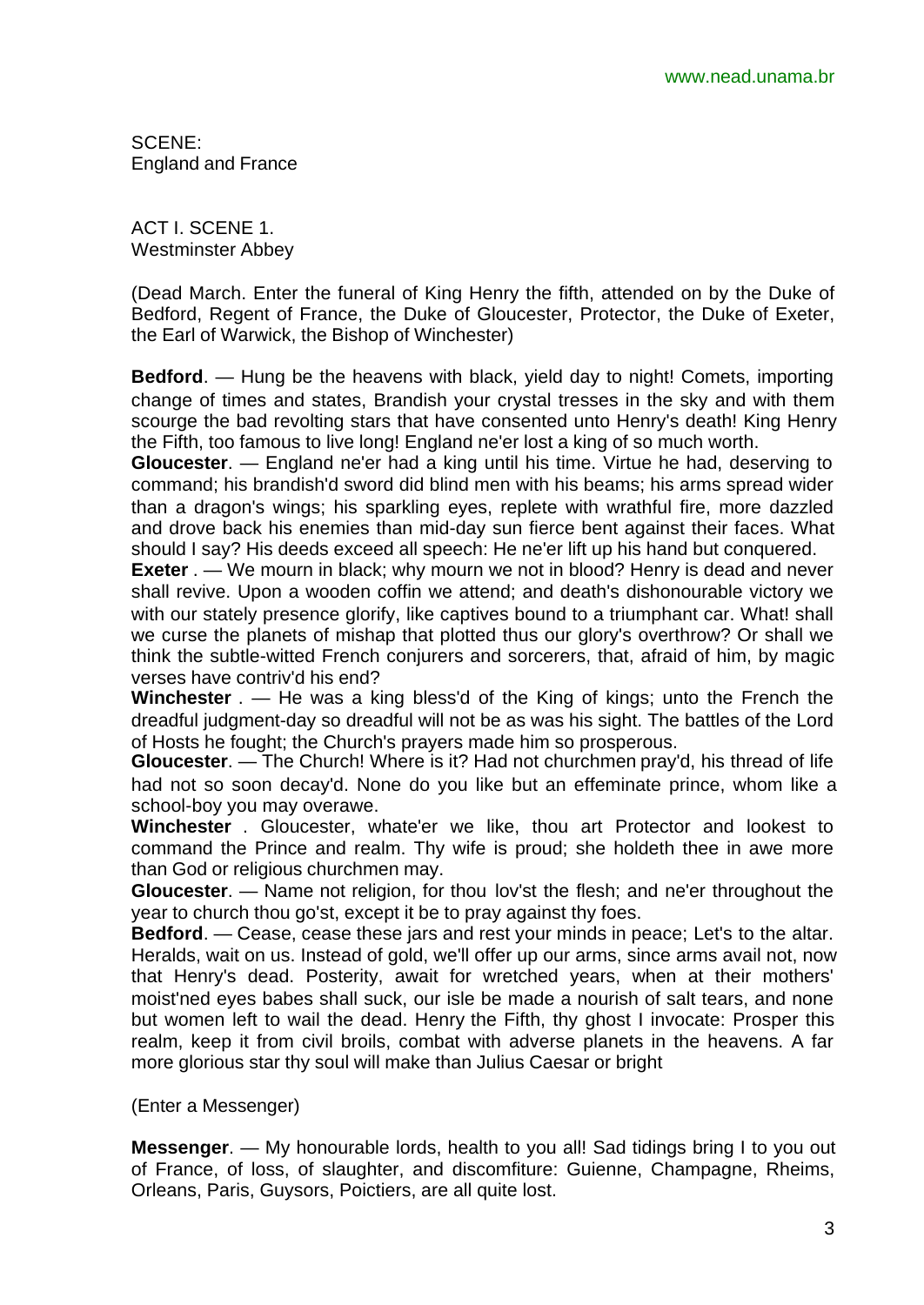SCENE:
England and France

ACT I. SCENE 1.
Westminster Abbey

(Dead March. Enter the funeral of King Henry the fifth, attended on by the Duke of Bedford, Regent of France, the Duke of Gloucester, Protector, the Duke of Exeter, the Earl of Warwick, the Bishop of Winchester)

**Bedford**. — Hung be the heavens with black, yield day to night! Comets, importing change of times and states, Brandish your crystal tresses in the sky and with them scourge the bad revolting stars that have consented unto Henry's death! King Henry the Fifth, too famous to live long! England ne'er lost a king of so much worth.

**Gloucester**. — England ne'er had a king until his time. Virtue he had, deserving to command; his brandish'd sword did blind men with his beams; his arms spread wider than a dragon's wings; his sparkling eyes, replete with wrathful fire, more dazzled and drove back his enemies than mid-day sun fierce bent against their faces. What should I say? His deeds exceed all speech: He ne'er lift up his hand but conquered.

**Exeter** . — We mourn in black; why mourn we not in blood? Henry is dead and never shall revive. Upon a wooden coffin we attend; and death's dishonourable victory we with our stately presence glorify, like captives bound to a triumphant car. What! shall we curse the planets of mishap that plotted thus our glory's overthrow? Or shall we think the subtle-witted French conjurers and sorcerers, that, afraid of him, by magic verses have contriv'd his end?

**Winchester** . — He was a king bless'd of the King of kings; unto the French the dreadful judgment-day so dreadful will not be as was his sight. The battles of the Lord of Hosts he fought; the Church's prayers made him so prosperous.

**Gloucester**. — The Church! Where is it? Had not churchmen pray'd, his thread of life had not so soon decay'd. None do you like but an effeminate prince, whom like a school-boy you may overawe.

**Winchester** . Gloucester, whate'er we like, thou art Protector and lookest to command the Prince and realm. Thy wife is proud; she holdeth thee in awe more than God or religious churchmen may.

**Gloucester**. — Name not religion, for thou lov'st the flesh; and ne'er throughout the year to church thou go'st, except it be to pray against thy foes.

**Bedford**. — Cease, cease these jars and rest your minds in peace; Let's to the altar. Heralds, wait on us. Instead of gold, we'll offer up our arms, since arms avail not, now that Henry's dead. Posterity, await for wretched years, when at their mothers' moist'ned eyes babes shall suck, our isle be made a nourish of salt tears, and none but women left to wail the dead. Henry the Fifth, thy ghost I invocate: Prosper this realm, keep it from civil broils, combat with adverse planets in the heavens. A far more glorious star thy soul will make than Julius Caesar or bright

(Enter a Messenger)

**Messenger**. — My honourable lords, health to you all! Sad tidings bring I to you out of France, of loss, of slaughter, and discomfiture: Guienne, Champagne, Rheims, Orleans, Paris, Guysors, Poictiers, are all quite lost.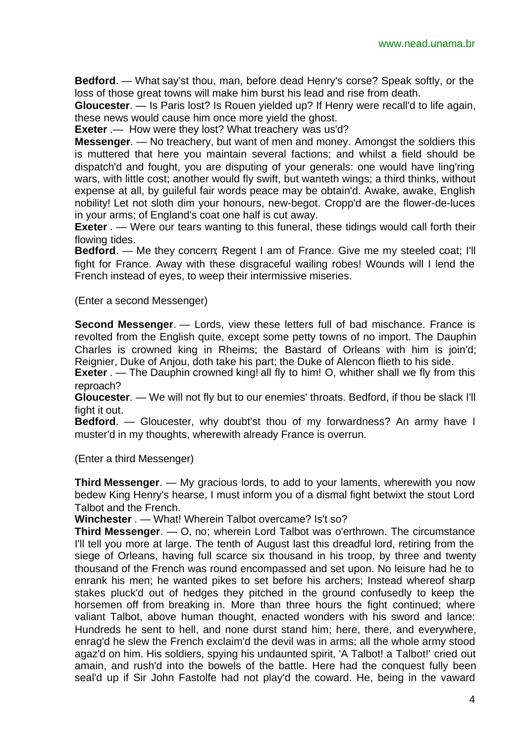**Bedford**. — What say'st thou, man, before dead Henry's corse? Speak softly, or the loss of those great towns will make him burst his lead and rise from death.

**Gloucester**. — Is Paris lost? Is Rouen yielded up? If Henry were recall'd to life again, these news would cause him once more yield the ghost.

**Exeter** .— How were they lost? What treachery was us'd?

**Messenger**. — No treachery, but want of men and money. Amongst the soldiers this is muttered that here you maintain several factions; and whilst a field should be dispatch'd and fought, you are disputing of your generals: one would have ling'ring wars, with little cost; another would fly swift, but wanteth wings; a third thinks, without expense at all, by guileful fair words peace may be obtain'd. Awake, awake, English nobility! Let not sloth dim your honours, new-begot. Cropp'd are the flower-de-luces in your arms; of England's coat one half is cut away.

**Exeter** . — Were our tears wanting to this funeral, these tidings would call forth their flowing tides.

**Bedford**. — Me they concern; Regent I am of France. Give me my steeled coat; I'll fight for France. Away with these disgraceful wailing robes! Wounds will I lend the French instead of eyes, to weep their intermissive miseries.

(Enter a second Messenger)

**Second Messenger**. — Lords, view these letters full of bad mischance. France is revolted from the English quite, except some petty towns of no import. The Dauphin Charles is crowned king in Rheims; the Bastard of Orleans with him is join'd; Reignier, Duke of Anjou, doth take his part; the Duke of Alencon flieth to his side.

**Exeter** . — The Dauphin crowned king! all fly to him! O, whither shall we fly from this reproach?

**Gloucester**. — We will not fly but to our enemies' throats. Bedford, if thou be slack I'll fight it out.

**Bedford**. — Gloucester, why doubt'st thou of my forwardness? An army have I muster'd in my thoughts, wherewith already France is overrun.

(Enter a third Messenger)

**Third Messenger**. — My gracious lords, to add to your laments, wherewith you now bedew King Henry's hearse, I must inform you of a dismal fight betwixt the stout Lord Talbot and the French.

**Winchester** . — What! Wherein Talbot overcame? Is't so?

**Third Messenger**. — O, no; wherein Lord Talbot was o'erthrown. The circumstance I'll tell you more at large. The tenth of August last this dreadful lord, retiring from the siege of Orleans, having full scarce six thousand in his troop, by three and twenty thousand of the French was round encompassed and set upon. No leisure had he to enrank his men; he wanted pikes to set before his archers; Instead whereof sharp stakes pluck'd out of hedges they pitched in the ground confusedly to keep the horsemen off from breaking in. More than three hours the fight continued; where valiant Talbot, above human thought, enacted wonders with his sword and lance: Hundreds he sent to hell, and none durst stand him; here, there, and everywhere, enrag'd he slew the French exclaim'd the devil was in arms; all the whole army stood agaz'd on him. His soldiers, spying his undaunted spirit, 'A Talbot! a Talbot!' cried out amain, and rush'd into the bowels of the battle. Here had the conquest fully been seal'd up if Sir John Fastolfe had not play'd the coward. He, being in the vaward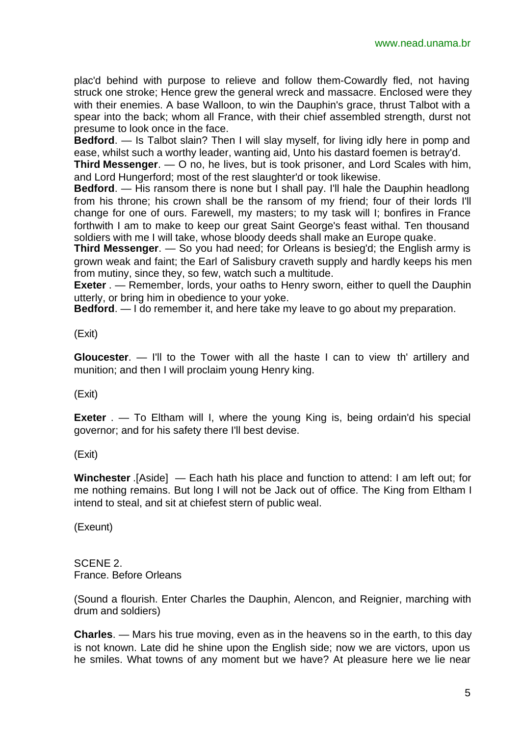plac'd behind with purpose to relieve and follow them-Cowardly fled, not having struck one stroke; Hence grew the general wreck and massacre. Enclosed were they with their enemies. A base Walloon, to win the Dauphin's grace, thrust Talbot with a spear into the back; whom all France, with their chief assembled strength, durst not presume to look once in the face.

**Bedford**. — Is Talbot slain? Then I will slay myself, for living idly here in pomp and ease, whilst such a worthy leader, wanting aid, Unto his dastard foemen is betray'd.

**Third Messenger**. — O no, he lives, but is took prisoner, and Lord Scales with him, and Lord Hungerford; most of the rest slaughter'd or took likewise.

**Bedford**. — His ransom there is none but I shall pay. I'll hale the Dauphin headlong from his throne; his crown shall be the ransom of my friend; four of their lords I'll change for one of ours. Farewell, my masters; to my task will I; bonfires in France forthwith I am to make to keep our great Saint George's feast withal. Ten thousand soldiers with me I will take, whose bloody deeds shall make an Europe quake.

**Third Messenger**. — So you had need; for Orleans is besieg'd; the English army is grown weak and faint; the Earl of Salisbury craveth supply and hardly keeps his men from mutiny, since they, so few, watch such a multitude.

**Exeter** . — Remember, lords, your oaths to Henry sworn, either to quell the Dauphin utterly, or bring him in obedience to your yoke.

**Bedford**. — I do remember it, and here take my leave to go about my preparation.

(Exit)

**Gloucester**. — I'll to the Tower with all the haste I can to view th' artillery and munition; and then I will proclaim young Henry king.

(Exit)

**Exeter** . — To Eltham will I, where the young King is, being ordain'd his special governor; and for his safety there I'll best devise.

(Exit)

**Winchester** .[Aside] — Each hath his place and function to attend: I am left out; for me nothing remains. But long I will not be Jack out of office. The King from Eltham I intend to steal, and sit at chiefest stern of public weal.

(Exeunt)

SCENE 2.
France. Before Orleans

(Sound a flourish. Enter Charles the Dauphin, Alencon, and Reignier, marching with drum and soldiers)

**Charles**. — Mars his true moving, even as in the heavens so in the earth, to this day is not known. Late did he shine upon the English side; now we are victors, upon us he smiles. What towns of any moment but we have? At pleasure here we lie near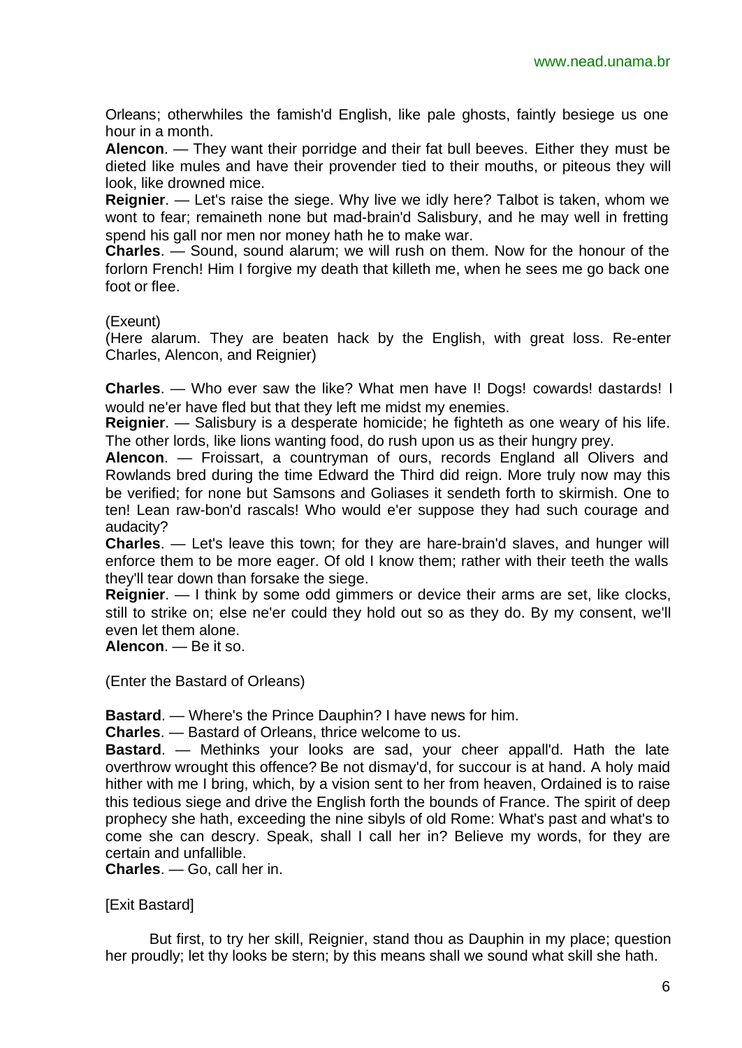Orleans; otherwhiles the famish'd English, like pale ghosts, faintly besiege us one hour in a month.

**Alencon**. — They want their porridge and their fat bull beeves. Either they must be dieted like mules and have their provender tied to their mouths, or piteous they will look, like drowned mice.

**Reignier**. — Let's raise the siege. Why live we idly here? Talbot is taken, whom we wont to fear; remaineth none but mad-brain'd Salisbury, and he may well in fretting spend his gall nor men nor money hath he to make war.

**Charles**. — Sound, sound alarum; we will rush on them. Now for the honour of the forlorn French! Him I forgive my death that killeth me, when he sees me go back one foot or flee.

(Exeunt)

(Here alarum. They are beaten hack by the English, with great loss. Re-enter Charles, Alencon, and Reignier)

**Charles**. — Who ever saw the like? What men have I! Dogs! cowards! dastards! I would ne'er have fled but that they left me midst my enemies.

**Reignier**. — Salisbury is a desperate homicide; he fighteth as one weary of his life. The other lords, like lions wanting food, do rush upon us as their hungry prey.

**Alencon**. — Froissart, a countryman of ours, records England all Olivers and Rowlands bred during the time Edward the Third did reign. More truly now may this be verified; for none but Samsons and Goliases it sendeth forth to skirmish. One to ten! Lean raw-bon'd rascals! Who would e'er suppose they had such courage and audacity?

**Charles**. — Let's leave this town; for they are hare-brain'd slaves, and hunger will enforce them to be more eager. Of old I know them; rather with their teeth the walls they'll tear down than forsake the siege.

**Reignier**. — I think by some odd gimmers or device their arms are set, like clocks, still to strike on; else ne'er could they hold out so as they do. By my consent, we'll even let them alone.

**Alencon**. — Be it so.

(Enter the Bastard of Orleans)

**Bastard**. — Where's the Prince Dauphin? I have news for him.

**Charles**. — Bastard of Orleans, thrice welcome to us.

**Bastard**. — Methinks your looks are sad, your cheer appall'd. Hath the late overthrow wrought this offence? Be not dismay'd, for succour is at hand. A holy maid hither with me I bring, which, by a vision sent to her from heaven, Ordained is to raise this tedious siege and drive the English forth the bounds of France. The spirit of deep prophecy she hath, exceeding the nine sibyls of old Rome: What's past and what's to come she can descry. Speak, shall I call her in? Believe my words, for they are certain and unfallible.

**Charles**. — Go, call her in.

[Exit Bastard]

But first, to try her skill, Reignier, stand thou as Dauphin in my place; question her proudly; let thy looks be stern; by this means shall we sound what skill she hath.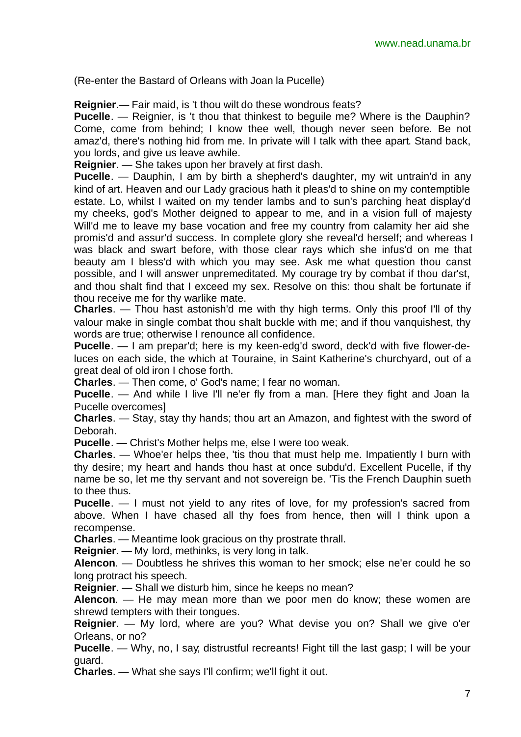(Re-enter the Bastard of Orleans with Joan la Pucelle)

**Reignier**.— Fair maid, is 't thou wilt do these wondrous feats?

**Pucelle**. — Reignier, is 't thou that thinkest to beguile me? Where is the Dauphin? Come, come from behind; I know thee well, though never seen before. Be not amaz'd, there's nothing hid from me. In private will I talk with thee apart. Stand back, you lords, and give us leave awhile.

**Reignier**. — She takes upon her bravely at first dash.

**Pucelle**. — Dauphin, I am by birth a shepherd's daughter, my wit untrain'd in any kind of art. Heaven and our Lady gracious hath it pleas'd to shine on my contemptible estate. Lo, whilst I waited on my tender lambs and to sun's parching heat display'd my cheeks, god's Mother deigned to appear to me, and in a vision full of majesty Will'd me to leave my base vocation and free my country from calamity her aid she promis'd and assur'd success. In complete glory she reveal'd herself; and whereas I was black and swart before, with those clear rays which she infus'd on me that beauty am I bless'd with which you may see. Ask me what question thou canst possible, and I will answer unpremeditated. My courage try by combat if thou dar'st, and thou shalt find that I exceed my sex. Resolve on this: thou shalt be fortunate if thou receive me for thy warlike mate.

**Charles**. — Thou hast astonish'd me with thy high terms. Only this proof I'll of thy valour make in single combat thou shalt buckle with me; and if thou vanquishest, thy words are true; otherwise I renounce all confidence.

**Pucelle**. — I am prepar'd; here is my keen-edg'd sword, deck'd with five flower-de-luces on each side, the which at Touraine, in Saint Katherine's churchyard, out of a great deal of old iron I chose forth.

**Charles**. — Then come, o' God's name; I fear no woman.

**Pucelle**. — And while I live I'll ne'er fly from a man. [Here they fight and Joan la Pucelle overcomes]

**Charles**. — Stay, stay thy hands; thou art an Amazon, and fightest with the sword of Deborah.

**Pucelle**. — Christ's Mother helps me, else I were too weak.

**Charles**. — Whoe'er helps thee, 'tis thou that must help me. Impatiently I burn with thy desire; my heart and hands thou hast at once subdu'd. Excellent Pucelle, if thy name be so, let me thy servant and not sovereign be. 'Tis the French Dauphin sueth to thee thus.

**Pucelle**. — I must not yield to any rites of love, for my profession's sacred from above. When I have chased all thy foes from hence, then will I think upon a recompense.

**Charles**. — Meantime look gracious on thy prostrate thrall.

**Reignier**. — My lord, methinks, is very long in talk.

**Alencon**. — Doubtless he shrives this woman to her smock; else ne'er could he so long protract his speech.

**Reignier**. — Shall we disturb him, since he keeps no mean?

**Alencon**. — He may mean more than we poor men do know; these women are shrewd tempters with their tongues.

**Reignier**. — My lord, where are you? What devise you on? Shall we give o'er Orleans, or no?

**Pucelle**. — Why, no, I say; distrustful recreants! Fight till the last gasp; I will be your guard.

**Charles**. — What she says I'll confirm; we'll fight it out.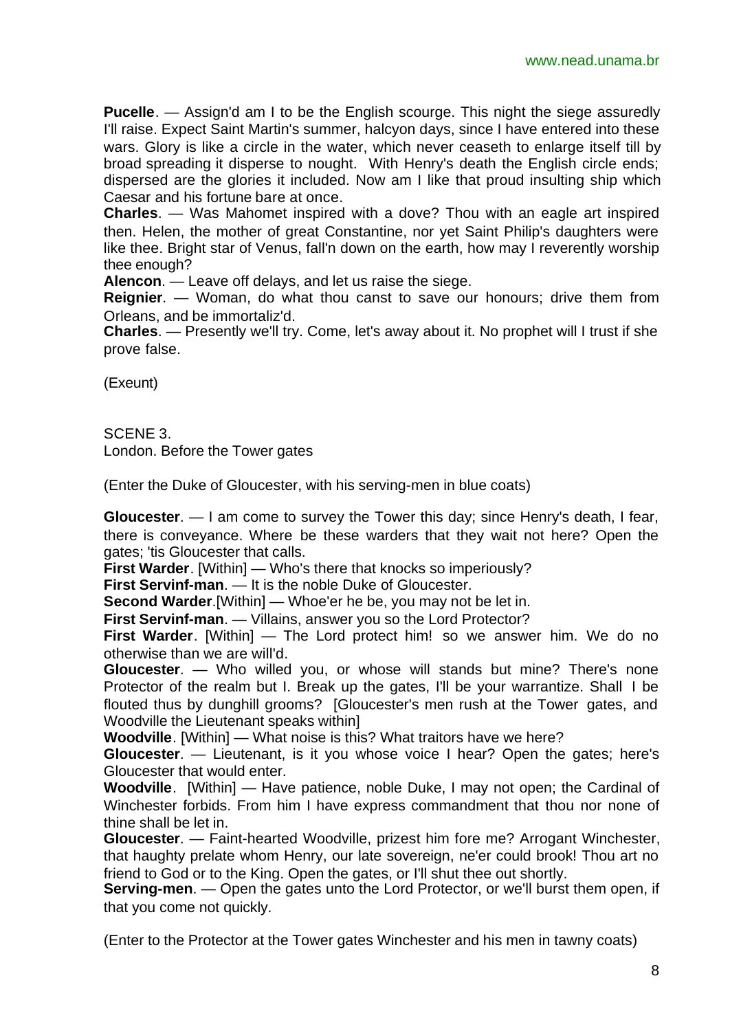**Pucelle**. — Assign'd am I to be the English scourge. This night the siege assuredly I'll raise. Expect Saint Martin's summer, halcyon days, since I have entered into these wars. Glory is like a circle in the water, which never ceaseth to enlarge itself till by broad spreading it disperse to nought. With Henry's death the English circle ends; dispersed are the glories it included. Now am I like that proud insulting ship which Caesar and his fortune bare at once.

**Charles**. — Was Mahomet inspired with a dove? Thou with an eagle art inspired then. Helen, the mother of great Constantine, nor yet Saint Philip's daughters were like thee. Bright star of Venus, fall'n down on the earth, how may I reverently worship thee enough?

**Alencon**. — Leave off delays, and let us raise the siege.

**Reignier**. — Woman, do what thou canst to save our honours; drive them from Orleans, and be immortaliz'd.

**Charles**. — Presently we'll try. Come, let's away about it. No prophet will I trust if she prove false.

(Exeunt)

SCENE 3.
London. Before the Tower gates

(Enter the Duke of Gloucester, with his serving-men in blue coats)

**Gloucester**. — I am come to survey the Tower this day; since Henry's death, I fear, there is conveyance. Where be these warders that they wait not here? Open the gates; 'tis Gloucester that calls.

**First Warder**. [Within] — Who's there that knocks so imperiously?

**First Servinf-man**. — It is the noble Duke of Gloucester.

**Second Warder**.[Within] — Whoe'er he be, you may not be let in.

**First Servinf-man**. — Villains, answer you so the Lord Protector?

**First Warder**. [Within] — The Lord protect him! so we answer him. We do no otherwise than we are will'd.

**Gloucester**. — Who willed you, or whose will stands but mine? There's none Protector of the realm but I. Break up the gates, I'll be your warrantize. Shall I be flouted thus by dunghill grooms? [Gloucester's men rush at the Tower gates, and Woodville the Lieutenant speaks within]

**Woodville**. [Within] — What noise is this? What traitors have we here?

**Gloucester**. — Lieutenant, is it you whose voice I hear? Open the gates; here's Gloucester that would enter.

**Woodville**. [Within] — Have patience, noble Duke, I may not open; the Cardinal of Winchester forbids. From him I have express commandment that thou nor none of thine shall be let in.

**Gloucester**. — Faint-hearted Woodville, prizest him fore me? Arrogant Winchester, that haughty prelate whom Henry, our late sovereign, ne'er could brook! Thou art no friend to God or to the King. Open the gates, or I'll shut thee out shortly.

**Serving-men**. — Open the gates unto the Lord Protector, or we'll burst them open, if that you come not quickly.

(Enter to the Protector at the Tower gates Winchester and his men in tawny coats)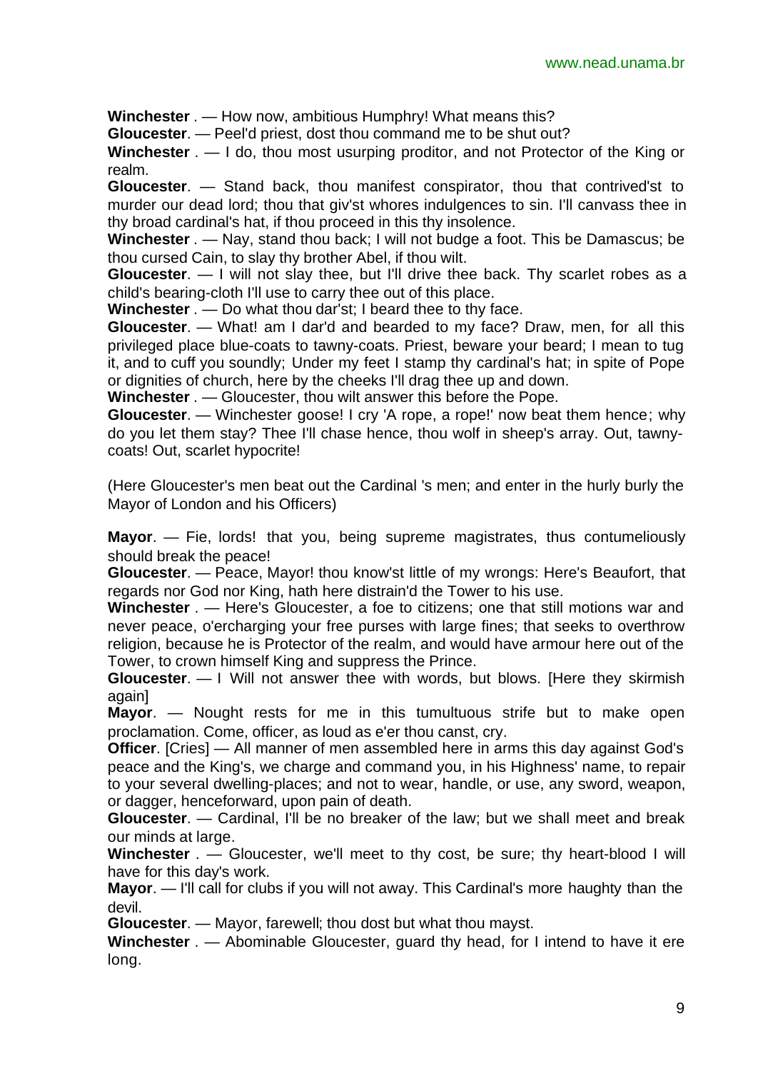**Winchester** . — How now, ambitious Humphry! What means this?

**Gloucester**. — Peel'd priest, dost thou command me to be shut out?

**Winchester** . — I do, thou most usurping proditor, and not Protector of the King or realm.

**Gloucester**. — Stand back, thou manifest conspirator, thou that contrived'st to murder our dead lord; thou that giv'st whores indulgences to sin. I'll canvass thee in thy broad cardinal's hat, if thou proceed in this thy insolence.

**Winchester** . — Nay, stand thou back; I will not budge a foot. This be Damascus; be thou cursed Cain, to slay thy brother Abel, if thou wilt.

**Gloucester**. — I will not slay thee, but I'll drive thee back. Thy scarlet robes as a child's bearing-cloth I'll use to carry thee out of this place.

**Winchester** . — Do what thou dar'st; I beard thee to thy face.

**Gloucester**. — What! am I dar'd and bearded to my face? Draw, men, for all this privileged place blue-coats to tawny-coats. Priest, beware your beard; I mean to tug it, and to cuff you soundly; Under my feet I stamp thy cardinal's hat; in spite of Pope or dignities of church, here by the cheeks I'll drag thee up and down.

**Winchester** . — Gloucester, thou wilt answer this before the Pope.

**Gloucester**. — Winchester goose! I cry 'A rope, a rope!' now beat them hence; why do you let them stay? Thee I'll chase hence, thou wolf in sheep's array. Out, tawny-coats! Out, scarlet hypocrite!

(Here Gloucester's men beat out the Cardinal 's men; and enter in the hurly burly the Mayor of London and his Officers)

**Mayor**. — Fie, lords! that you, being supreme magistrates, thus contumeliously should break the peace!

**Gloucester**. — Peace, Mayor! thou know'st little of my wrongs: Here's Beaufort, that regards nor God nor King, hath here distrain'd the Tower to his use.

**Winchester** . — Here's Gloucester, a foe to citizens; one that still motions war and never peace, o'ercharging your free purses with large fines; that seeks to overthrow religion, because he is Protector of the realm, and would have armour here out of the Tower, to crown himself King and suppress the Prince.

**Gloucester**. — I Will not answer thee with words, but blows. [Here they skirmish again]

**Mayor**. — Nought rests for me in this tumultuous strife but to make open proclamation. Come, officer, as loud as e'er thou canst, cry.

**Officer**. [Cries] — All manner of men assembled here in arms this day against God's peace and the King's, we charge and command you, in his Highness' name, to repair to your several dwelling-places; and not to wear, handle, or use, any sword, weapon, or dagger, henceforward, upon pain of death.

**Gloucester**. — Cardinal, I'll be no breaker of the law; but we shall meet and break our minds at large.

**Winchester** . — Gloucester, we'll meet to thy cost, be sure; thy heart-blood I will have for this day's work.

**Mayor**. — I'll call for clubs if you will not away. This Cardinal's more haughty than the devil.

**Gloucester**. — Mayor, farewell; thou dost but what thou mayst.

**Winchester** . — Abominable Gloucester, guard thy head, for I intend to have it ere long.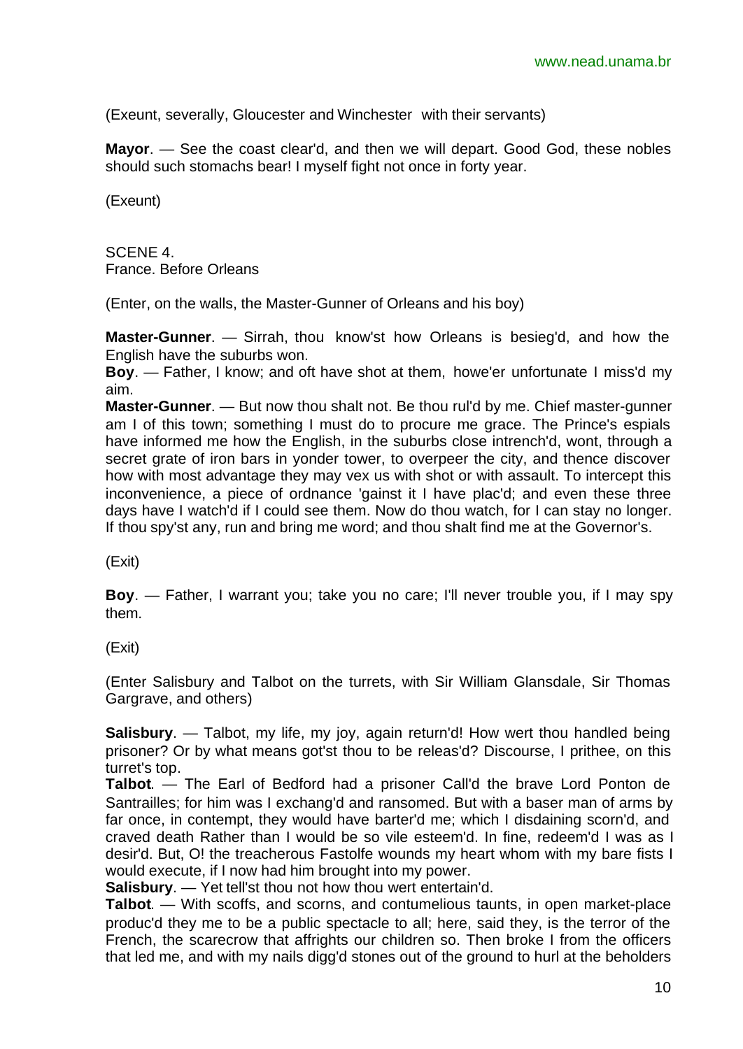(Exeunt, severally, Gloucester and Winchester with their servants)

**Mayor**. — See the coast clear'd, and then we will depart. Good God, these nobles should such stomachs bear! I myself fight not once in forty year.

(Exeunt)

SCENE 4.
France. Before Orleans

(Enter, on the walls, the Master-Gunner of Orleans and his boy)

**Master-Gunner**. — Sirrah, thou know'st how Orleans is besieg'd, and how the English have the suburbs won.
**Boy**. — Father, I know; and oft have shot at them, howe'er unfortunate I miss'd my aim.
**Master-Gunner**. — But now thou shalt not. Be thou rul'd by me. Chief master-gunner am I of this town; something I must do to procure me grace. The Prince's espials have informed me how the English, in the suburbs close intrench'd, wont, through a secret grate of iron bars in yonder tower, to overpeer the city, and thence discover how with most advantage they may vex us with shot or with assault. To intercept this inconvenience, a piece of ordnance 'gainst it I have plac'd; and even these three days have I watch'd if I could see them. Now do thou watch, for I can stay no longer. If thou spy'st any, run and bring me word; and thou shalt find me at the Governor's.

(Exit)

**Boy**. — Father, I warrant you; take you no care; I'll never trouble you, if I may spy them.

(Exit)

(Enter Salisbury and Talbot on the turrets, with Sir William Glansdale, Sir Thomas Gargrave, and others)

**Salisbury**. — Talbot, my life, my joy, again return'd! How wert thou handled being prisoner? Or by what means got'st thou to be releas'd? Discourse, I prithee, on this turret's top.
**Talbot**. — The Earl of Bedford had a prisoner Call'd the brave Lord Ponton de Santrailles; for him was I exchang'd and ransomed. But with a baser man of arms by far once, in contempt, they would have barter'd me; which I disdaining scorn'd, and craved death Rather than I would be so vile esteem'd. In fine, redeem'd I was as I desir'd. But, O! the treacherous Fastolfe wounds my heart whom with my bare fists I would execute, if I now had him brought into my power.
**Salisbury**. — Yet tell'st thou not how thou wert entertain'd.
**Talbot**. — With scoffs, and scorns, and contumelious taunts, in open market-place produc'd they me to be a public spectacle to all; here, said they, is the terror of the French, the scarecrow that affrights our children so. Then broke I from the officers that led me, and with my nails digg'd stones out of the ground to hurl at the beholders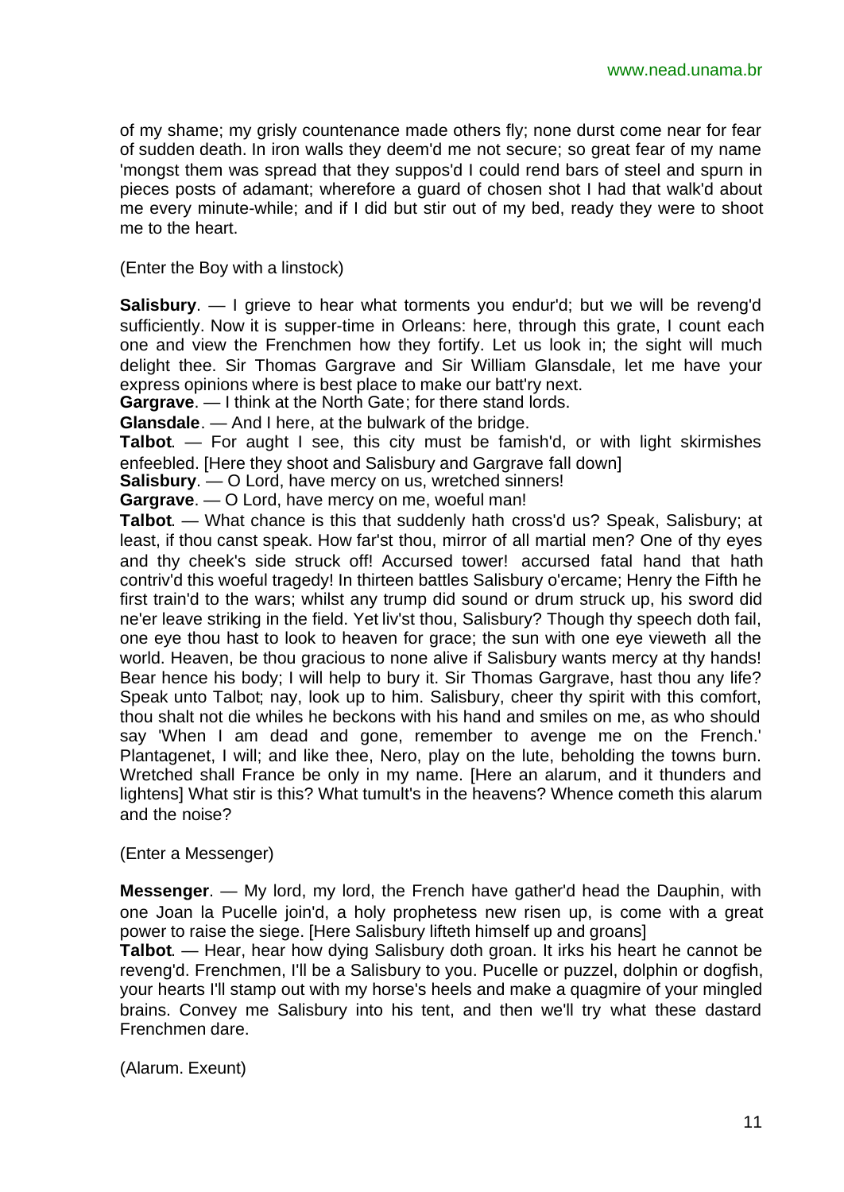of my shame; my grisly countenance made others fly; none durst come near for fear of sudden death. In iron walls they deem'd me not secure; so great fear of my name 'mongst them was spread that they suppos'd I could rend bars of steel and spurn in pieces posts of adamant; wherefore a guard of chosen shot I had that walk'd about me every minute-while; and if I did but stir out of my bed, ready they were to shoot me to the heart.

(Enter the Boy with a linstock)

**Salisbury**. — I grieve to hear what torments you endur'd; but we will be reveng'd sufficiently. Now it is supper-time in Orleans: here, through this grate, I count each one and view the Frenchmen how they fortify. Let us look in; the sight will much delight thee. Sir Thomas Gargrave and Sir William Glansdale, let me have your express opinions where is best place to make our batt'ry next.
**Gargrave**. — I think at the North Gate; for there stand lords.
**Glansdale**. — And I here, at the bulwark of the bridge.
**Talbot**. — For aught I see, this city must be famish'd, or with light skirmishes enfeebled. [Here they shoot and Salisbury and Gargrave fall down]
**Salisbury**. — O Lord, have mercy on us, wretched sinners!
**Gargrave**. — O Lord, have mercy on me, woeful man!
**Talbot**. — What chance is this that suddenly hath cross'd us? Speak, Salisbury; at least, if thou canst speak. How far'st thou, mirror of all martial men? One of thy eyes and thy cheek's side struck off! Accursed tower! accursed fatal hand that hath contriv'd this woeful tragedy! In thirteen battles Salisbury o'ercame; Henry the Fifth he first train'd to the wars; whilst any trump did sound or drum struck up, his sword did ne'er leave striking in the field. Yet liv'st thou, Salisbury? Though thy speech doth fail, one eye thou hast to look to heaven for grace; the sun with one eye vieweth all the world. Heaven, be thou gracious to none alive if Salisbury wants mercy at thy hands! Bear hence his body; I will help to bury it. Sir Thomas Gargrave, hast thou any life? Speak unto Talbot; nay, look up to him. Salisbury, cheer thy spirit with this comfort, thou shalt not die whiles he beckons with his hand and smiles on me, as who should say 'When I am dead and gone, remember to avenge me on the French.' Plantagenet, I will; and like thee, Nero, play on the lute, beholding the towns burn. Wretched shall France be only in my name. [Here an alarum, and it thunders and lightens] What stir is this? What tumult's in the heavens? Whence cometh this alarum and the noise?

(Enter a Messenger)

**Messenger**. — My lord, my lord, the French have gather'd head the Dauphin, with one Joan la Pucelle join'd, a holy prophetess new risen up, is come with a great power to raise the siege. [Here Salisbury lifteth himself up and groans]
**Talbot**. — Hear, hear how dying Salisbury doth groan. It irks his heart he cannot be reveng'd. Frenchmen, I'll be a Salisbury to you. Pucelle or puzzel, dolphin or dogfish, your hearts I'll stamp out with my horse's heels and make a quagmire of your mingled brains. Convey me Salisbury into his tent, and then we'll try what these dastard Frenchmen dare.

(Alarum. Exeunt)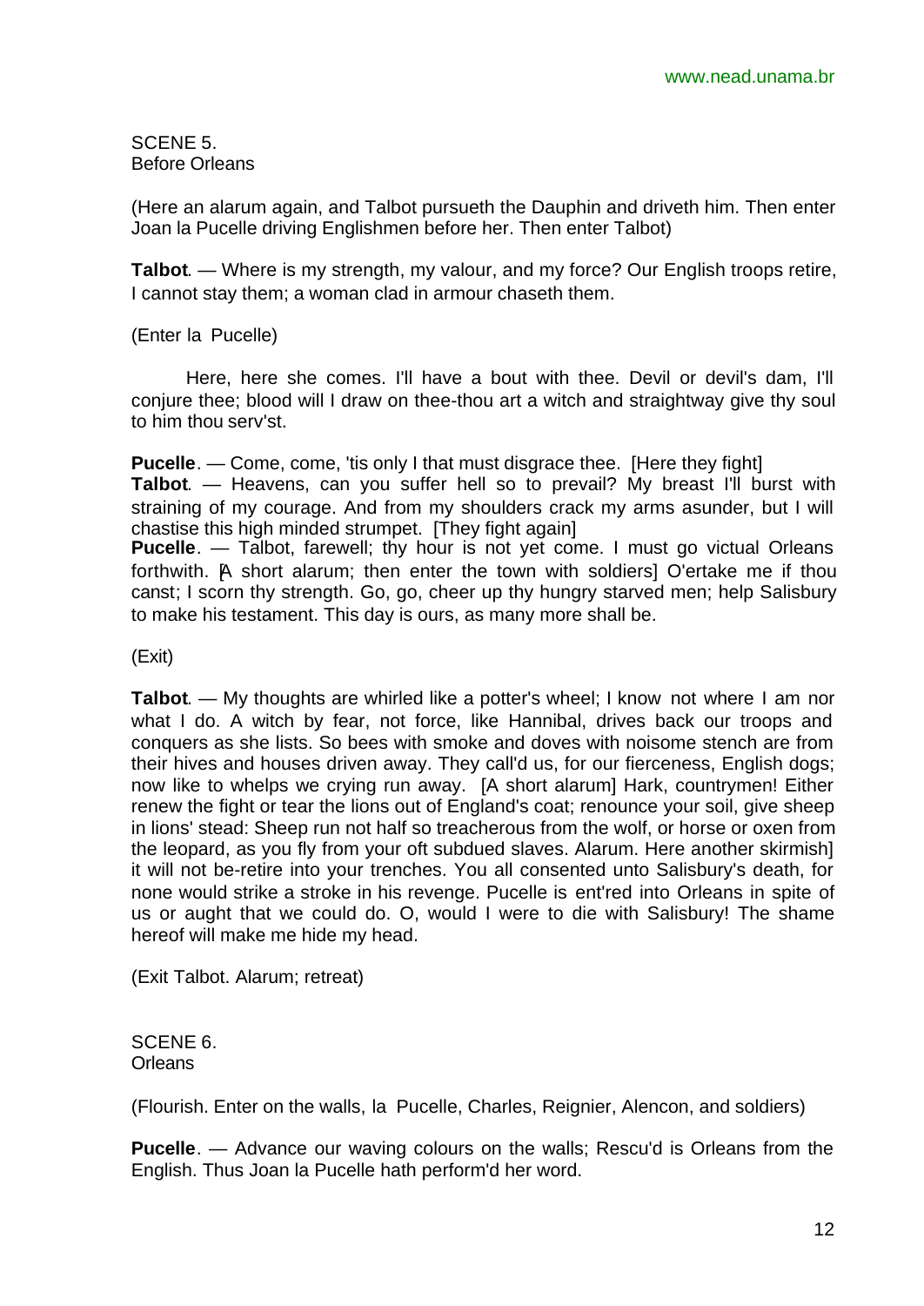SCENE 5.
Before Orleans

(Here an alarum again, and Talbot pursueth the Dauphin and driveth him. Then enter Joan la Pucelle driving Englishmen before her. Then enter Talbot)

**Talbot**. — Where is my strength, my valour, and my force? Our English troops retire, I cannot stay them; a woman clad in armour chaseth them.

(Enter la Pucelle)

Here, here she comes. I'll have a bout with thee. Devil or devil's dam, I'll conjure thee; blood will I draw on thee-thou art a witch and straightway give thy soul to him thou serv'st.

**Pucelle**. — Come, come, 'tis only I that must disgrace thee. [Here they fight]
**Talbot**. — Heavens, can you suffer hell so to prevail? My breast I'll burst with straining of my courage. And from my shoulders crack my arms asunder, but I will chastise this high minded strumpet. [They fight again]
**Pucelle**. — Talbot, farewell; thy hour is not yet come. I must go victual Orleans forthwith. [A short alarum; then enter the town with soldiers] O'ertake me if thou canst; I scorn thy strength. Go, go, cheer up thy hungry starved men; help Salisbury to make his testament. This day is ours, as many more shall be.

(Exit)

**Talbot**. — My thoughts are whirled like a potter's wheel; I know not where I am nor what I do. A witch by fear, not force, like Hannibal, drives back our troops and conquers as she lists. So bees with smoke and doves with noisome stench are from their hives and houses driven away. They call'd us, for our fierceness, English dogs; now like to whelps we crying run away. [A short alarum] Hark, countrymen! Either renew the fight or tear the lions out of England's coat; renounce your soil, give sheep in lions' stead: Sheep run not half so treacherous from the wolf, or horse or oxen from the leopard, as you fly from your oft subdued slaves. Alarum. Here another skirmish] it will not be-retire into your trenches. You all consented unto Salisbury's death, for none would strike a stroke in his revenge. Pucelle is ent'red into Orleans in spite of us or aught that we could do. O, would I were to die with Salisbury! The shame hereof will make me hide my head.

(Exit Talbot. Alarum; retreat)

SCENE 6.
Orleans

(Flourish. Enter on the walls, la Pucelle, Charles, Reignier, Alencon, and soldiers)

**Pucelle**. — Advance our waving colours on the walls; Rescu'd is Orleans from the English. Thus Joan la Pucelle hath perform'd her word.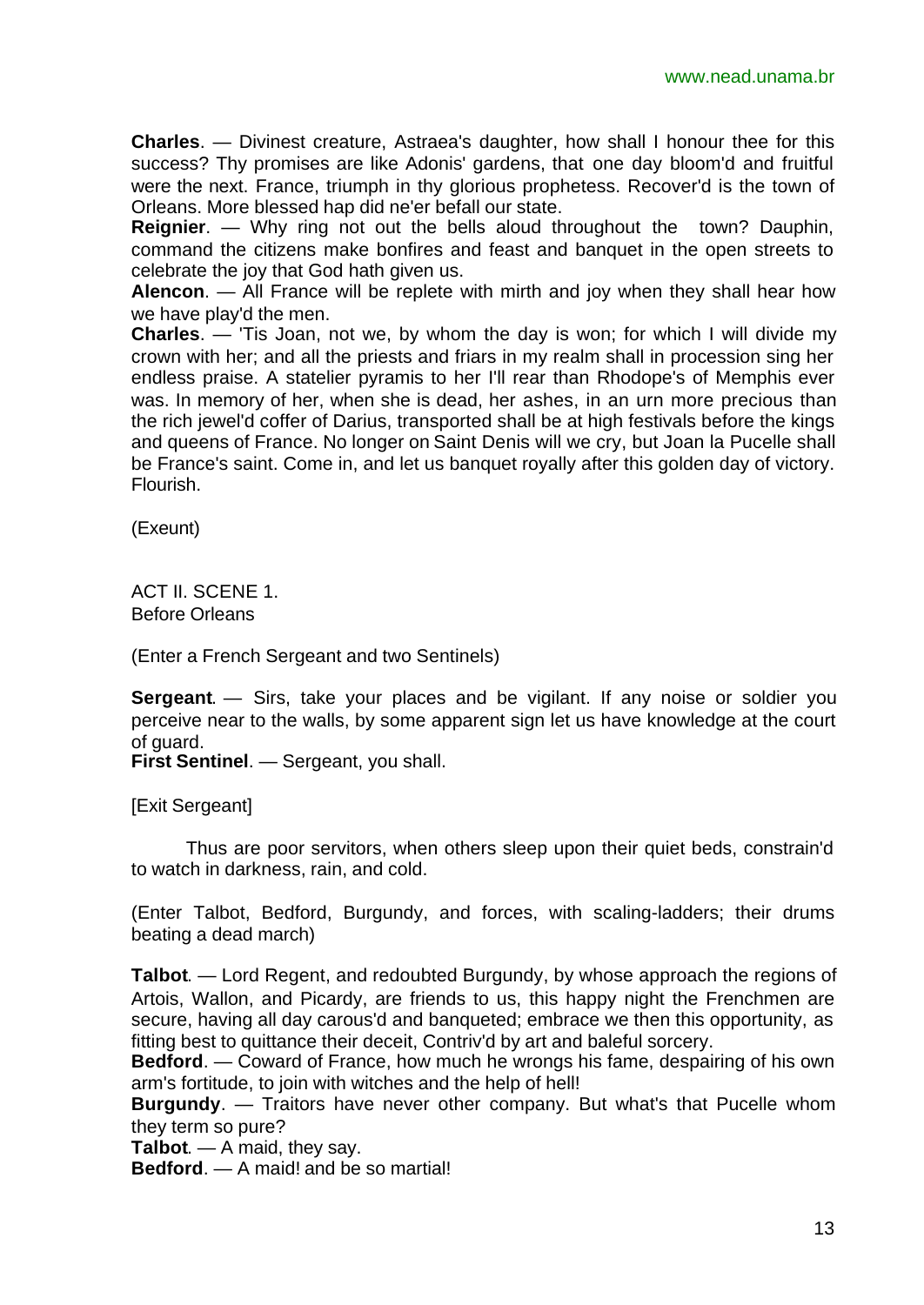**Charles**. — Divinest creature, Astraea's daughter, how shall I honour thee for this success? Thy promises are like Adonis' gardens, that one day bloom'd and fruitful were the next. France, triumph in thy glorious prophetess. Recover'd is the town of Orleans. More blessed hap did ne'er befall our state.
**Reignier**. — Why ring not out the bells aloud throughout the town? Dauphin, command the citizens make bonfires and feast and banquet in the open streets to celebrate the joy that God hath given us.
**Alencon**. — All France will be replete with mirth and joy when they shall hear how we have play'd the men.
**Charles**. — 'Tis Joan, not we, by whom the day is won; for which I will divide my crown with her; and all the priests and friars in my realm shall in procession sing her endless praise. A statelier pyramis to her I'll rear than Rhodope's of Memphis ever was. In memory of her, when she is dead, her ashes, in an urn more precious than the rich jewel'd coffer of Darius, transported shall be at high festivals before the kings and queens of France. No longer on Saint Denis will we cry, but Joan la Pucelle shall be France's saint. Come in, and let us banquet royally after this golden day of victory. Flourish.

(Exeunt)

ACT II. SCENE 1.
Before Orleans

(Enter a French Sergeant and two Sentinels)

**Sergeant**. — Sirs, take your places and be vigilant. If any noise or soldier you perceive near to the walls, by some apparent sign let us have knowledge at the court of guard.
**First Sentinel**. — Sergeant, you shall.

[Exit Sergeant]

Thus are poor servitors, when others sleep upon their quiet beds, constrain'd to watch in darkness, rain, and cold.

(Enter Talbot, Bedford, Burgundy, and forces, with scaling-ladders; their drums beating a dead march)

**Talbot**. — Lord Regent, and redoubted Burgundy, by whose approach the regions of Artois, Wallon, and Picardy, are friends to us, this happy night the Frenchmen are secure, having all day carous'd and banqueted; embrace we then this opportunity, as fitting best to quittance their deceit, Contriv'd by art and baleful sorcery.
**Bedford**. — Coward of France, how much he wrongs his fame, despairing of his own arm's fortitude, to join with witches and the help of hell!
**Burgundy**. — Traitors have never other company. But what's that Pucelle whom they term so pure?
**Talbot**. — A maid, they say.
**Bedford**. — A maid! and be so martial!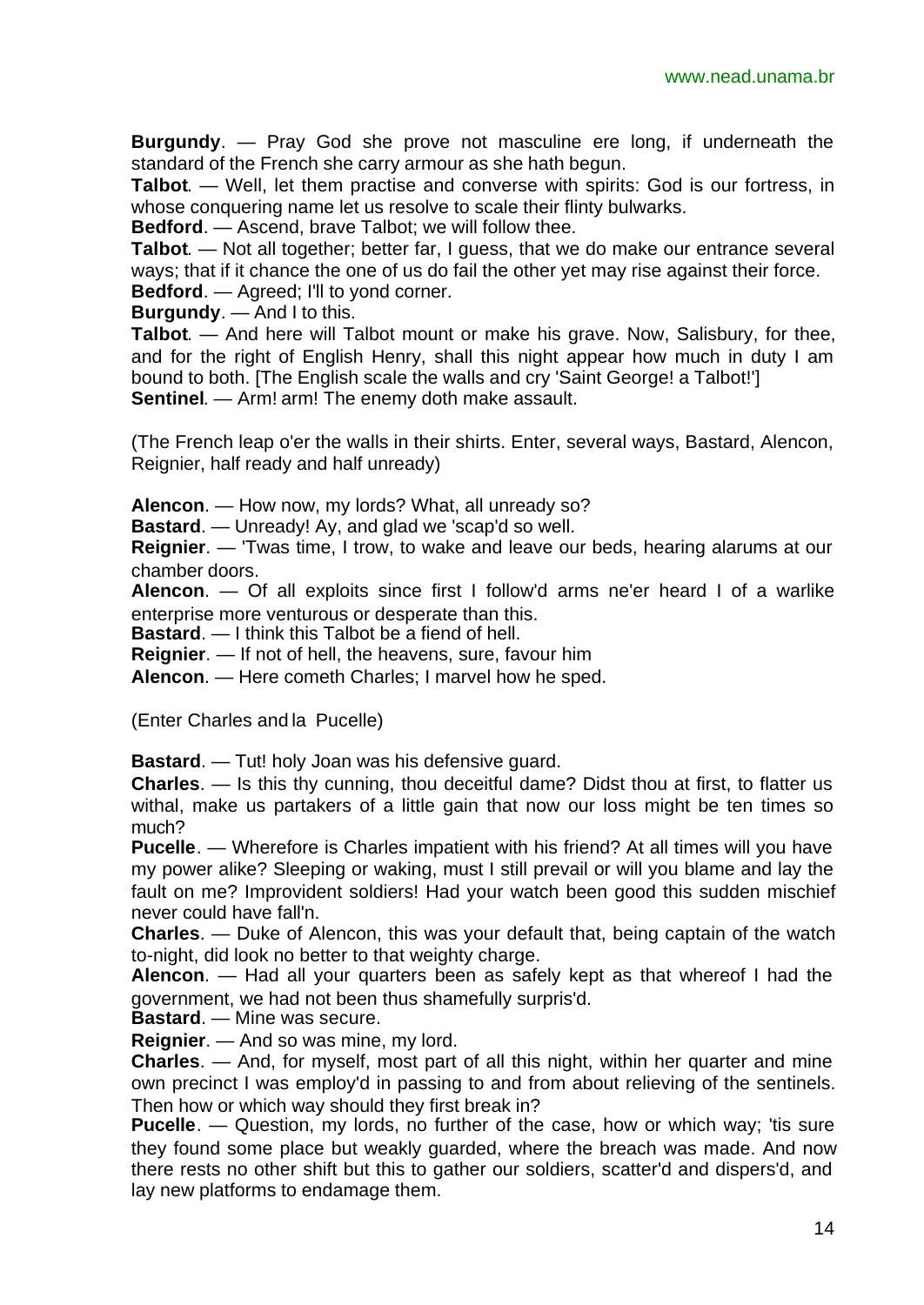**Burgundy**. — Pray God she prove not masculine ere long, if underneath the standard of the French she carry armour as she hath begun.

**Talbot**. — Well, let them practise and converse with spirits: God is our fortress, in whose conquering name let us resolve to scale their flinty bulwarks.

**Bedford**. — Ascend, brave Talbot; we will follow thee.

**Talbot**. — Not all together; better far, I guess, that we do make our entrance several ways; that if it chance the one of us do fail the other yet may rise against their force.

**Bedford**. — Agreed; I'll to yond corner.

**Burgundy**. — And I to this.

**Talbot**. — And here will Talbot mount or make his grave. Now, Salisbury, for thee, and for the right of English Henry, shall this night appear how much in duty I am bound to both. [The English scale the walls and cry 'Saint George! a Talbot!']

**Sentinel**. — Arm! arm! The enemy doth make assault.

(The French leap o'er the walls in their shirts. Enter, several ways, Bastard, Alencon, Reignier, half ready and half unready)

**Alencon**. — How now, my lords? What, all unready so?

**Bastard**. — Unready! Ay, and glad we 'scap'd so well.

**Reignier**. — 'Twas time, I trow, to wake and leave our beds, hearing alarums at our chamber doors.

**Alencon**. — Of all exploits since first I follow'd arms ne'er heard I of a warlike enterprise more venturous or desperate than this.

**Bastard**. — I think this Talbot be a fiend of hell.

**Reignier**. — If not of hell, the heavens, sure, favour him

**Alencon**. — Here cometh Charles; I marvel how he sped.

(Enter Charles and la Pucelle)

**Bastard**. — Tut! holy Joan was his defensive guard.

**Charles**. — Is this thy cunning, thou deceitful dame? Didst thou at first, to flatter us withal, make us partakers of a little gain that now our loss might be ten times so much?

**Pucelle**. — Wherefore is Charles impatient with his friend? At all times will you have my power alike? Sleeping or waking, must I still prevail or will you blame and lay the fault on me? Improvident soldiers! Had your watch been good this sudden mischief never could have fall'n.

**Charles**. — Duke of Alencon, this was your default that, being captain of the watch to-night, did look no better to that weighty charge.

**Alencon**. — Had all your quarters been as safely kept as that whereof I had the government, we had not been thus shamefully surpris'd.

**Bastard**. — Mine was secure.

**Reignier**. — And so was mine, my lord.

**Charles**. — And, for myself, most part of all this night, within her quarter and mine own precinct I was employ'd in passing to and from about relieving of the sentinels. Then how or which way should they first break in?

**Pucelle**. — Question, my lords, no further of the case, how or which way; 'tis sure they found some place but weakly guarded, where the breach was made. And now there rests no other shift but this to gather our soldiers, scatter'd and dispers'd, and lay new platforms to endamage them.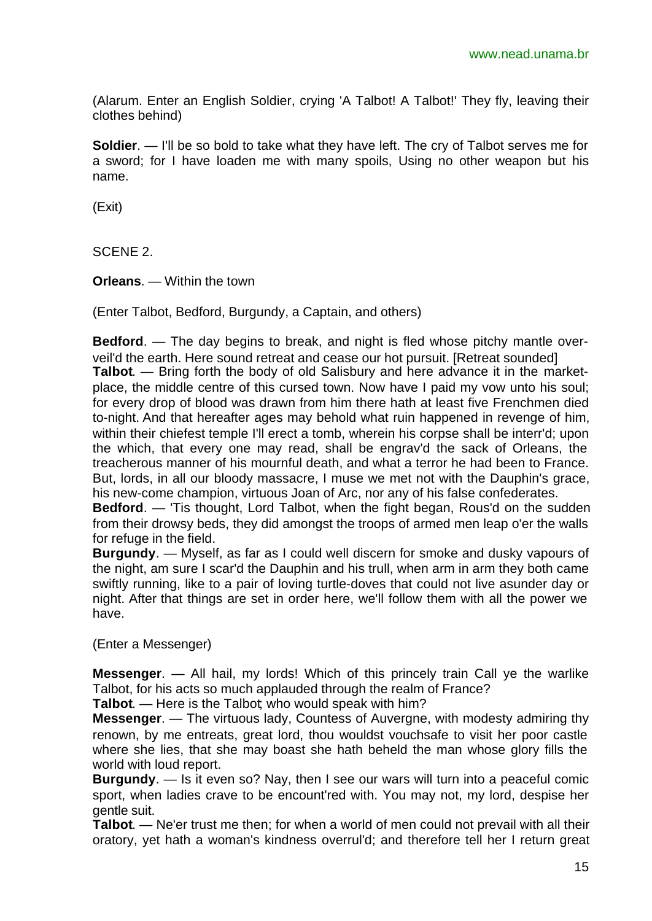(Alarum. Enter an English Soldier, crying 'A Talbot! A Talbot!' They fly, leaving their clothes behind)

**Soldier**. — I'll be so bold to take what they have left. The cry of Talbot serves me for a sword; for I have loaden me with many spoils, Using no other weapon but his name.

(Exit)

SCENE 2.

**Orleans**. — Within the town

(Enter Talbot, Bedford, Burgundy, a Captain, and others)

**Bedford**. — The day begins to break, and night is fled whose pitchy mantle over-veil'd the earth. Here sound retreat and cease our hot pursuit. [Retreat sounded]

**Talbot**. — Bring forth the body of old Salisbury and here advance it in the market-place, the middle centre of this cursed town. Now have I paid my vow unto his soul; for every drop of blood was drawn from him there hath at least five Frenchmen died to-night. And that hereafter ages may behold what ruin happened in revenge of him, within their chiefest temple I'll erect a tomb, wherein his corpse shall be interr'd; upon the which, that every one may read, shall be engrav'd the sack of Orleans, the treacherous manner of his mournful death, and what a terror he had been to France. But, lords, in all our bloody massacre, I muse we met not with the Dauphin's grace, his new-come champion, virtuous Joan of Arc, nor any of his false confederates.

**Bedford**. — 'Tis thought, Lord Talbot, when the fight began, Rous'd on the sudden from their drowsy beds, they did amongst the troops of armed men leap o'er the walls for refuge in the field.

**Burgundy**. — Myself, as far as I could well discern for smoke and dusky vapours of the night, am sure I scar'd the Dauphin and his trull, when arm in arm they both came swiftly running, like to a pair of loving turtle-doves that could not live asunder day or night. After that things are set in order here, we'll follow them with all the power we have.

(Enter a Messenger)

**Messenger**. — All hail, my lords! Which of this princely train Call ye the warlike Talbot, for his acts so much applauded through the realm of France?

**Talbot**. — Here is the Talbot; who would speak with him?

**Messenger**. — The virtuous lady, Countess of Auvergne, with modesty admiring thy renown, by me entreats, great lord, thou wouldst vouchsafe to visit her poor castle where she lies, that she may boast she hath beheld the man whose glory fills the world with loud report.

**Burgundy**. — Is it even so? Nay, then I see our wars will turn into a peaceful comic sport, when ladies crave to be encount'red with. You may not, my lord, despise her gentle suit.

**Talbot**. — Ne'er trust me then; for when a world of men could not prevail with all their oratory, yet hath a woman's kindness overrul'd; and therefore tell her I return great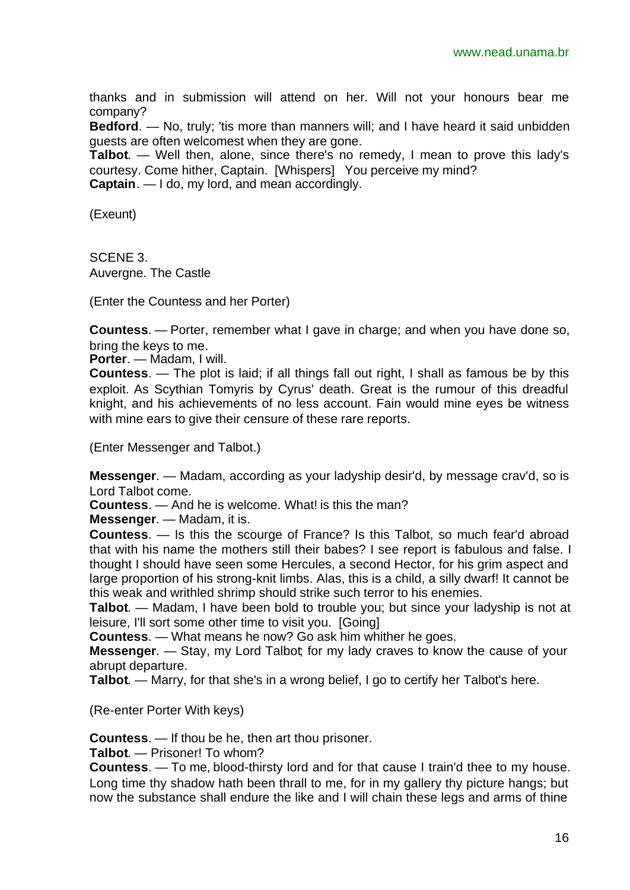thanks and in submission will attend on her. Will not your honours bear me company?

**Bedford**. — No, truly; 'tis more than manners will; and I have heard it said unbidden guests are often welcomest when they are gone.

**Talbot**. — Well then, alone, since there's no remedy, I mean to prove this lady's courtesy. Come hither, Captain. [Whispers] You perceive my mind?

**Captain**. — I do, my lord, and mean accordingly.

(Exeunt)

SCENE 3.
Auvergne. The Castle

(Enter the Countess and her Porter)

**Countess**. — Porter, remember what I gave in charge; and when you have done so, bring the keys to me.

**Porter**. — Madam, I will.

**Countess**. — The plot is laid; if all things fall out right, I shall as famous be by this exploit. As Scythian Tomyris by Cyrus' death. Great is the rumour of this dreadful knight, and his achievements of no less account. Fain would mine eyes be witness with mine ears to give their censure of these rare reports.

(Enter Messenger and Talbot.)

**Messenger**. — Madam, according as your ladyship desir'd, by message crav'd, so is Lord Talbot come.

**Countess**. — And he is welcome. What! is this the man?

**Messenger**. — Madam, it is.

**Countess**. — Is this the scourge of France? Is this Talbot, so much fear'd abroad that with his name the mothers still their babes? I see report is fabulous and false. I thought I should have seen some Hercules, a second Hector, for his grim aspect and large proportion of his strong-knit limbs. Alas, this is a child, a silly dwarf! It cannot be this weak and writhled shrimp should strike such terror to his enemies.

**Talbot**. — Madam, I have been bold to trouble you; but since your ladyship is not at leisure, I'll sort some other time to visit you. [Going]

**Countess**. — What means he now? Go ask him whither he goes.

**Messenger**. — Stay, my Lord Talbot; for my lady craves to know the cause of your abrupt departure.

**Talbot**. — Marry, for that she's in a wrong belief, I go to certify her Talbot's here.

(Re-enter Porter With keys)

**Countess**. — If thou be he, then art thou prisoner.

**Talbot**. — Prisoner! To whom?

**Countess**. — To me, blood-thirsty lord and for that cause I train'd thee to my house. Long time thy shadow hath been thrall to me, for in my gallery thy picture hangs; but now the substance shall endure the like and I will chain these legs and arms of thine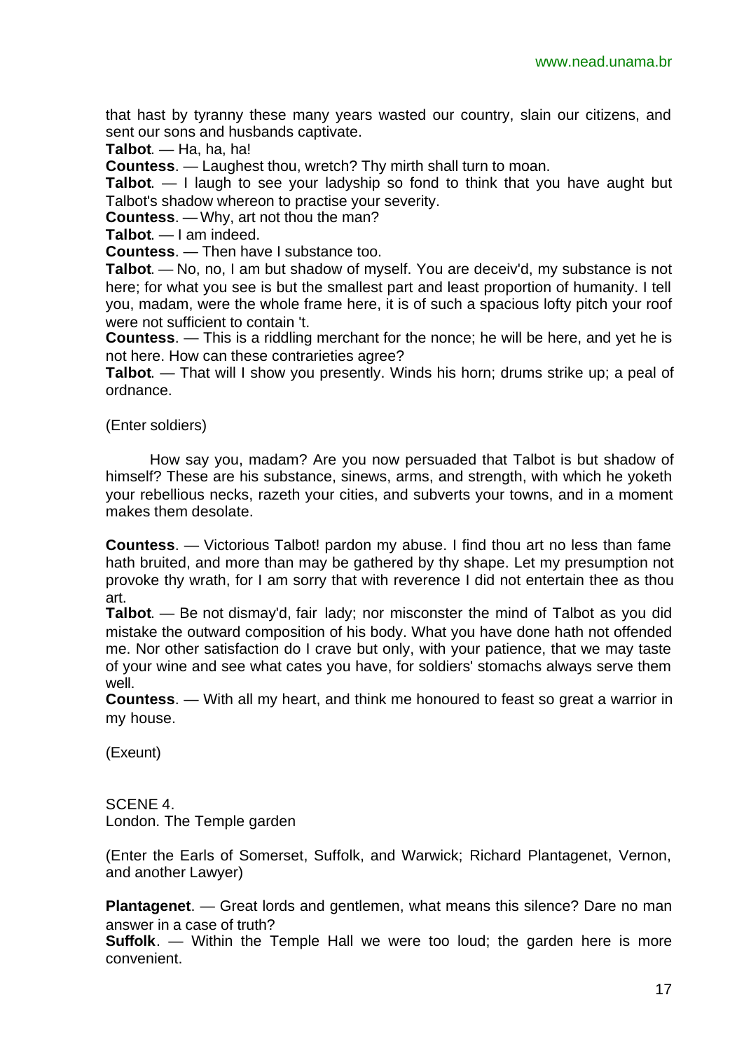that hast by tyranny these many years wasted our country, slain our citizens, and sent our sons and husbands captivate.

**Talbot**. — Ha, ha, ha!

**Countess**. — Laughest thou, wretch? Thy mirth shall turn to moan.

**Talbot**. — I laugh to see your ladyship so fond to think that you have aught but Talbot's shadow whereon to practise your severity.

**Countess**. — Why, art not thou the man?

**Talbot**. — I am indeed.

**Countess**. — Then have I substance too.

**Talbot**. — No, no, I am but shadow of myself. You are deceiv'd, my substance is not here; for what you see is but the smallest part and least proportion of humanity. I tell you, madam, were the whole frame here, it is of such a spacious lofty pitch your roof were not sufficient to contain 't.

**Countess**. — This is a riddling merchant for the nonce; he will be here, and yet he is not here. How can these contrarieties agree?

**Talbot**. — That will I show you presently. Winds his horn; drums strike up; a peal of ordnance.

(Enter soldiers)

How say you, madam? Are you now persuaded that Talbot is but shadow of himself? These are his substance, sinews, arms, and strength, with which he yoketh your rebellious necks, razeth your cities, and subverts your towns, and in a moment makes them desolate.

**Countess**. — Victorious Talbot! pardon my abuse. I find thou art no less than fame hath bruited, and more than may be gathered by thy shape. Let my presumption not provoke thy wrath, for I am sorry that with reverence I did not entertain thee as thou art.

**Talbot**. — Be not dismay'd, fair lady; nor misconster the mind of Talbot as you did mistake the outward composition of his body. What you have done hath not offended me. Nor other satisfaction do I crave but only, with your patience, that we may taste of your wine and see what cates you have, for soldiers' stomachs always serve them well.

**Countess**. — With all my heart, and think me honoured to feast so great a warrior in my house.

(Exeunt)

SCENE 4.
London. The Temple garden

(Enter the Earls of Somerset, Suffolk, and Warwick; Richard Plantagenet, Vernon, and another Lawyer)

**Plantagenet**. — Great lords and gentlemen, what means this silence? Dare no man answer in a case of truth?

**Suffolk**. — Within the Temple Hall we were too loud; the garden here is more convenient.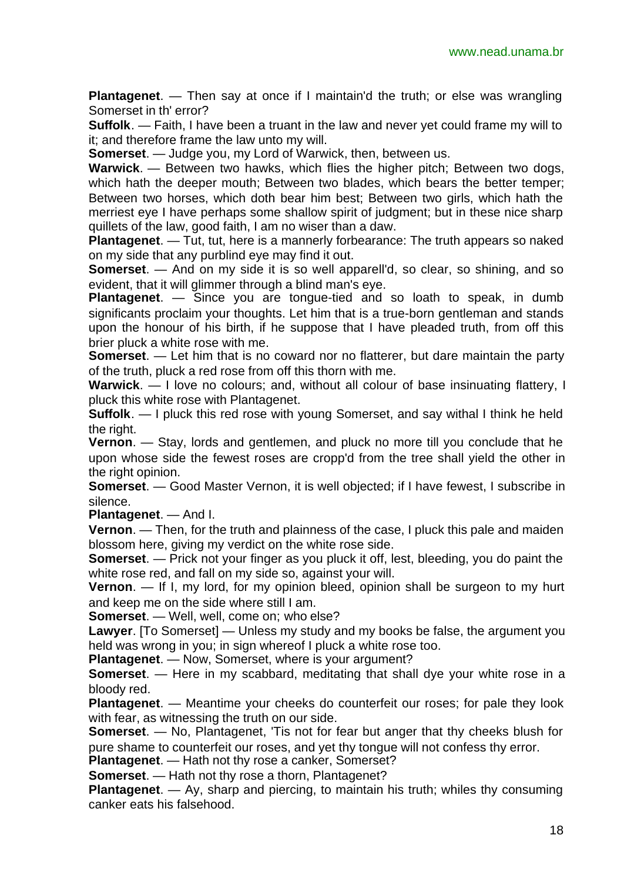**Plantagenet**. — Then say at once if I maintain'd the truth; or else was wrangling Somerset in th' error?

**Suffolk**. — Faith, I have been a truant in the law and never yet could frame my will to it; and therefore frame the law unto my will.

**Somerset**. — Judge you, my Lord of Warwick, then, between us.

**Warwick**. — Between two hawks, which flies the higher pitch; Between two dogs, which hath the deeper mouth; Between two blades, which bears the better temper; Between two horses, which doth bear him best; Between two girls, which hath the merriest eye I have perhaps some shallow spirit of judgment; but in these nice sharp quillets of the law, good faith, I am no wiser than a daw.

**Plantagenet**. — Tut, tut, here is a mannerly forbearance: The truth appears so naked on my side that any purblind eye may find it out.

**Somerset**. — And on my side it is so well apparell'd, so clear, so shining, and so evident, that it will glimmer through a blind man's eye.

**Plantagenet**. — Since you are tongue-tied and so loath to speak, in dumb significants proclaim your thoughts. Let him that is a true-born gentleman and stands upon the honour of his birth, if he suppose that I have pleaded truth, from off this brier pluck a white rose with me.

**Somerset**. — Let him that is no coward nor no flatterer, but dare maintain the party of the truth, pluck a red rose from off this thorn with me.

**Warwick**. — I love no colours; and, without all colour of base insinuating flattery, I pluck this white rose with Plantagenet.

**Suffolk**. — I pluck this red rose with young Somerset, and say withal I think he held the right.

**Vernon**. — Stay, lords and gentlemen, and pluck no more till you conclude that he upon whose side the fewest roses are cropp'd from the tree shall yield the other in the right opinion.

**Somerset**. — Good Master Vernon, it is well objected; if I have fewest, I subscribe in silence.

**Plantagenet**. — And I.

**Vernon**. — Then, for the truth and plainness of the case, I pluck this pale and maiden blossom here, giving my verdict on the white rose side.

**Somerset**. — Prick not your finger as you pluck it off, lest, bleeding, you do paint the white rose red, and fall on my side so, against your will.

**Vernon**. — If I, my lord, for my opinion bleed, opinion shall be surgeon to my hurt and keep me on the side where still I am.

**Somerset**. — Well, well, come on; who else?

**Lawyer**. [To Somerset] — Unless my study and my books be false, the argument you held was wrong in you; in sign whereof I pluck a white rose too.

**Plantagenet**. — Now, Somerset, where is your argument?

**Somerset**. — Here in my scabbard, meditating that shall dye your white rose in a bloody red.

**Plantagenet**. — Meantime your cheeks do counterfeit our roses; for pale they look with fear, as witnessing the truth on our side.

**Somerset**. — No, Plantagenet, 'Tis not for fear but anger that thy cheeks blush for pure shame to counterfeit our roses, and yet thy tongue will not confess thy error.

**Plantagenet**. — Hath not thy rose a canker, Somerset?

**Somerset**. — Hath not thy rose a thorn, Plantagenet?

**Plantagenet**. — Ay, sharp and piercing, to maintain his truth; whiles thy consuming canker eats his falsehood.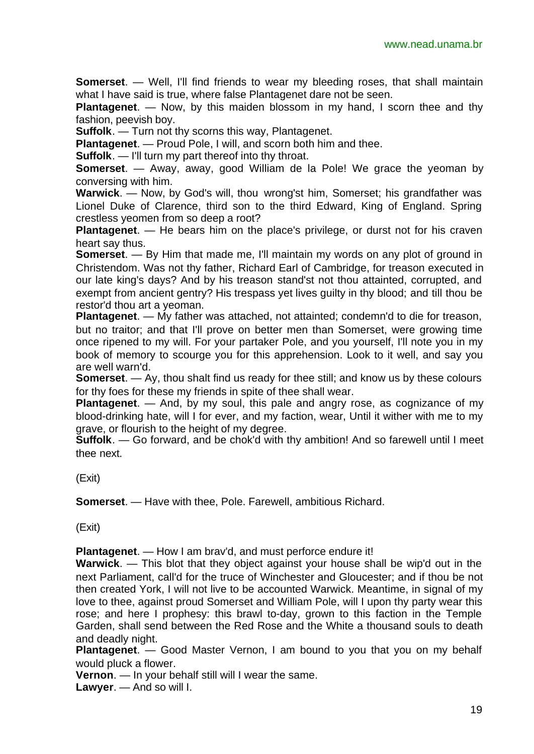**Somerset**. — Well, I'll find friends to wear my bleeding roses, that shall maintain what I have said is true, where false Plantagenet dare not be seen.

**Plantagenet**. — Now, by this maiden blossom in my hand, I scorn thee and thy fashion, peevish boy.

**Suffolk**. — Turn not thy scorns this way, Plantagenet.

**Plantagenet**. — Proud Pole, I will, and scorn both him and thee.

**Suffolk**. — I'll turn my part thereof into thy throat.

**Somerset**. — Away, away, good William de la Pole! We grace the yeoman by conversing with him.

**Warwick**. — Now, by God's will, thou wrong'st him, Somerset; his grandfather was Lionel Duke of Clarence, third son to the third Edward, King of England. Spring crestless yeomen from so deep a root?

**Plantagenet**. — He bears him on the place's privilege, or durst not for his craven heart say thus.

**Somerset**. — By Him that made me, I'll maintain my words on any plot of ground in Christendom. Was not thy father, Richard Earl of Cambridge, for treason executed in our late king's days? And by his treason stand'st not thou attainted, corrupted, and exempt from ancient gentry? His trespass yet lives guilty in thy blood; and till thou be restor'd thou art a yeoman.

**Plantagenet**. — My father was attached, not attainted; condemn'd to die for treason, but no traitor; and that I'll prove on better men than Somerset, were growing time once ripened to my will. For your partaker Pole, and you yourself, I'll note you in my book of memory to scourge you for this apprehension. Look to it well, and say you are well warn'd.

**Somerset**. — Ay, thou shalt find us ready for thee still; and know us by these colours for thy foes for these my friends in spite of thee shall wear.

**Plantagenet**. — And, by my soul, this pale and angry rose, as cognizance of my blood-drinking hate, will I for ever, and my faction, wear, Until it wither with me to my grave, or flourish to the height of my degree.

**Suffolk**. — Go forward, and be chok'd with thy ambition! And so farewell until I meet thee next.

(Exit)

**Somerset**. — Have with thee, Pole. Farewell, ambitious Richard.

(Exit)

**Plantagenet**. — How I am brav'd, and must perforce endure it!

**Warwick**. — This blot that they object against your house shall be wip'd out in the next Parliament, call'd for the truce of Winchester and Gloucester; and if thou be not then created York, I will not live to be accounted Warwick. Meantime, in signal of my love to thee, against proud Somerset and William Pole, will I upon thy party wear this rose; and here I prophesy: this brawl to-day, grown to this faction in the Temple Garden, shall send between the Red Rose and the White a thousand souls to death and deadly night.

**Plantagenet**. — Good Master Vernon, I am bound to you that you on my behalf would pluck a flower.

**Vernon**. — In your behalf still will I wear the same.

**Lawyer**. — And so will I.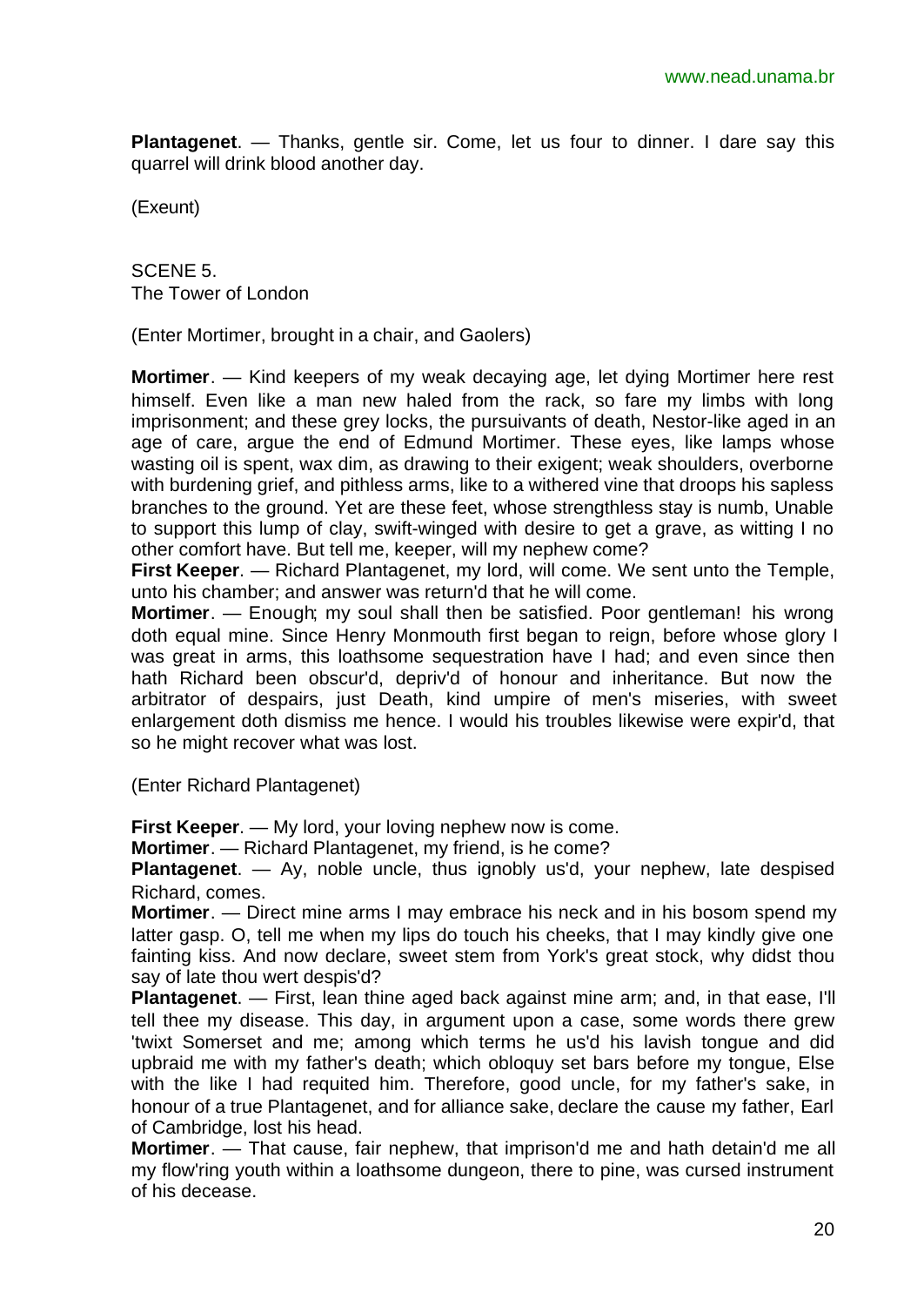**Plantagenet**. — Thanks, gentle sir. Come, let us four to dinner. I dare say this quarrel will drink blood another day.

(Exeunt)

SCENE 5.
The Tower of London

(Enter Mortimer, brought in a chair, and Gaolers)

**Mortimer**. — Kind keepers of my weak decaying age, let dying Mortimer here rest himself. Even like a man new haled from the rack, so fare my limbs with long imprisonment; and these grey locks, the pursuivants of death, Nestor-like aged in an age of care, argue the end of Edmund Mortimer. These eyes, like lamps whose wasting oil is spent, wax dim, as drawing to their exigent; weak shoulders, overborne with burdening grief, and pithless arms, like to a withered vine that droops his sapless branches to the ground. Yet are these feet, whose strengthless stay is numb, Unable to support this lump of clay, swift-winged with desire to get a grave, as witting I no other comfort have. But tell me, keeper, will my nephew come?

**First Keeper**. — Richard Plantagenet, my lord, will come. We sent unto the Temple, unto his chamber; and answer was return'd that he will come.

**Mortimer**. — Enough; my soul shall then be satisfied. Poor gentleman! his wrong doth equal mine. Since Henry Monmouth first began to reign, before whose glory I was great in arms, this loathsome sequestration have I had; and even since then hath Richard been obscur'd, depriv'd of honour and inheritance. But now the arbitrator of despairs, just Death, kind umpire of men's miseries, with sweet enlargement doth dismiss me hence. I would his troubles likewise were expir'd, that so he might recover what was lost.

(Enter Richard Plantagenet)

**First Keeper**. — My lord, your loving nephew now is come.

**Mortimer**. — Richard Plantagenet, my friend, is he come?

**Plantagenet**. — Ay, noble uncle, thus ignobly us'd, your nephew, late despised Richard, comes.

**Mortimer**. — Direct mine arms I may embrace his neck and in his bosom spend my latter gasp. O, tell me when my lips do touch his cheeks, that I may kindly give one fainting kiss. And now declare, sweet stem from York's great stock, why didst thou say of late thou wert despis'd?

**Plantagenet**. — First, lean thine aged back against mine arm; and, in that ease, I'll tell thee my disease. This day, in argument upon a case, some words there grew 'twixt Somerset and me; among which terms he us'd his lavish tongue and did upbraid me with my father's death; which obloquy set bars before my tongue, Else with the like I had requited him. Therefore, good uncle, for my father's sake, in honour of a true Plantagenet, and for alliance sake, declare the cause my father, Earl of Cambridge, lost his head.

**Mortimer**. — That cause, fair nephew, that imprison'd me and hath detain'd me all my flow'ring youth within a loathsome dungeon, there to pine, was cursed instrument of his decease.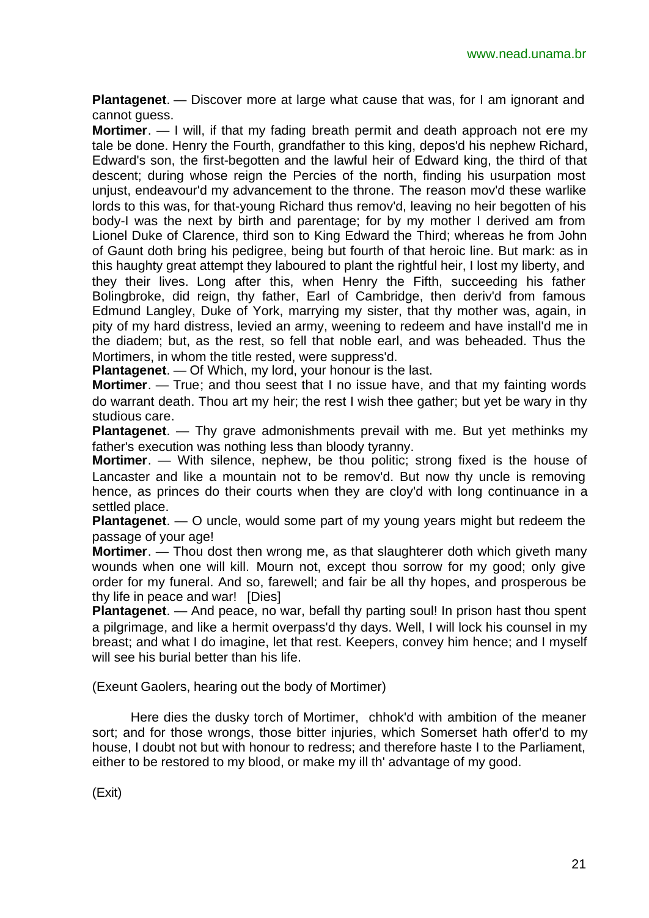**Plantagenet**. — Discover more at large what cause that was, for I am ignorant and cannot guess.

**Mortimer**. — I will, if that my fading breath permit and death approach not ere my tale be done. Henry the Fourth, grandfather to this king, depos'd his nephew Richard, Edward's son, the first-begotten and the lawful heir of Edward king, the third of that descent; during whose reign the Percies of the north, finding his usurpation most unjust, endeavour'd my advancement to the throne. The reason mov'd these warlike lords to this was, for that-young Richard thus remov'd, leaving no heir begotten of his body-I was the next by birth and parentage; for by my mother I derived am from Lionel Duke of Clarence, third son to King Edward the Third; whereas he from John of Gaunt doth bring his pedigree, being but fourth of that heroic line. But mark: as in this haughty great attempt they laboured to plant the rightful heir, I lost my liberty, and they their lives. Long after this, when Henry the Fifth, succeeding his father Bolingbroke, did reign, thy father, Earl of Cambridge, then deriv'd from famous Edmund Langley, Duke of York, marrying my sister, that thy mother was, again, in pity of my hard distress, levied an army, weening to redeem and have install'd me in the diadem; but, as the rest, so fell that noble earl, and was beheaded. Thus the Mortimers, in whom the title rested, were suppress'd.

**Plantagenet**. — Of Which, my lord, your honour is the last.

**Mortimer**. — True; and thou seest that I no issue have, and that my fainting words do warrant death. Thou art my heir; the rest I wish thee gather; but yet be wary in thy studious care.

**Plantagenet**. — Thy grave admonishments prevail with me. But yet methinks my father's execution was nothing less than bloody tyranny.

**Mortimer**. — With silence, nephew, be thou politic; strong fixed is the house of Lancaster and like a mountain not to be remov'd. But now thy uncle is removing hence, as princes do their courts when they are cloy'd with long continuance in a settled place.

**Plantagenet**. — O uncle, would some part of my young years might but redeem the passage of your age!

**Mortimer**. — Thou dost then wrong me, as that slaughterer doth which giveth many wounds when one will kill. Mourn not, except thou sorrow for my good; only give order for my funeral. And so, farewell; and fair be all thy hopes, and prosperous be thy life in peace and war! [Dies]

**Plantagenet**. — And peace, no war, befall thy parting soul! In prison hast thou spent a pilgrimage, and like a hermit overpass'd thy days. Well, I will lock his counsel in my breast; and what I do imagine, let that rest. Keepers, convey him hence; and I myself will see his burial better than his life.

(Exeunt Gaolers, hearing out the body of Mortimer)

Here dies the dusky torch of Mortimer, chhok'd with ambition of the meaner sort; and for those wrongs, those bitter injuries, which Somerset hath offer'd to my house, I doubt not but with honour to redress; and therefore haste I to the Parliament, either to be restored to my blood, or make my ill th' advantage of my good.

(Exit)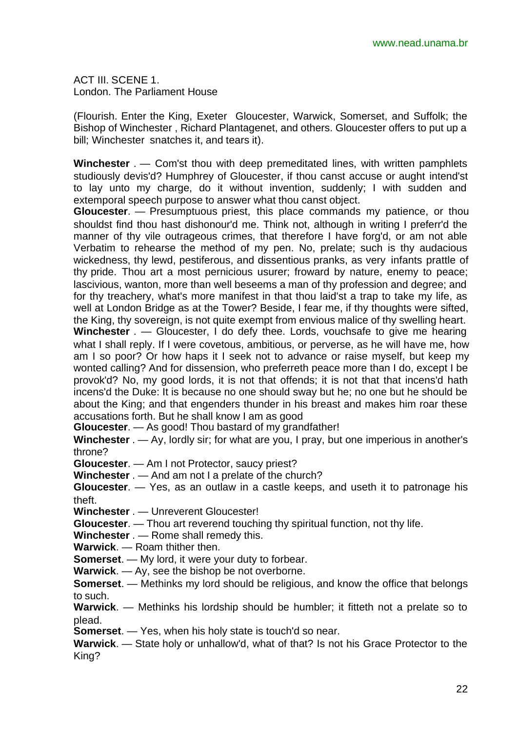ACT III. SCENE 1.
London. The Parliament House

(Flourish. Enter the King, Exeter Gloucester, Warwick, Somerset, and Suffolk; the Bishop of Winchester , Richard Plantagenet, and others. Gloucester offers to put up a bill; Winchester snatches it, and tears it).

**Winchester** . — Com'st thou with deep premeditated lines, with written pamphlets studiously devis'd? Humphrey of Gloucester, if thou canst accuse or aught intend'st to lay unto my charge, do it without invention, suddenly; I with sudden and extemporal speech purpose to answer what thou canst object.

**Gloucester**. — Presumptuous priest, this place commands my patience, or thou shouldst find thou hast dishonour'd me. Think not, although in writing I preferr'd the manner of thy vile outrageous crimes, that therefore I have forg'd, or am not able Verbatim to rehearse the method of my pen. No, prelate; such is thy audacious wickedness, thy lewd, pestiferous, and dissentious pranks, as very infants prattle of thy pride. Thou art a most pernicious usurer; froward by nature, enemy to peace; lascivious, wanton, more than well beseems a man of thy profession and degree; and for thy treachery, what's more manifest in that thou laid'st a trap to take my life, as well at London Bridge as at the Tower? Beside, I fear me, if thy thoughts were sifted, the King, thy sovereign, is not quite exempt from envious malice of thy swelling heart.

**Winchester** . — Gloucester, I do defy thee. Lords, vouchsafe to give me hearing what I shall reply. If I were covetous, ambitious, or perverse, as he will have me, how am I so poor? Or how haps it I seek not to advance or raise myself, but keep my wonted calling? And for dissension, who preferreth peace more than I do, except I be provok'd? No, my good lords, it is not that offends; it is not that that incens'd hath incens'd the Duke: It is because no one should sway but he; no one but he should be about the King; and that engenders thunder in his breast and makes him roar these accusations forth. But he shall know I am as good

**Gloucester**. — As good! Thou bastard of my grandfather!

**Winchester** . — Ay, lordly sir; for what are you, I pray, but one imperious in another's throne?

**Gloucester**. — Am I not Protector, saucy priest?

**Winchester** . — And am not I a prelate of the church?

**Gloucester**. — Yes, as an outlaw in a castle keeps, and useth it to patronage his theft.

**Winchester** . — Unreverent Gloucester!

**Gloucester**. — Thou art reverend touching thy spiritual function, not thy life.

**Winchester** . — Rome shall remedy this.

**Warwick**. — Roam thither then.

**Somerset**. — My lord, it were your duty to forbear.

**Warwick**. — Ay, see the bishop be not overborne.

**Somerset**. — Methinks my lord should be religious, and know the office that belongs to such.

**Warwick**. — Methinks his lordship should be humbler; it fitteth not a prelate so to plead.

**Somerset**. — Yes, when his holy state is touch'd so near.

**Warwick**. — State holy or unhallow'd, what of that? Is not his Grace Protector to the King?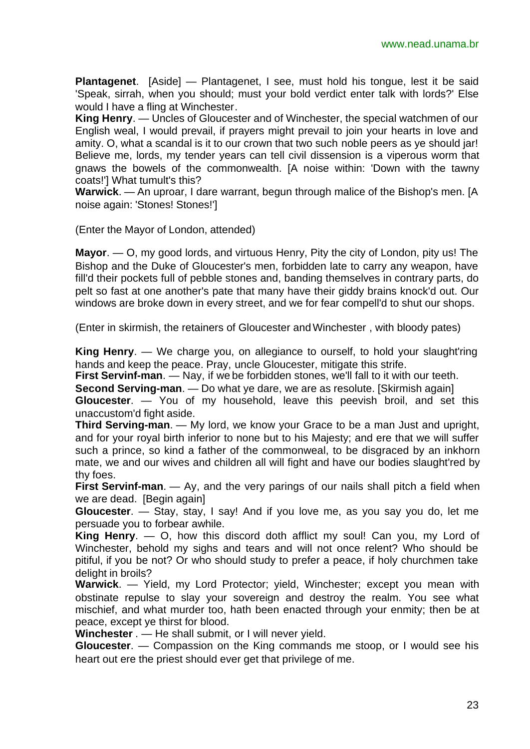**Plantagenet**. [Aside] — Plantagenet, I see, must hold his tongue, lest it be said 'Speak, sirrah, when you should; must your bold verdict enter talk with lords?' Else would I have a fling at Winchester.

**King Henry**. — Uncles of Gloucester and of Winchester, the special watchmen of our English weal, I would prevail, if prayers might prevail to join your hearts in love and amity. O, what a scandal is it to our crown that two such noble peers as ye should jar! Believe me, lords, my tender years can tell civil dissension is a viperous worm that gnaws the bowels of the commonwealth. [A noise within: 'Down with the tawny coats!'] What tumult's this?

**Warwick**. — An uproar, I dare warrant, begun through malice of the Bishop's men. [A noise again: 'Stones! Stones!']

(Enter the Mayor of London, attended)

**Mayor**. — O, my good lords, and virtuous Henry, Pity the city of London, pity us! The Bishop and the Duke of Gloucester's men, forbidden late to carry any weapon, have fill'd their pockets full of pebble stones and, banding themselves in contrary parts, do pelt so fast at one another's pate that many have their giddy brains knock'd out. Our windows are broke down in every street, and we for fear compell'd to shut our shops.

(Enter in skirmish, the retainers of Gloucester and Winchester , with bloody pates)

**King Henry**. — We charge you, on allegiance to ourself, to hold your slaught'ring hands and keep the peace. Pray, uncle Gloucester, mitigate this strife.

**First Servinf-man**. — Nay, if we be forbidden stones, we'll fall to it with our teeth.

**Second Serving-man**. — Do what ye dare, we are as resolute. [Skirmish again]

**Gloucester**. — You of my household, leave this peevish broil, and set this unaccustom'd fight aside.

**Third Serving-man**. — My lord, we know your Grace to be a man Just and upright, and for your royal birth inferior to none but to his Majesty; and ere that we will suffer such a prince, so kind a father of the commonweal, to be disgraced by an inkhorn mate, we and our wives and children all will fight and have our bodies slaught'red by thy foes.

**First Servinf-man**. — Ay, and the very parings of our nails shall pitch a field when we are dead. [Begin again]

**Gloucester**. — Stay, stay, I say! And if you love me, as you say you do, let me persuade you to forbear awhile.

**King Henry**. — O, how this discord doth afflict my soul! Can you, my Lord of Winchester, behold my sighs and tears and will not once relent? Who should be pitiful, if you be not? Or who should study to prefer a peace, if holy churchmen take delight in broils?

**Warwick**. — Yield, my Lord Protector; yield, Winchester; except you mean with obstinate repulse to slay your sovereign and destroy the realm. You see what mischief, and what murder too, hath been enacted through your enmity; then be at peace, except ye thirst for blood.

**Winchester** . — He shall submit, or I will never yield.

**Gloucester**. — Compassion on the King commands me stoop, or I would see his heart out ere the priest should ever get that privilege of me.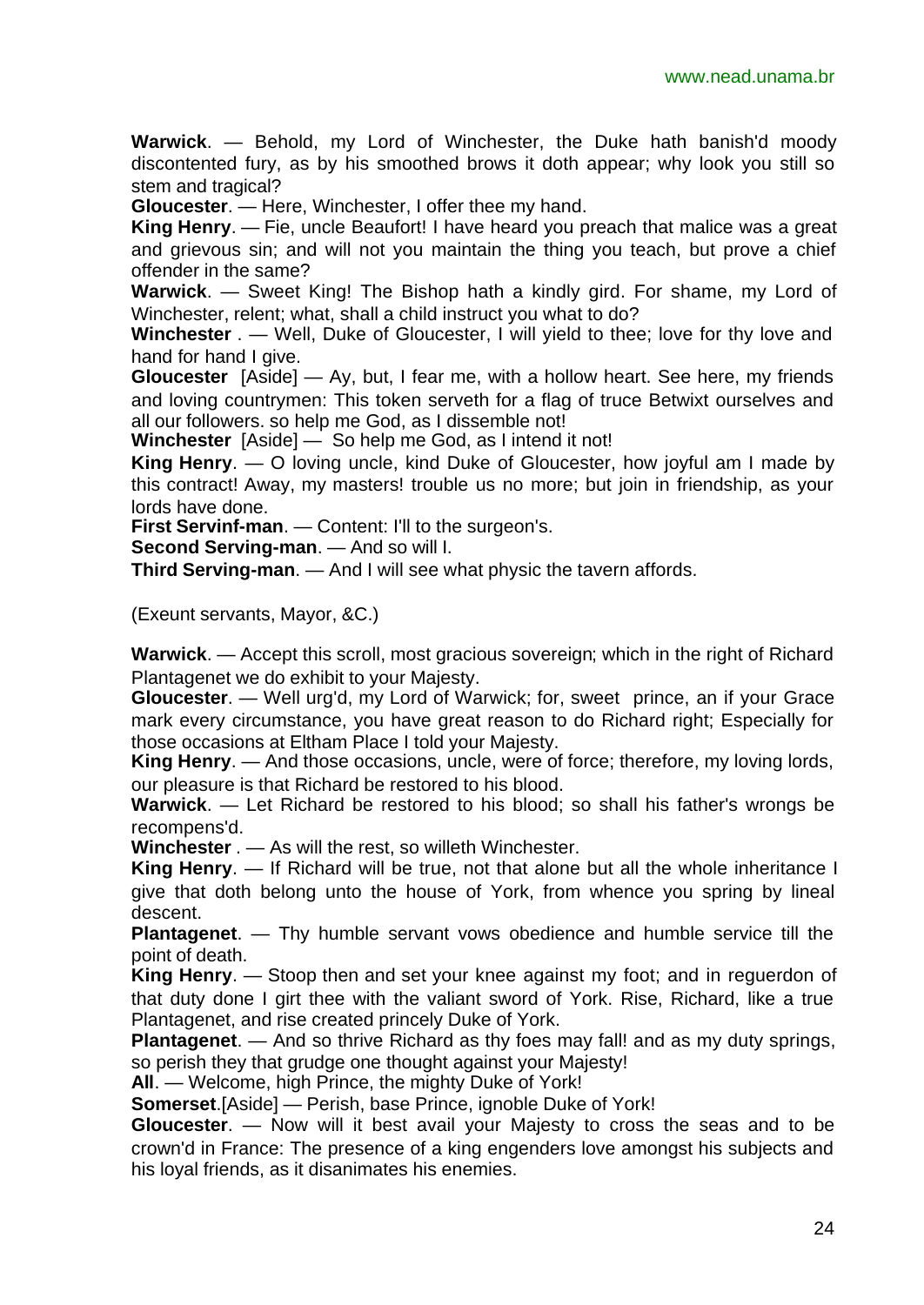**Warwick**. — Behold, my Lord of Winchester, the Duke hath banish'd moody discontented fury, as by his smoothed brows it doth appear; why look you still so stem and tragical?

**Gloucester**. — Here, Winchester, I offer thee my hand.

**King Henry**. — Fie, uncle Beaufort! I have heard you preach that malice was a great and grievous sin; and will not you maintain the thing you teach, but prove a chief offender in the same?

**Warwick**. — Sweet King! The Bishop hath a kindly gird. For shame, my Lord of Winchester, relent; what, shall a child instruct you what to do?

**Winchester** . — Well, Duke of Gloucester, I will yield to thee; love for thy love and hand for hand I give.

**Gloucester** [Aside] — Ay, but, I fear me, with a hollow heart. See here, my friends and loving countrymen: This token serveth for a flag of truce Betwixt ourselves and all our followers. so help me God, as I dissemble not!

**Winchester** [Aside] — So help me God, as I intend it not!

**King Henry**. — O loving uncle, kind Duke of Gloucester, how joyful am I made by this contract! Away, my masters! trouble us no more; but join in friendship, as your lords have done.

**First Servinf-man**. — Content: I'll to the surgeon's.

**Second Serving-man**. — And so will I.

**Third Serving-man**. — And I will see what physic the tavern affords.

(Exeunt servants, Mayor, &C.)

**Warwick**. — Accept this scroll, most gracious sovereign; which in the right of Richard Plantagenet we do exhibit to your Majesty.

**Gloucester**. — Well urg'd, my Lord of Warwick; for, sweet prince, an if your Grace mark every circumstance, you have great reason to do Richard right; Especially for those occasions at Eltham Place I told your Majesty.

**King Henry**. — And those occasions, uncle, were of force; therefore, my loving lords, our pleasure is that Richard be restored to his blood.

**Warwick**. — Let Richard be restored to his blood; so shall his father's wrongs be recompens'd.

**Winchester** . — As will the rest, so willeth Winchester.

**King Henry**. — If Richard will be true, not that alone but all the whole inheritance I give that doth belong unto the house of York, from whence you spring by lineal descent.

**Plantagenet**. — Thy humble servant vows obedience and humble service till the point of death.

**King Henry**. — Stoop then and set your knee against my foot; and in reguerdon of that duty done I girt thee with the valiant sword of York. Rise, Richard, like a true Plantagenet, and rise created princely Duke of York.

**Plantagenet**. — And so thrive Richard as thy foes may fall! and as my duty springs, so perish they that grudge one thought against your Majesty!

**All**. — Welcome, high Prince, the mighty Duke of York!

**Somerset**.[Aside] — Perish, base Prince, ignoble Duke of York!

**Gloucester**. — Now will it best avail your Majesty to cross the seas and to be crown'd in France: The presence of a king engenders love amongst his subjects and his loyal friends, as it disanimates his enemies.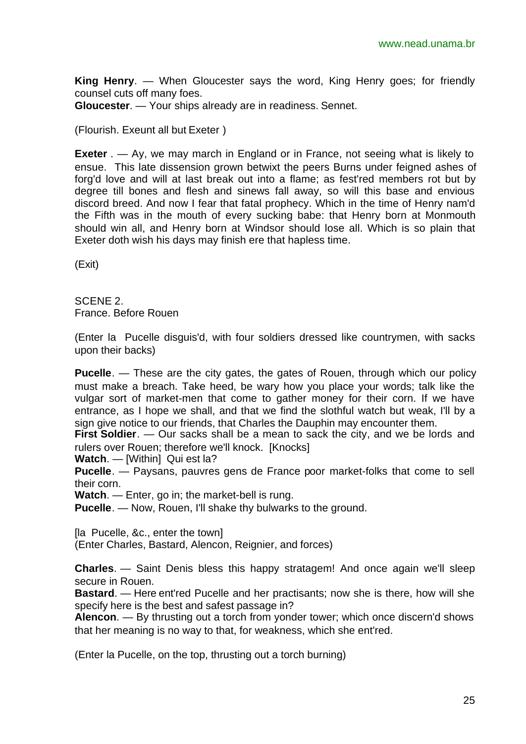**King Henry**. — When Gloucester says the word, King Henry goes; for friendly counsel cuts off many foes.
**Gloucester**. — Your ships already are in readiness. Sennet.

(Flourish. Exeunt all but Exeter )

**Exeter** . — Ay, we may march in England or in France, not seeing what is likely to ensue. This late dissension grown betwixt the peers Burns under feigned ashes of forg'd love and will at last break out into a flame; as fest'red members rot but by degree till bones and flesh and sinews fall away, so will this base and envious discord breed. And now I fear that fatal prophecy. Which in the time of Henry nam'd the Fifth was in the mouth of every sucking babe: that Henry born at Monmouth should win all, and Henry born at Windsor should lose all. Which is so plain that Exeter doth wish his days may finish ere that hapless time.

(Exit)

SCENE 2.
France. Before Rouen

(Enter la Pucelle disguis'd, with four soldiers dressed like countrymen, with sacks upon their backs)

**Pucelle**. — These are the city gates, the gates of Rouen, through which our policy must make a breach. Take heed, be wary how you place your words; talk like the vulgar sort of market-men that come to gather money for their corn. If we have entrance, as I hope we shall, and that we find the slothful watch but weak, I'll by a sign give notice to our friends, that Charles the Dauphin may encounter them.
**First Soldier**. — Our sacks shall be a mean to sack the city, and we be lords and rulers over Rouen; therefore we'll knock. [Knocks]
**Watch**. — [Within] Qui est la?
**Pucelle**. — Paysans, pauvres gens de France poor market-folks that come to sell their corn.
**Watch**. — Enter, go in; the market-bell is rung.
**Pucelle**. — Now, Rouen, I'll shake thy bulwarks to the ground.

[la Pucelle, &c., enter the town]
(Enter Charles, Bastard, Alencon, Reignier, and forces)

**Charles**. — Saint Denis bless this happy stratagem! And once again we'll sleep secure in Rouen.
**Bastard**. — Here ent'red Pucelle and her practisants; now she is there, how will she specify here is the best and safest passage in?
**Alencon**. — By thrusting out a torch from yonder tower; which once discern'd shows that her meaning is no way to that, for weakness, which she ent'red.

(Enter la Pucelle, on the top, thrusting out a torch burning)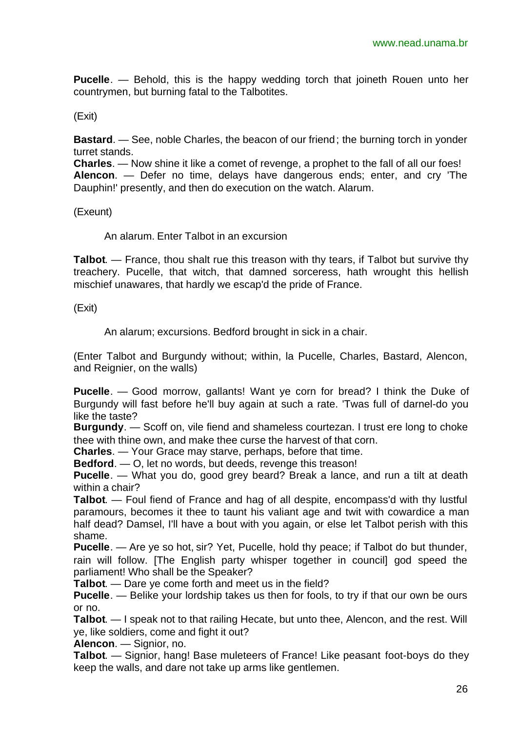**Pucelle**. — Behold, this is the happy wedding torch that joineth Rouen unto her countrymen, but burning fatal to the Talbotites.

(Exit)

**Bastard**. — See, noble Charles, the beacon of our friend; the burning torch in yonder turret stands.
**Charles**. — Now shine it like a comet of revenge, a prophet to the fall of all our foes!
**Alencon**. — Defer no time, delays have dangerous ends; enter, and cry 'The Dauphin!' presently, and then do execution on the watch. Alarum.

(Exeunt)

An alarum. Enter Talbot in an excursion

**Talbot**. — France, thou shalt rue this treason with thy tears, if Talbot but survive thy treachery. Pucelle, that witch, that damned sorceress, hath wrought this hellish mischief unawares, that hardly we escap'd the pride of France.

(Exit)

An alarum; excursions. Bedford brought in sick in a chair.

(Enter Talbot and Burgundy without; within, la Pucelle, Charles, Bastard, Alencon, and Reignier, on the walls)

**Pucelle**. — Good morrow, gallants! Want ye corn for bread? I think the Duke of Burgundy will fast before he'll buy again at such a rate. 'Twas full of darnel-do you like the taste?
**Burgundy**. — Scoff on, vile fiend and shameless courtezan. I trust ere long to choke thee with thine own, and make thee curse the harvest of that corn.
**Charles**. — Your Grace may starve, perhaps, before that time.
**Bedford**. — O, let no words, but deeds, revenge this treason!
**Pucelle**. — What you do, good grey beard? Break a lance, and run a tilt at death within a chair?
**Talbot**. — Foul fiend of France and hag of all despite, encompass'd with thy lustful paramours, becomes it thee to taunt his valiant age and twit with cowardice a man half dead? Damsel, I'll have a bout with you again, or else let Talbot perish with this shame.
**Pucelle**. — Are ye so hot, sir? Yet, Pucelle, hold thy peace; if Talbot do but thunder, rain will follow. [The English party whisper together in council] god speed the parliament! Who shall be the Speaker?
**Talbot**. — Dare ye come forth and meet us in the field?
**Pucelle**. — Belike your lordship takes us then for fools, to try if that our own be ours or no.
**Talbot**. — I speak not to that railing Hecate, but unto thee, Alencon, and the rest. Will ye, like soldiers, come and fight it out?
**Alencon**. — Signior, no.
**Talbot**. — Signior, hang! Base muleteers of France! Like peasant foot-boys do they keep the walls, and dare not take up arms like gentlemen.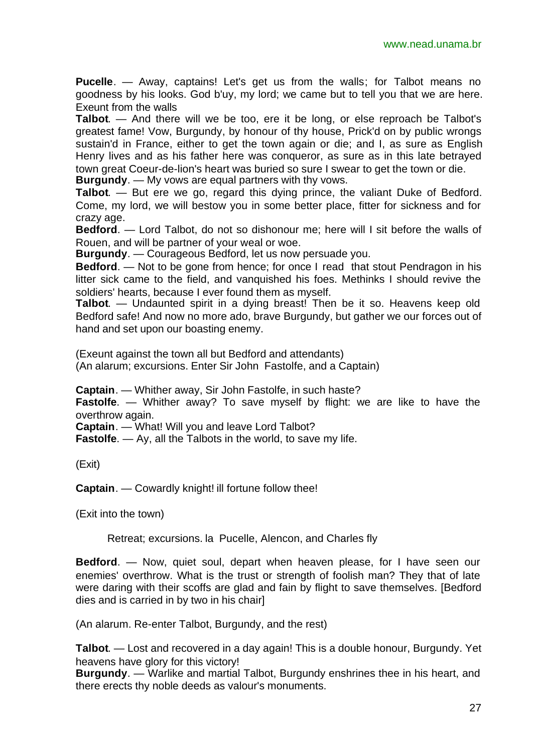**Pucelle**. — Away, captains! Let's get us from the walls; for Talbot means no goodness by his looks. God b'uy, my lord; we came but to tell you that we are here. Exeunt from the walls

**Talbot**. — And there will we be too, ere it be long, or else reproach be Talbot's greatest fame! Vow, Burgundy, by honour of thy house, Prick'd on by public wrongs sustain'd in France, either to get the town again or die; and I, as sure as English Henry lives and as his father here was conqueror, as sure as in this late betrayed town great Coeur-de-lion's heart was buried so sure I swear to get the town or die.

**Burgundy**. — My vows are equal partners with thy vows.

**Talbot**. — But ere we go, regard this dying prince, the valiant Duke of Bedford. Come, my lord, we will bestow you in some better place, fitter for sickness and for crazy age.

**Bedford**. — Lord Talbot, do not so dishonour me; here will I sit before the walls of Rouen, and will be partner of your weal or woe.

**Burgundy**. — Courageous Bedford, let us now persuade you.

**Bedford**. — Not to be gone from hence; for once I read that stout Pendragon in his litter sick came to the field, and vanquished his foes. Methinks I should revive the soldiers' hearts, because I ever found them as myself.

**Talbot**. — Undaunted spirit in a dying breast! Then be it so. Heavens keep old Bedford safe! And now no more ado, brave Burgundy, but gather we our forces out of hand and set upon our boasting enemy.

(Exeunt against the town all but Bedford and attendants)
(An alarum; excursions. Enter Sir John Fastolfe, and a Captain)

**Captain**. — Whither away, Sir John Fastolfe, in such haste?

**Fastolfe**. — Whither away? To save myself by flight: we are like to have the overthrow again.

**Captain**. — What! Will you and leave Lord Talbot?

**Fastolfe**. — Ay, all the Talbots in the world, to save my life.

(Exit)

**Captain**. — Cowardly knight! ill fortune follow thee!

(Exit into the town)

Retreat; excursions. la Pucelle, Alencon, and Charles fly

**Bedford**. — Now, quiet soul, depart when heaven please, for I have seen our enemies' overthrow. What is the trust or strength of foolish man? They that of late were daring with their scoffs are glad and fain by flight to save themselves. [Bedford dies and is carried in by two in his chair]

(An alarum. Re-enter Talbot, Burgundy, and the rest)

**Talbot**. — Lost and recovered in a day again! This is a double honour, Burgundy. Yet heavens have glory for this victory!

**Burgundy**. — Warlike and martial Talbot, Burgundy enshrines thee in his heart, and there erects thy noble deeds as valour's monuments.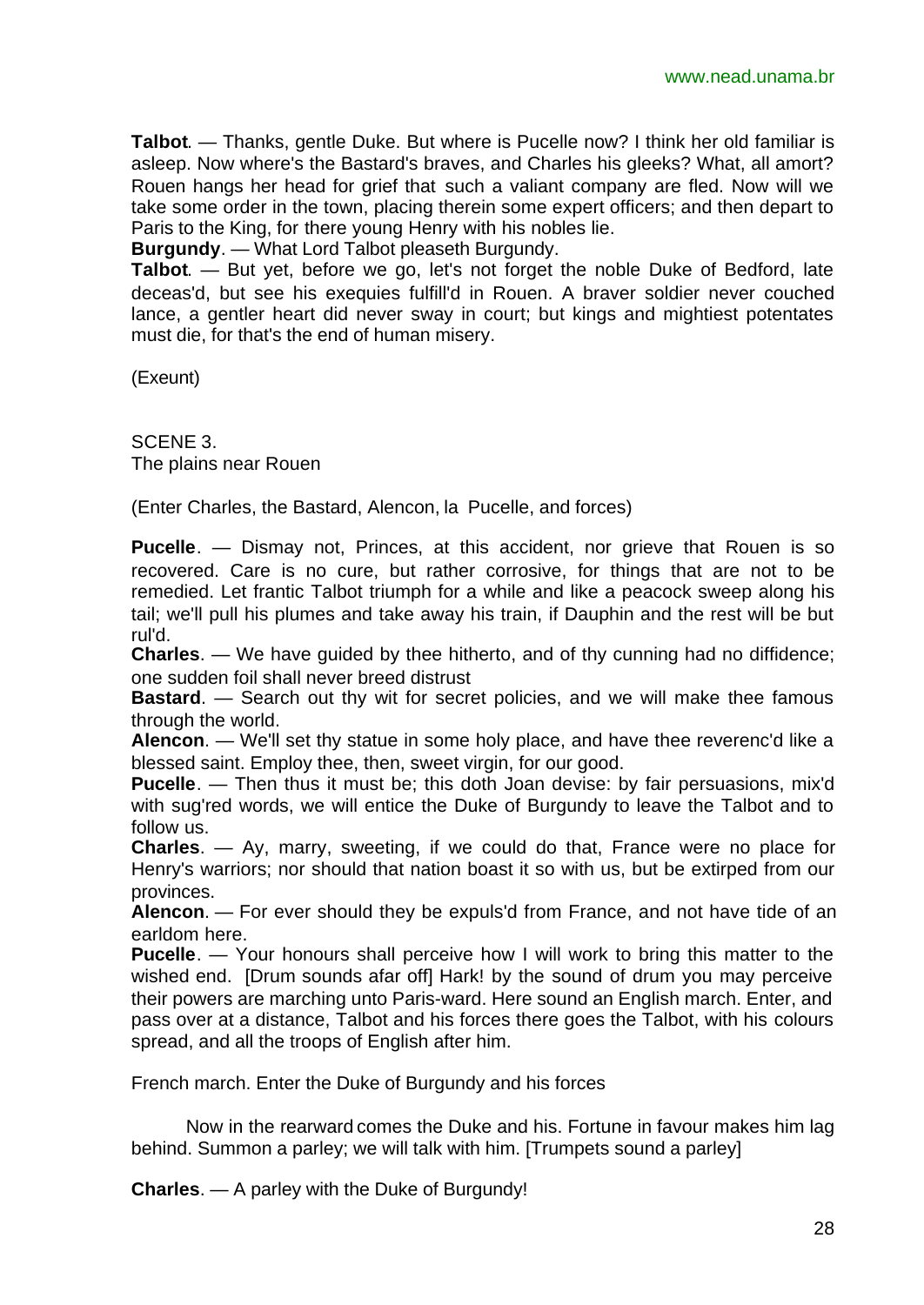**Talbot**. — Thanks, gentle Duke. But where is Pucelle now? I think her old familiar is asleep. Now where's the Bastard's braves, and Charles his gleeks? What, all amort? Rouen hangs her head for grief that such a valiant company are fled. Now will we take some order in the town, placing therein some expert officers; and then depart to Paris to the King, for there young Henry with his nobles lie.

**Burgundy**. — What Lord Talbot pleaseth Burgundy.

**Talbot**. — But yet, before we go, let's not forget the noble Duke of Bedford, late deceas'd, but see his exequies fulfill'd in Rouen. A braver soldier never couched lance, a gentler heart did never sway in court; but kings and mightiest potentates must die, for that's the end of human misery.

(Exeunt)

SCENE 3.
The plains near Rouen

(Enter Charles, the Bastard, Alencon, la Pucelle, and forces)

**Pucelle**. — Dismay not, Princes, at this accident, nor grieve that Rouen is so recovered. Care is no cure, but rather corrosive, for things that are not to be remedied. Let frantic Talbot triumph for a while and like a peacock sweep along his tail; we'll pull his plumes and take away his train, if Dauphin and the rest will be but rul'd.

**Charles**. — We have guided by thee hitherto, and of thy cunning had no diffidence; one sudden foil shall never breed distrust

**Bastard**. — Search out thy wit for secret policies, and we will make thee famous through the world.

**Alencon**. — We'll set thy statue in some holy place, and have thee reverenc'd like a blessed saint. Employ thee, then, sweet virgin, for our good.

**Pucelle**. — Then thus it must be; this doth Joan devise: by fair persuasions, mix'd with sug'red words, we will entice the Duke of Burgundy to leave the Talbot and to follow us.

**Charles**. — Ay, marry, sweeting, if we could do that, France were no place for Henry's warriors; nor should that nation boast it so with us, but be extirped from our provinces.

**Alencon**. — For ever should they be expuls'd from France, and not have tide of an earldom here.

**Pucelle**. — Your honours shall perceive how I will work to bring this matter to the wished end. [Drum sounds afar off] Hark! by the sound of drum you may perceive their powers are marching unto Paris-ward. Here sound an English march. Enter, and pass over at a distance, Talbot and his forces there goes the Talbot, with his colours spread, and all the troops of English after him.

French march. Enter the Duke of Burgundy and his forces

Now in the rearward comes the Duke and his. Fortune in favour makes him lag behind. Summon a parley; we will talk with him. [Trumpets sound a parley]

**Charles**. — A parley with the Duke of Burgundy!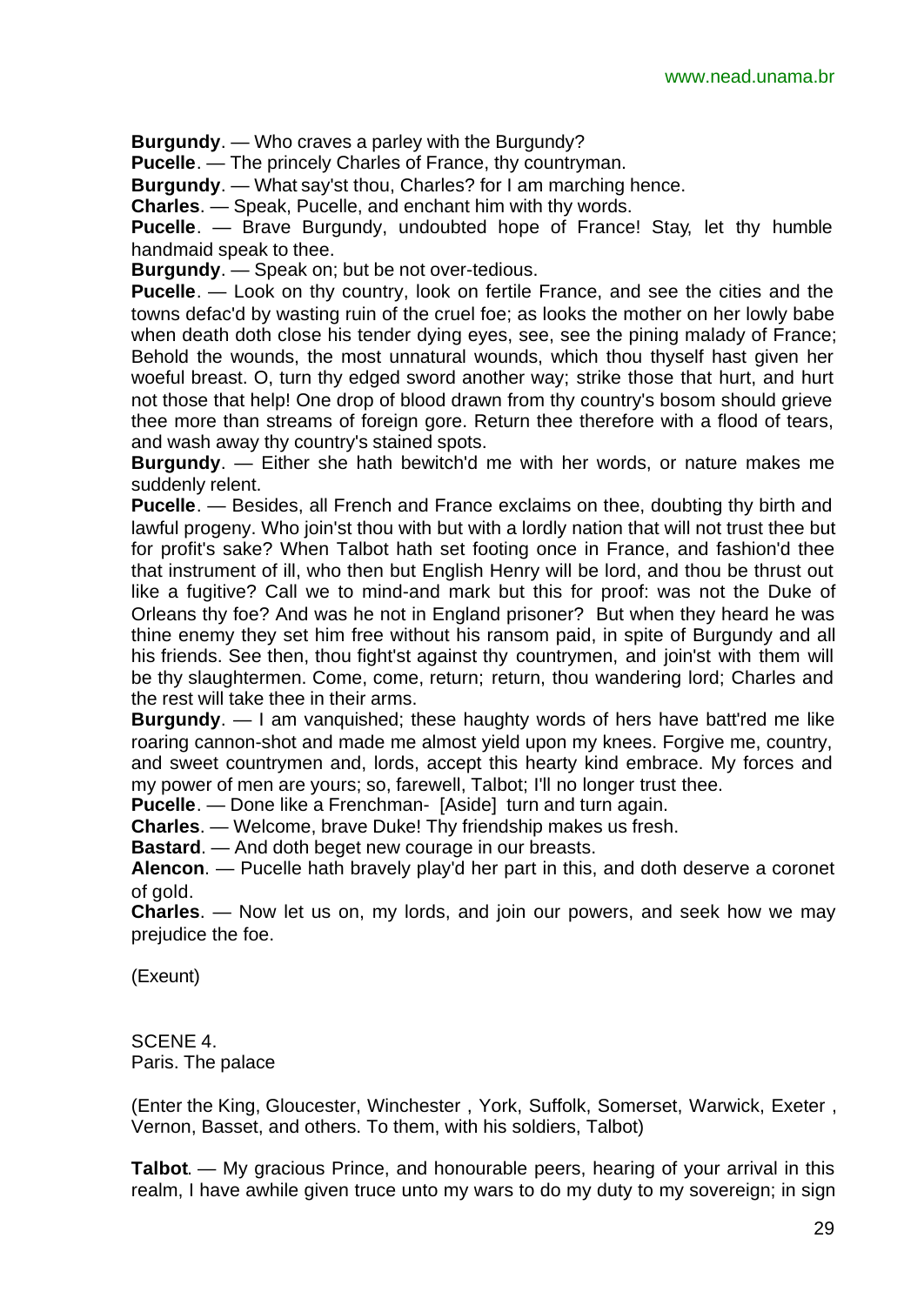**Burgundy**. — Who craves a parley with the Burgundy?

**Pucelle**. — The princely Charles of France, thy countryman.

**Burgundy**. — What say'st thou, Charles? for I am marching hence.

**Charles**. — Speak, Pucelle, and enchant him with thy words.

**Pucelle**. — Brave Burgundy, undoubted hope of France! Stay, let thy humble handmaid speak to thee.

**Burgundy**. — Speak on; but be not over-tedious.

**Pucelle**. — Look on thy country, look on fertile France, and see the cities and the towns defac'd by wasting ruin of the cruel foe; as looks the mother on her lowly babe when death doth close his tender dying eyes, see, see the pining malady of France; Behold the wounds, the most unnatural wounds, which thou thyself hast given her woeful breast. O, turn thy edged sword another way; strike those that hurt, and hurt not those that help! One drop of blood drawn from thy country's bosom should grieve thee more than streams of foreign gore. Return thee therefore with a flood of tears, and wash away thy country's stained spots.

**Burgundy**. — Either she hath bewitch'd me with her words, or nature makes me suddenly relent.

**Pucelle**. — Besides, all French and France exclaims on thee, doubting thy birth and lawful progeny. Who join'st thou with but with a lordly nation that will not trust thee but for profit's sake? When Talbot hath set footing once in France, and fashion'd thee that instrument of ill, who then but English Henry will be lord, and thou be thrust out like a fugitive? Call we to mind-and mark but this for proof: was not the Duke of Orleans thy foe? And was he not in England prisoner? But when they heard he was thine enemy they set him free without his ransom paid, in spite of Burgundy and all his friends. See then, thou fight'st against thy countrymen, and join'st with them will be thy slaughtermen. Come, come, return; return, thou wandering lord; Charles and the rest will take thee in their arms.

**Burgundy**. — I am vanquished; these haughty words of hers have batt'red me like roaring cannon-shot and made me almost yield upon my knees. Forgive me, country, and sweet countrymen and, lords, accept this hearty kind embrace. My forces and my power of men are yours; so, farewell, Talbot; I'll no longer trust thee.

**Pucelle**. — Done like a Frenchman- [Aside] turn and turn again.

**Charles**. — Welcome, brave Duke! Thy friendship makes us fresh.

**Bastard**. — And doth beget new courage in our breasts.

**Alencon**. — Pucelle hath bravely play'd her part in this, and doth deserve a coronet of gold.

**Charles**. — Now let us on, my lords, and join our powers, and seek how we may prejudice the foe.

(Exeunt)

SCENE 4.
Paris. The palace

(Enter the King, Gloucester, Winchester , York, Suffolk, Somerset, Warwick, Exeter , Vernon, Basset, and others. To them, with his soldiers, Talbot)

**Talbot**. — My gracious Prince, and honourable peers, hearing of your arrival in this realm, I have awhile given truce unto my wars to do my duty to my sovereign; in sign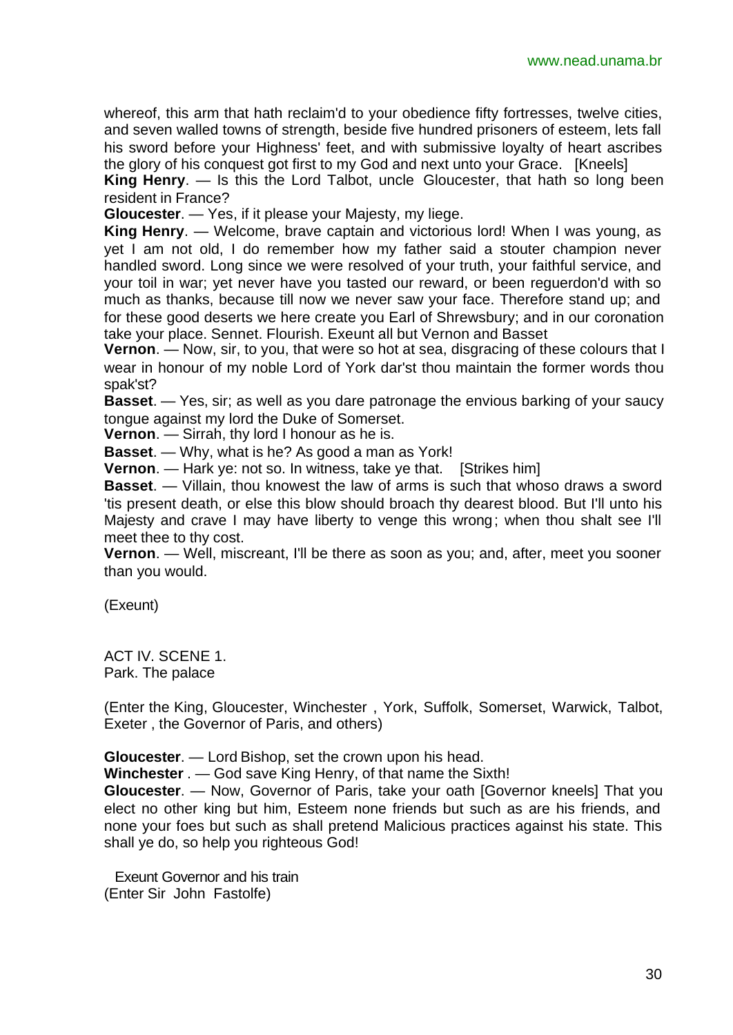whereof, this arm that hath reclaim'd to your obedience fifty fortresses, twelve cities, and seven walled towns of strength, beside five hundred prisoners of esteem, lets fall his sword before your Highness' feet, and with submissive loyalty of heart ascribes the glory of his conquest got first to my God and next unto your Grace. [Kneels]

**King Henry**. — Is this the Lord Talbot, uncle Gloucester, that hath so long been resident in France?

**Gloucester**. — Yes, if it please your Majesty, my liege.

**King Henry**. — Welcome, brave captain and victorious lord! When I was young, as yet I am not old, I do remember how my father said a stouter champion never handled sword. Long since we were resolved of your truth, your faithful service, and your toil in war; yet never have you tasted our reward, or been reguerdon'd with so much as thanks, because till now we never saw your face. Therefore stand up; and for these good deserts we here create you Earl of Shrewsbury; and in our coronation take your place. Sennet. Flourish. Exeunt all but Vernon and Basset

**Vernon**. — Now, sir, to you, that were so hot at sea, disgracing of these colours that I wear in honour of my noble Lord of York dar'st thou maintain the former words thou spak'st?

**Basset**. — Yes, sir; as well as you dare patronage the envious barking of your saucy tongue against my lord the Duke of Somerset.

**Vernon**. — Sirrah, thy lord I honour as he is.

**Basset**. — Why, what is he? As good a man as York!

**Vernon**. — Hark ye: not so. In witness, take ye that. [Strikes him]

**Basset**. — Villain, thou knowest the law of arms is such that whoso draws a sword 'tis present death, or else this blow should broach thy dearest blood. But I'll unto his Majesty and crave I may have liberty to venge this wrong; when thou shalt see I'll meet thee to thy cost.

**Vernon**. — Well, miscreant, I'll be there as soon as you; and, after, meet you sooner than you would.

(Exeunt)

ACT IV. SCENE 1.
Park. The palace

(Enter the King, Gloucester, Winchester , York, Suffolk, Somerset, Warwick, Talbot, Exeter , the Governor of Paris, and others)

**Gloucester**. — Lord Bishop, set the crown upon his head.

**Winchester** . — God save King Henry, of that name the Sixth!

**Gloucester**. — Now, Governor of Paris, take your oath [Governor kneels] That you elect no other king but him, Esteem none friends but such as are his friends, and none your foes but such as shall pretend Malicious practices against his state. This shall ye do, so help you righteous God!

Exeunt Governor and his train
(Enter Sir John Fastolfe)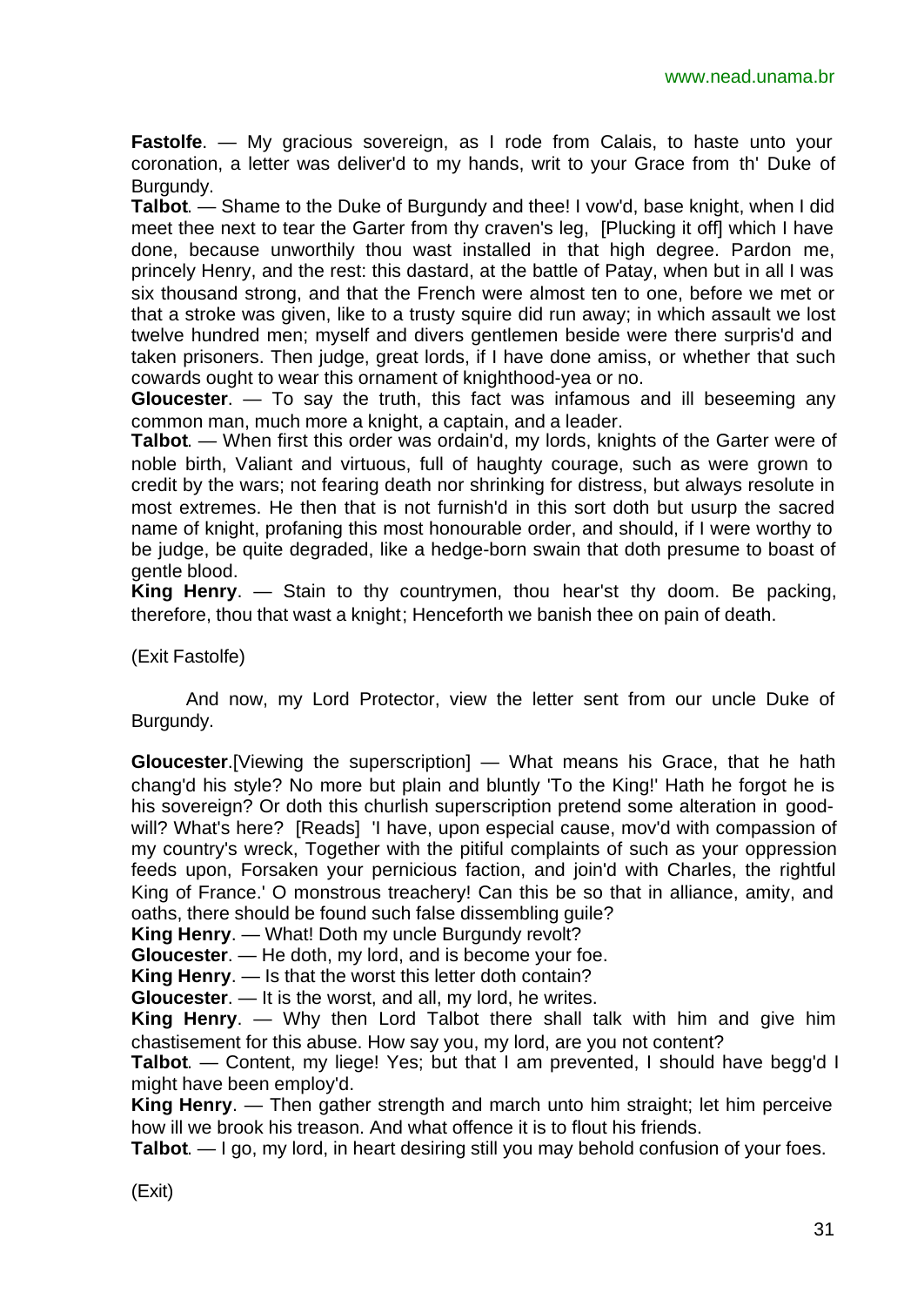**Fastolfe**. — My gracious sovereign, as I rode from Calais, to haste unto your coronation, a letter was deliver'd to my hands, writ to your Grace from th' Duke of Burgundy.

**Talbot**. — Shame to the Duke of Burgundy and thee! I vow'd, base knight, when I did meet thee next to tear the Garter from thy craven's leg, [Plucking it off] which I have done, because unworthily thou wast installed in that high degree. Pardon me, princely Henry, and the rest: this dastard, at the battle of Patay, when but in all I was six thousand strong, and that the French were almost ten to one, before we met or that a stroke was given, like to a trusty squire did run away; in which assault we lost twelve hundred men; myself and divers gentlemen beside were there surpris'd and taken prisoners. Then judge, great lords, if I have done amiss, or whether that such cowards ought to wear this ornament of knighthood-yea or no.

**Gloucester**. — To say the truth, this fact was infamous and ill beseeming any common man, much more a knight, a captain, and a leader.

**Talbot**. — When first this order was ordain'd, my lords, knights of the Garter were of noble birth, Valiant and virtuous, full of haughty courage, such as were grown to credit by the wars; not fearing death nor shrinking for distress, but always resolute in most extremes. He then that is not furnish'd in this sort doth but usurp the sacred name of knight, profaning this most honourable order, and should, if I were worthy to be judge, be quite degraded, like a hedge-born swain that doth presume to boast of gentle blood.

**King Henry**. — Stain to thy countrymen, thou hear'st thy doom. Be packing, therefore, thou that wast a knight; Henceforth we banish thee on pain of death.

(Exit Fastolfe)

And now, my Lord Protector, view the letter sent from our uncle Duke of Burgundy.

**Gloucester**.[Viewing the superscription] — What means his Grace, that he hath chang'd his style? No more but plain and bluntly 'To the King!' Hath he forgot he is his sovereign? Or doth this churlish superscription pretend some alteration in good-will? What's here? [Reads] 'I have, upon especial cause, mov'd with compassion of my country's wreck, Together with the pitiful complaints of such as your oppression feeds upon, Forsaken your pernicious faction, and join'd with Charles, the rightful King of France.' O monstrous treachery! Can this be so that in alliance, amity, and oaths, there should be found such false dissembling guile?

**King Henry**. — What! Doth my uncle Burgundy revolt?

**Gloucester**. — He doth, my lord, and is become your foe.

**King Henry**. — Is that the worst this letter doth contain?

**Gloucester**. — It is the worst, and all, my lord, he writes.

**King Henry**. — Why then Lord Talbot there shall talk with him and give him chastisement for this abuse. How say you, my lord, are you not content?

**Talbot**. — Content, my liege! Yes; but that I am prevented, I should have begg'd I might have been employ'd.

**King Henry**. — Then gather strength and march unto him straight; let him perceive how ill we brook his treason. And what offence it is to flout his friends.

**Talbot**. — I go, my lord, in heart desiring still you may behold confusion of your foes.

(Exit)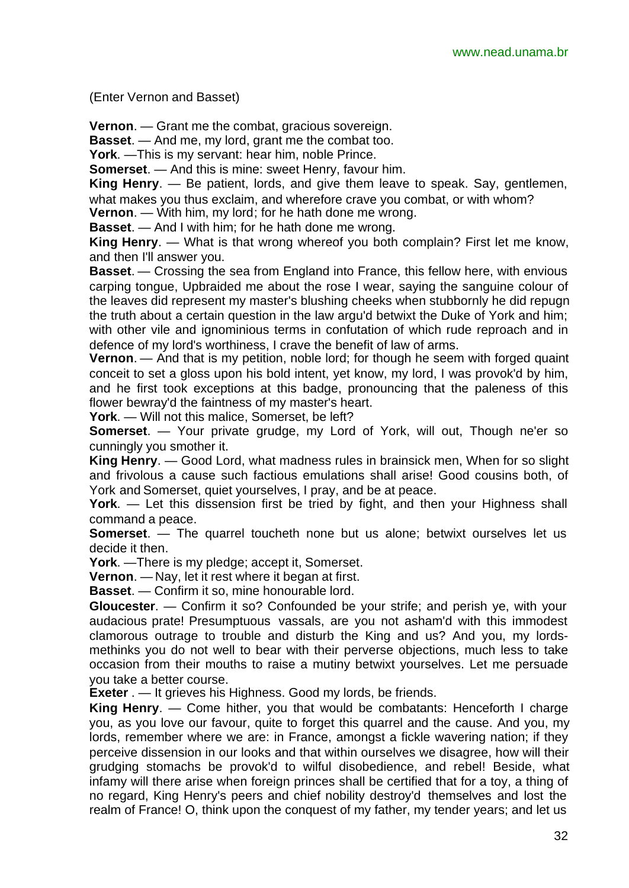(Enter Vernon and Basset)

**Vernon**. — Grant me the combat, gracious sovereign.
**Basset**. — And me, my lord, grant me the combat too.
**York**. —This is my servant: hear him, noble Prince.
**Somerset**. — And this is mine: sweet Henry, favour him.
**King Henry**. — Be patient, lords, and give them leave to speak. Say, gentlemen, what makes you thus exclaim, and wherefore crave you combat, or with whom?
**Vernon**. — With him, my lord; for he hath done me wrong.
**Basset**. — And I with him; for he hath done me wrong.
**King Henry**. — What is that wrong whereof you both complain? First let me know, and then I'll answer you.
**Basset**. — Crossing the sea from England into France, this fellow here, with envious carping tongue, Upbraided me about the rose I wear, saying the sanguine colour of the leaves did represent my master's blushing cheeks when stubbornly he did repugn the truth about a certain question in the law argu'd betwixt the Duke of York and him; with other vile and ignominious terms in confutation of which rude reproach and in defence of my lord's worthiness, I crave the benefit of law of arms.
**Vernon**. — And that is my petition, noble lord; for though he seem with forged quaint conceit to set a gloss upon his bold intent, yet know, my lord, I was provok'd by him, and he first took exceptions at this badge, pronouncing that the paleness of this flower bewray'd the faintness of my master's heart.
**York**. — Will not this malice, Somerset, be left?
**Somerset**. — Your private grudge, my Lord of York, will out, Though ne'er so cunningly you smother it.
**King Henry**. — Good Lord, what madness rules in brainsick men, When for so slight and frivolous a cause such factious emulations shall arise! Good cousins both, of York and Somerset, quiet yourselves, I pray, and be at peace.
**York**. — Let this dissension first be tried by fight, and then your Highness shall command a peace.
**Somerset**. — The quarrel toucheth none but us alone; betwixt ourselves let us decide it then.
**York**. —There is my pledge; accept it, Somerset.
**Vernon**. — Nay, let it rest where it began at first.
**Basset**. — Confirm it so, mine honourable lord.
**Gloucester**. — Confirm it so? Confounded be your strife; and perish ye, with your audacious prate! Presumptuous vassals, are you not asham'd with this immodest clamorous outrage to trouble and disturb the King and us? And you, my lords- methinks you do not well to bear with their perverse objections, much less to take occasion from their mouths to raise a mutiny betwixt yourselves. Let me persuade you take a better course.
**Exeter** . — It grieves his Highness. Good my lords, be friends.
**King Henry**. — Come hither, you that would be combatants: Henceforth I charge you, as you love our favour, quite to forget this quarrel and the cause. And you, my lords, remember where we are: in France, amongst a fickle wavering nation; if they perceive dissension in our looks and that within ourselves we disagree, how will their grudging stomachs be provok'd to wilful disobedience, and rebel! Beside, what infamy will there arise when foreign princes shall be certified that for a toy, a thing of no regard, King Henry's peers and chief nobility destroy'd themselves and lost the realm of France! O, think upon the conquest of my father, my tender years; and let us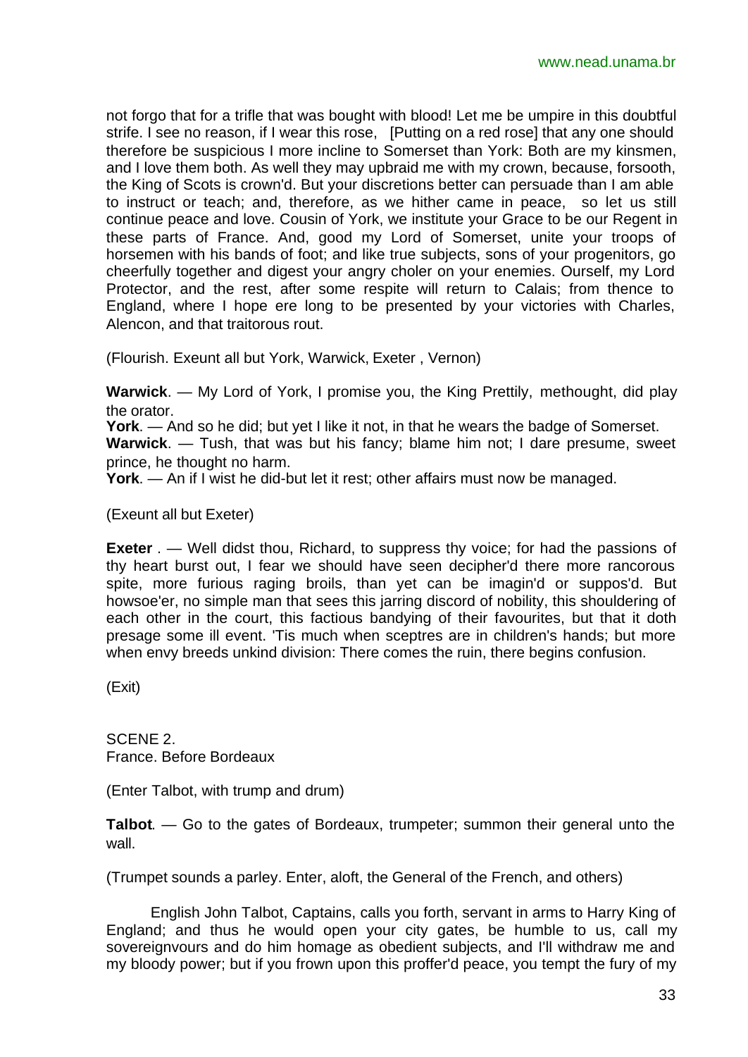not forgo that for a trifle that was bought with blood! Let me be umpire in this doubtful strife. I see no reason, if I wear this rose, [Putting on a red rose] that any one should therefore be suspicious I more incline to Somerset than York: Both are my kinsmen, and I love them both. As well they may upbraid me with my crown, because, forsooth, the King of Scots is crown'd. But your discretions better can persuade than I am able to instruct or teach; and, therefore, as we hither came in peace, so let us still continue peace and love. Cousin of York, we institute your Grace to be our Regent in these parts of France. And, good my Lord of Somerset, unite your troops of horsemen with his bands of foot; and like true subjects, sons of your progenitors, go cheerfully together and digest your angry choler on your enemies. Ourself, my Lord Protector, and the rest, after some respite will return to Calais; from thence to England, where I hope ere long to be presented by your victories with Charles, Alencon, and that traitorous rout.

(Flourish. Exeunt all but York, Warwick, Exeter , Vernon)

**Warwick**. — My Lord of York, I promise you, the King Prettily, methought, did play the orator.
**York**. — And so he did; but yet I like it not, in that he wears the badge of Somerset.
**Warwick**. — Tush, that was but his fancy; blame him not; I dare presume, sweet prince, he thought no harm.
**York**. — An if I wist he did-but let it rest; other affairs must now be managed.

(Exeunt all but Exeter)

**Exeter** . — Well didst thou, Richard, to suppress thy voice; for had the passions of thy heart burst out, I fear we should have seen decipher'd there more rancorous spite, more furious raging broils, than yet can be imagin'd or suppos'd. But howsoe'er, no simple man that sees this jarring discord of nobility, this shouldering of each other in the court, this factious bandying of their favourites, but that it doth presage some ill event. 'Tis much when sceptres are in children's hands; but more when envy breeds unkind division: There comes the ruin, there begins confusion.

(Exit)

SCENE 2.
France. Before Bordeaux

(Enter Talbot, with trump and drum)

**Talbot**. — Go to the gates of Bordeaux, trumpeter; summon their general unto the wall.

(Trumpet sounds a parley. Enter, aloft, the General of the French, and others)

English John Talbot, Captains, calls you forth, servant in arms to Harry King of England; and thus he would open your city gates, be humble to us, call my sovereignvours and do him homage as obedient subjects, and I'll withdraw me and my bloody power; but if you frown upon this proffer'd peace, you tempt the fury of my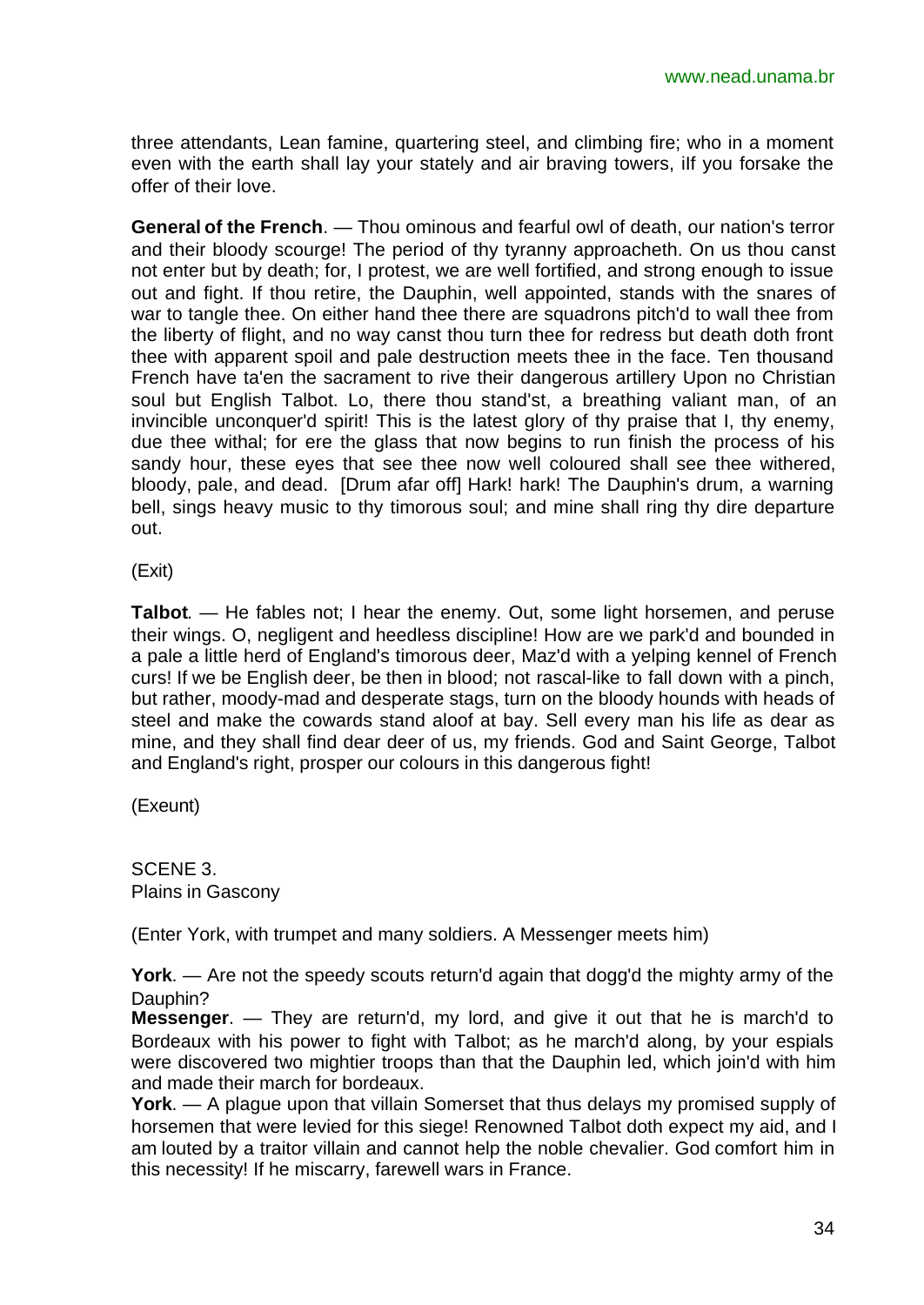three attendants, Lean famine, quartering steel, and climbing fire; who in a moment even with the earth shall lay your stately and air braving towers, iIf you forsake the offer of their love.

**General of the French**. — Thou ominous and fearful owl of death, our nation's terror and their bloody scourge! The period of thy tyranny approacheth. On us thou canst not enter but by death; for, I protest, we are well fortified, and strong enough to issue out and fight. If thou retire, the Dauphin, well appointed, stands with the snares of war to tangle thee. On either hand thee there are squadrons pitch'd to wall thee from the liberty of flight, and no way canst thou turn thee for redress but death doth front thee with apparent spoil and pale destruction meets thee in the face. Ten thousand French have ta'en the sacrament to rive their dangerous artillery Upon no Christian soul but English Talbot. Lo, there thou stand'st, a breathing valiant man, of an invincible unconquer'd spirit! This is the latest glory of thy praise that I, thy enemy, due thee withal; for ere the glass that now begins to run finish the process of his sandy hour, these eyes that see thee now well coloured shall see thee withered, bloody, pale, and dead. [Drum afar off] Hark! hark! The Dauphin's drum, a warning bell, sings heavy music to thy timorous soul; and mine shall ring thy dire departure out.

(Exit)

**Talbot**. — He fables not; I hear the enemy. Out, some light horsemen, and peruse their wings. O, negligent and heedless discipline! How are we park'd and bounded in a pale a little herd of England's timorous deer, Maz'd with a yelping kennel of French curs! If we be English deer, be then in blood; not rascal-like to fall down with a pinch, but rather, moody-mad and desperate stags, turn on the bloody hounds with heads of steel and make the cowards stand aloof at bay. Sell every man his life as dear as mine, and they shall find dear deer of us, my friends. God and Saint George, Talbot and England's right, prosper our colours in this dangerous fight!

(Exeunt)

SCENE 3.
Plains in Gascony

(Enter York, with trumpet and many soldiers. A Messenger meets him)

**York**. — Are not the speedy scouts return'd again that dogg'd the mighty army of the Dauphin?
**Messenger**. — They are return'd, my lord, and give it out that he is march'd to Bordeaux with his power to fight with Talbot; as he march'd along, by your espials were discovered two mightier troops than that the Dauphin led, which join'd with him and made their march for bordeaux.
**York**. — A plague upon that villain Somerset that thus delays my promised supply of horsemen that were levied for this siege! Renowned Talbot doth expect my aid, and I am louted by a traitor villain and cannot help the noble chevalier. God comfort him in this necessity! If he miscarry, farewell wars in France.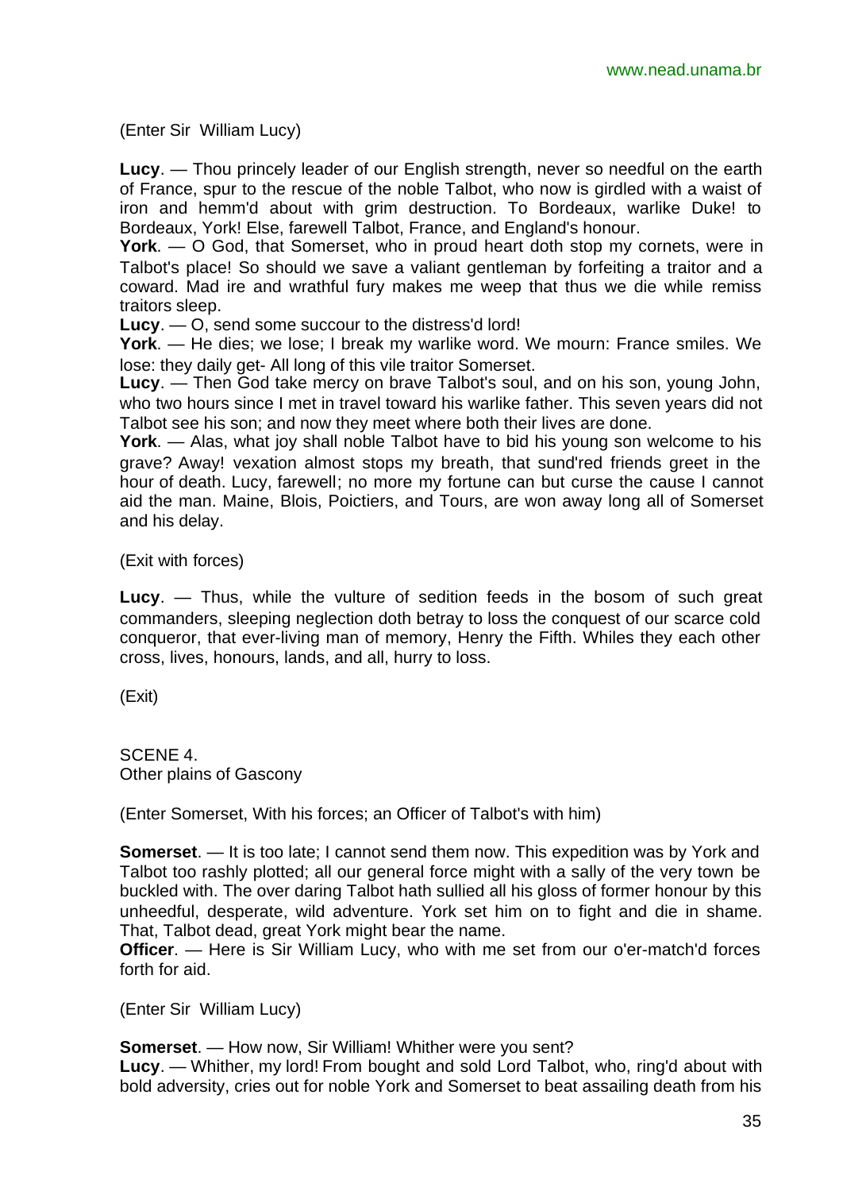(Enter Sir William Lucy)

**Lucy**. — Thou princely leader of our English strength, never so needful on the earth of France, spur to the rescue of the noble Talbot, who now is girdled with a waist of iron and hemm'd about with grim destruction. To Bordeaux, warlike Duke! to Bordeaux, York! Else, farewell Talbot, France, and England's honour.

**York**. — O God, that Somerset, who in proud heart doth stop my cornets, were in Talbot's place! So should we save a valiant gentleman by forfeiting a traitor and a coward. Mad ire and wrathful fury makes me weep that thus we die while remiss traitors sleep.

**Lucy**. — O, send some succour to the distress'd lord!

**York**. — He dies; we lose; I break my warlike word. We mourn: France smiles. We lose: they daily get- All long of this vile traitor Somerset.

**Lucy**. — Then God take mercy on brave Talbot's soul, and on his son, young John, who two hours since I met in travel toward his warlike father. This seven years did not Talbot see his son; and now they meet where both their lives are done.

**York**. — Alas, what joy shall noble Talbot have to bid his young son welcome to his grave? Away! vexation almost stops my breath, that sund'red friends greet in the hour of death. Lucy, farewell; no more my fortune can but curse the cause I cannot aid the man. Maine, Blois, Poictiers, and Tours, are won away long all of Somerset and his delay.

(Exit with forces)

**Lucy**. — Thus, while the vulture of sedition feeds in the bosom of such great commanders, sleeping neglection doth betray to loss the conquest of our scarce cold conqueror, that ever-living man of memory, Henry the Fifth. Whiles they each other cross, lives, honours, lands, and all, hurry to loss.

(Exit)

SCENE 4.
Other plains of Gascony

(Enter Somerset, With his forces; an Officer of Talbot's with him)

**Somerset**. — It is too late; I cannot send them now. This expedition was by York and Talbot too rashly plotted; all our general force might with a sally of the very town be buckled with. The over daring Talbot hath sullied all his gloss of former honour by this unheedful, desperate, wild adventure. York set him on to fight and die in shame. That, Talbot dead, great York might bear the name.

**Officer**. — Here is Sir William Lucy, who with me set from our o'er-match'd forces forth for aid.

(Enter Sir William Lucy)

**Somerset**. — How now, Sir William! Whither were you sent?

**Lucy**. — Whither, my lord! From bought and sold Lord Talbot, who, ring'd about with bold adversity, cries out for noble York and Somerset to beat assailing death from his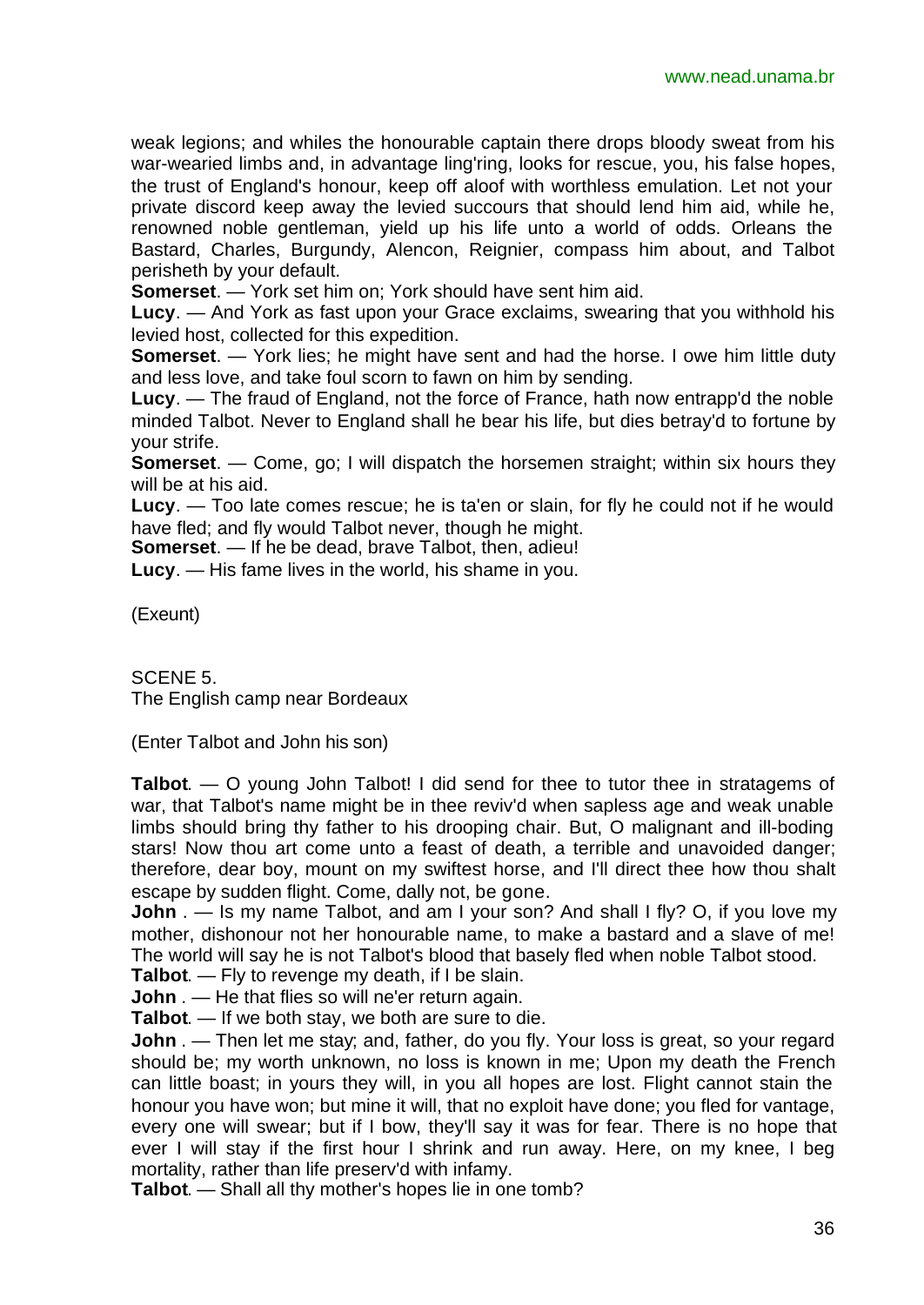weak legions; and whiles the honourable captain there drops bloody sweat from his war-wearied limbs and, in advantage ling'ring, looks for rescue, you, his false hopes, the trust of England's honour, keep off aloof with worthless emulation. Let not your private discord keep away the levied succours that should lend him aid, while he, renowned noble gentleman, yield up his life unto a world of odds. Orleans the Bastard, Charles, Burgundy, Alencon, Reignier, compass him about, and Talbot perisheth by your default.

**Somerset**. — York set him on; York should have sent him aid.

**Lucy**. — And York as fast upon your Grace exclaims, swearing that you withhold his levied host, collected for this expedition.

**Somerset**. — York lies; he might have sent and had the horse. I owe him little duty and less love, and take foul scorn to fawn on him by sending.

**Lucy**. — The fraud of England, not the force of France, hath now entrapp'd the noble minded Talbot. Never to England shall he bear his life, but dies betray'd to fortune by your strife.

**Somerset**. — Come, go; I will dispatch the horsemen straight; within six hours they will be at his aid.

**Lucy**. — Too late comes rescue; he is ta'en or slain, for fly he could not if he would have fled; and fly would Talbot never, though he might.

**Somerset**. — If he be dead, brave Talbot, then, adieu!

**Lucy**. — His fame lives in the world, his shame in you.

(Exeunt)

SCENE 5.
The English camp near Bordeaux

(Enter Talbot and John his son)

**Talbot**. — O young John Talbot! I did send for thee to tutor thee in stratagems of war, that Talbot's name might be in thee reviv'd when sapless age and weak unable limbs should bring thy father to his drooping chair. But, O malignant and ill-boding stars! Now thou art come unto a feast of death, a terrible and unavoided danger; therefore, dear boy, mount on my swiftest horse, and I'll direct thee how thou shalt escape by sudden flight. Come, dally not, be gone.

**John** . — Is my name Talbot, and am I your son? And shall I fly? O, if you love my mother, dishonour not her honourable name, to make a bastard and a slave of me! The world will say he is not Talbot's blood that basely fled when noble Talbot stood.

**Talbot**. — Fly to revenge my death, if I be slain.

**John** . — He that flies so will ne'er return again.

**Talbot**. — If we both stay, we both are sure to die.

**John** . — Then let me stay; and, father, do you fly. Your loss is great, so your regard should be; my worth unknown, no loss is known in me; Upon my death the French can little boast; in yours they will, in you all hopes are lost. Flight cannot stain the honour you have won; but mine it will, that no exploit have done; you fled for vantage, every one will swear; but if I bow, they'll say it was for fear. There is no hope that ever I will stay if the first hour I shrink and run away. Here, on my knee, I beg mortality, rather than life preserv'd with infamy.

**Talbot**. — Shall all thy mother's hopes lie in one tomb?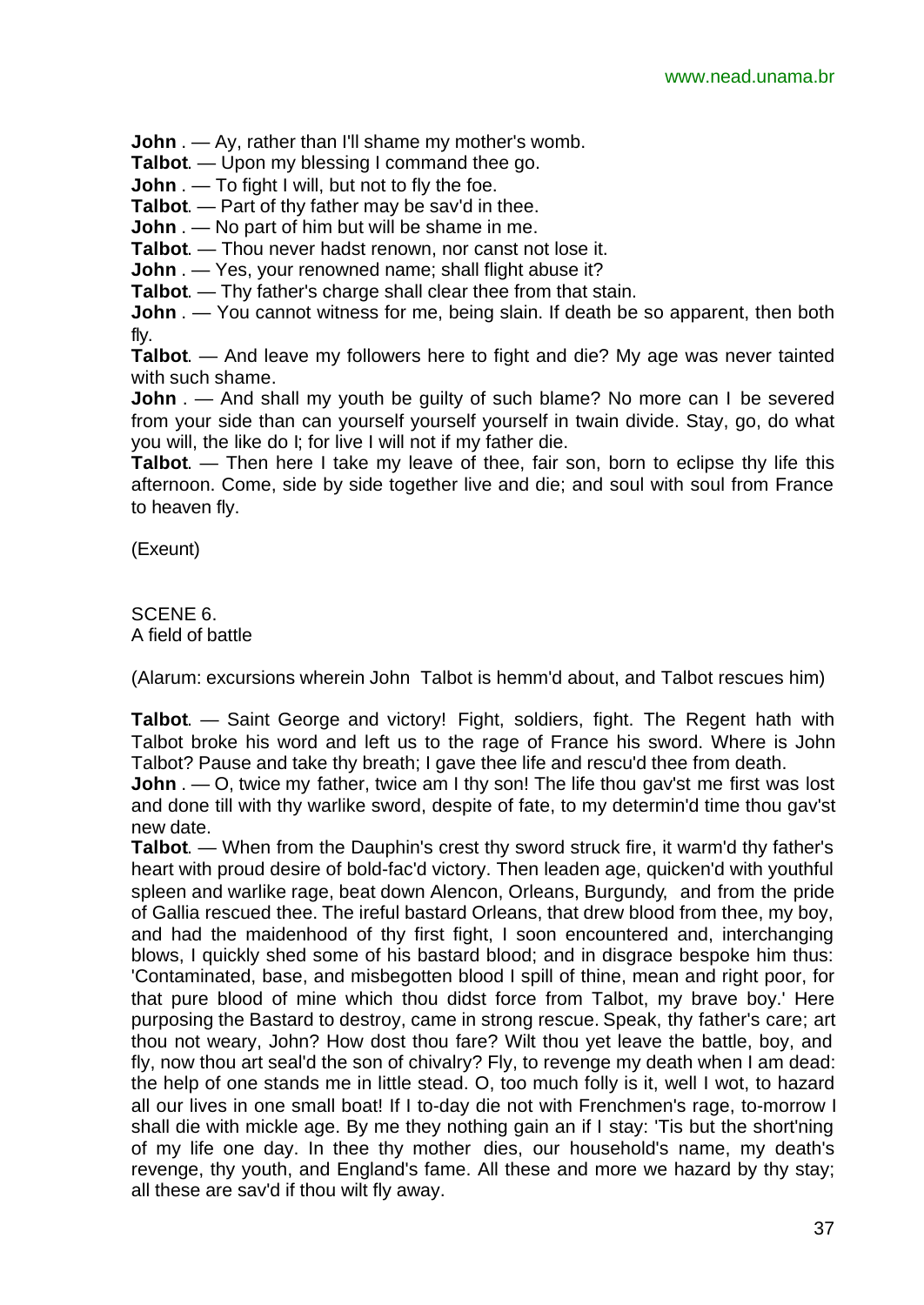**John** . — Ay, rather than I'll shame my mother's womb.

**Talbot**. — Upon my blessing I command thee go.

**John** . — To fight I will, but not to fly the foe.

**Talbot**. — Part of thy father may be sav'd in thee.

**John** . — No part of him but will be shame in me.

**Talbot**. — Thou never hadst renown, nor canst not lose it.

**John** . — Yes, your renowned name; shall flight abuse it?

**Talbot**. — Thy father's charge shall clear thee from that stain.

**John** . — You cannot witness for me, being slain. If death be so apparent, then both fly.

**Talbot**. — And leave my followers here to fight and die? My age was never tainted with such shame.

**John** . — And shall my youth be guilty of such blame? No more can I be severed from your side than can yourself yourself yourself in twain divide. Stay, go, do what you will, the like do I; for live I will not if my father die.

**Talbot**. — Then here I take my leave of thee, fair son, born to eclipse thy life this afternoon. Come, side by side together live and die; and soul with soul from France to heaven fly.

(Exeunt)

SCENE 6.
A field of battle

(Alarum: excursions wherein John Talbot is hemm'd about, and Talbot rescues him)

**Talbot**. — Saint George and victory! Fight, soldiers, fight. The Regent hath with Talbot broke his word and left us to the rage of France his sword. Where is John Talbot? Pause and take thy breath; I gave thee life and rescu'd thee from death.

**John** . — O, twice my father, twice am I thy son! The life thou gav'st me first was lost and done till with thy warlike sword, despite of fate, to my determin'd time thou gav'st new date.

**Talbot**. — When from the Dauphin's crest thy sword struck fire, it warm'd thy father's heart with proud desire of bold-fac'd victory. Then leaden age, quicken'd with youthful spleen and warlike rage, beat down Alencon, Orleans, Burgundy, and from the pride of Gallia rescued thee. The ireful bastard Orleans, that drew blood from thee, my boy, and had the maidenhood of thy first fight, I soon encountered and, interchanging blows, I quickly shed some of his bastard blood; and in disgrace bespoke him thus: 'Contaminated, base, and misbegotten blood I spill of thine, mean and right poor, for that pure blood of mine which thou didst force from Talbot, my brave boy.' Here purposing the Bastard to destroy, came in strong rescue. Speak, thy father's care; art thou not weary, John? How dost thou fare? Wilt thou yet leave the battle, boy, and fly, now thou art seal'd the son of chivalry? Fly, to revenge my death when I am dead: the help of one stands me in little stead. O, too much folly is it, well I wot, to hazard all our lives in one small boat! If I to-day die not with Frenchmen's rage, to-morrow I shall die with mickle age. By me they nothing gain an if I stay: 'Tis but the short'ning of my life one day. In thee thy mother dies, our household's name, my death's revenge, thy youth, and England's fame. All these and more we hazard by thy stay; all these are sav'd if thou wilt fly away.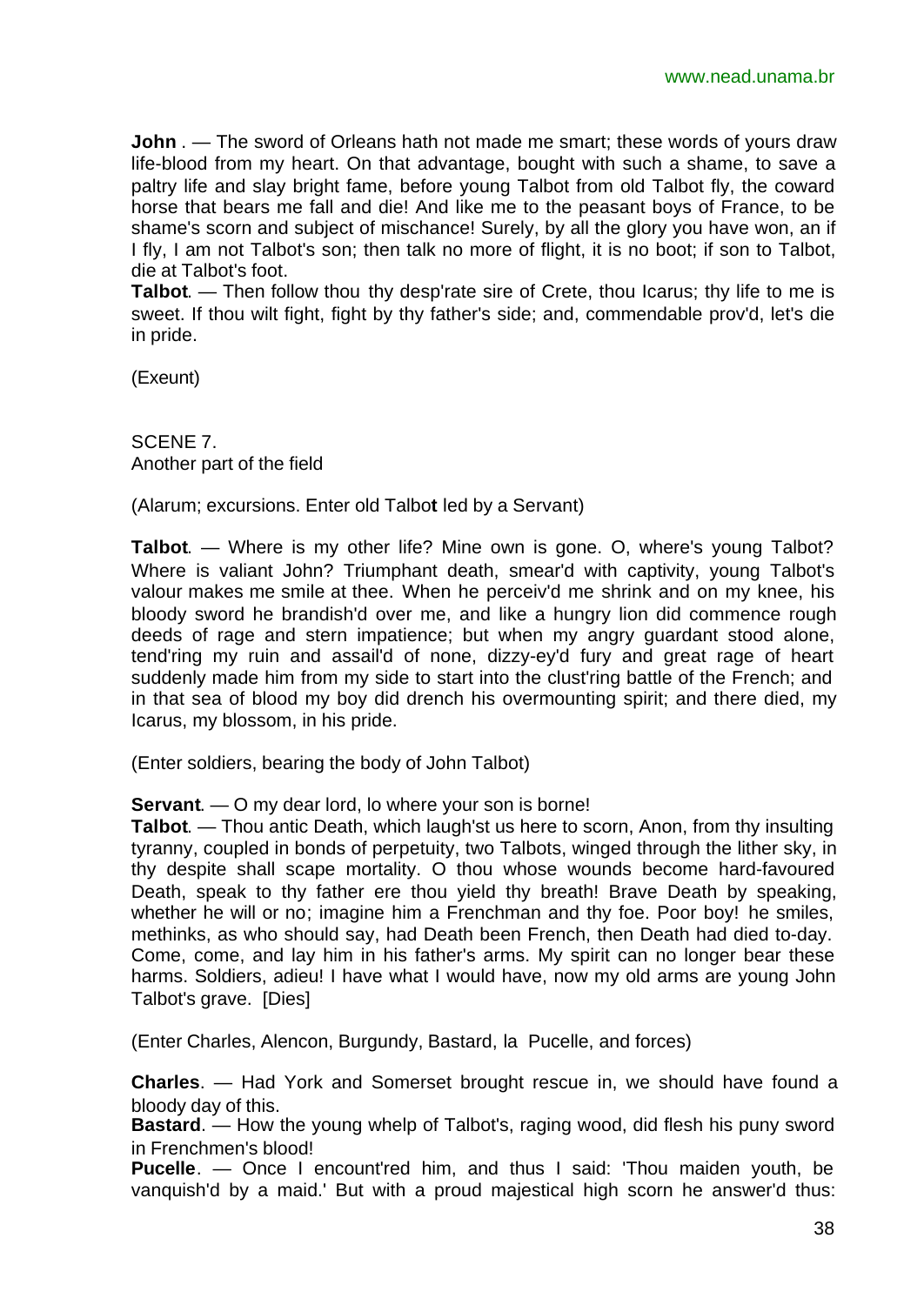**John** . — The sword of Orleans hath not made me smart; these words of yours draw life-blood from my heart. On that advantage, bought with such a shame, to save a paltry life and slay bright fame, before young Talbot from old Talbot fly, the coward horse that bears me fall and die! And like me to the peasant boys of France, to be shame's scorn and subject of mischance! Surely, by all the glory you have won, an if I fly, I am not Talbot's son; then talk no more of flight, it is no boot; if son to Talbot, die at Talbot's foot.
**Talbot**. — Then follow thou thy desp'rate sire of Crete, thou Icarus; thy life to me is sweet. If thou wilt fight, fight by thy father's side; and, commendable prov'd, let's die in pride.

(Exeunt)

SCENE 7.
Another part of the field

(Alarum; excursions. Enter old Talbot led by a Servant)

**Talbot**. — Where is my other life? Mine own is gone. O, where's young Talbot? Where is valiant John? Triumphant death, smear'd with captivity, young Talbot's valour makes me smile at thee. When he perceiv'd me shrink and on my knee, his bloody sword he brandish'd over me, and like a hungry lion did commence rough deeds of rage and stern impatience; but when my angry guardant stood alone, tend'ring my ruin and assail'd of none, dizzy-ey'd fury and great rage of heart suddenly made him from my side to start into the clust'ring battle of the French; and in that sea of blood my boy did drench his overmounting spirit; and there died, my Icarus, my blossom, in his pride.

(Enter soldiers, bearing the body of John Talbot)

**Servant**. — O my dear lord, lo where your son is borne!
**Talbot**. — Thou antic Death, which laugh'st us here to scorn, Anon, from thy insulting tyranny, coupled in bonds of perpetuity, two Talbots, winged through the lither sky, in thy despite shall scape mortality. O thou whose wounds become hard-favoured Death, speak to thy father ere thou yield thy breath! Brave Death by speaking, whether he will or no; imagine him a Frenchman and thy foe. Poor boy! he smiles, methinks, as who should say, had Death been French, then Death had died to-day. Come, come, and lay him in his father's arms. My spirit can no longer bear these harms. Soldiers, adieu! I have what I would have, now my old arms are young John Talbot's grave. [Dies]

(Enter Charles, Alencon, Burgundy, Bastard, la Pucelle, and forces)

**Charles**. — Had York and Somerset brought rescue in, we should have found a bloody day of this.
**Bastard**. — How the young whelp of Talbot's, raging wood, did flesh his puny sword in Frenchmen's blood!
**Pucelle**. — Once I encount'red him, and thus I said: 'Thou maiden youth, be vanquish'd by a maid.' But with a proud majestical high scorn he answer'd thus: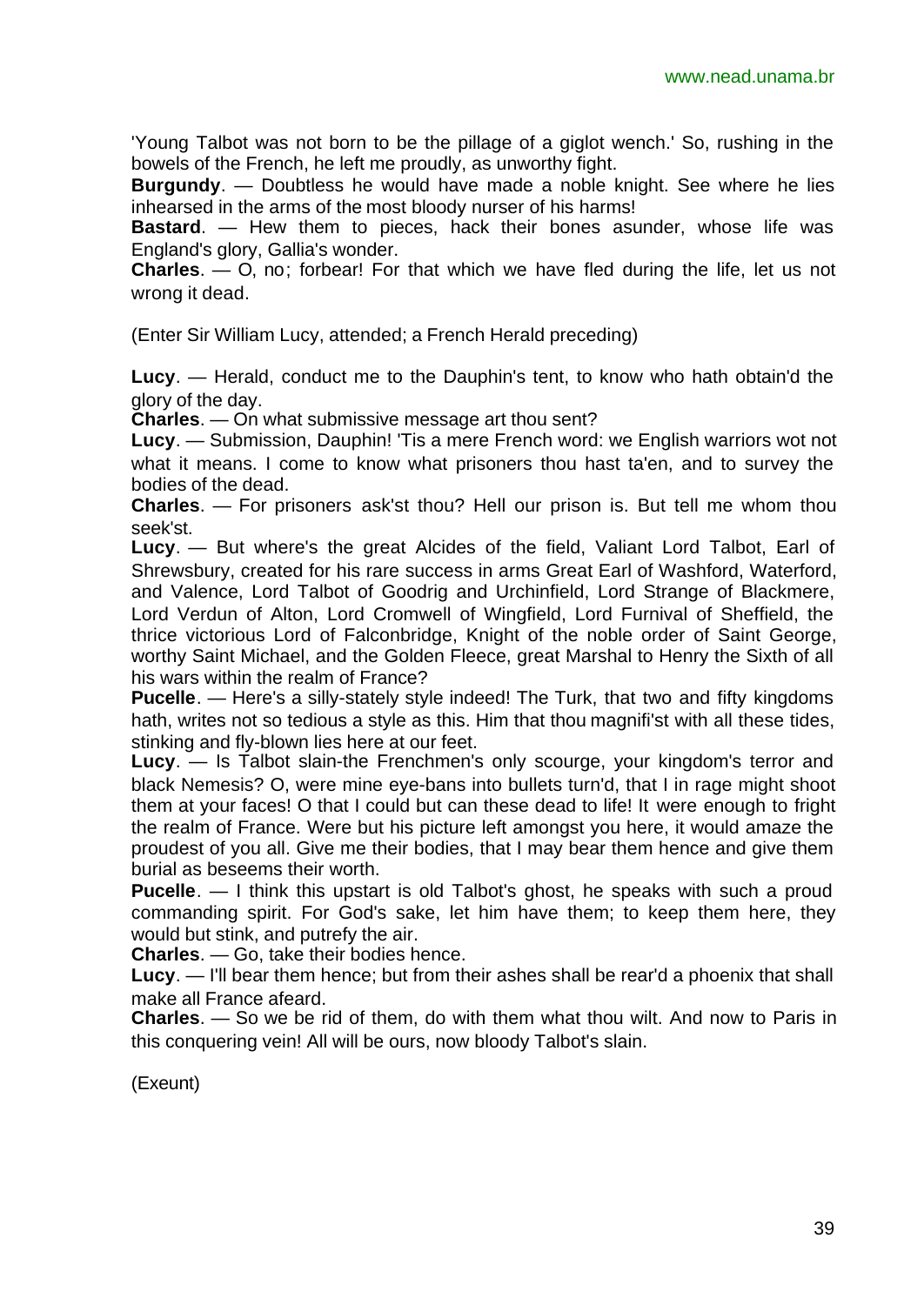'Young Talbot was not born to be the pillage of a giglot wench.' So, rushing in the bowels of the French, he left me proudly, as unworthy fight.

**Burgundy**. — Doubtless he would have made a noble knight. See where he lies inhearsed in the arms of the most bloody nurser of his harms!

**Bastard**. — Hew them to pieces, hack their bones asunder, whose life was England's glory, Gallia's wonder.

**Charles**. — O, no; forbear! For that which we have fled during the life, let us not wrong it dead.

(Enter Sir William Lucy, attended; a French Herald preceding)

**Lucy**. — Herald, conduct me to the Dauphin's tent, to know who hath obtain'd the glory of the day.

**Charles**. — On what submissive message art thou sent?

**Lucy**. — Submission, Dauphin! 'Tis a mere French word: we English warriors wot not what it means. I come to know what prisoners thou hast ta'en, and to survey the bodies of the dead.

**Charles**. — For prisoners ask'st thou? Hell our prison is. But tell me whom thou seek'st.

**Lucy**. — But where's the great Alcides of the field, Valiant Lord Talbot, Earl of Shrewsbury, created for his rare success in arms Great Earl of Washford, Waterford, and Valence, Lord Talbot of Goodrig and Urchinfield, Lord Strange of Blackmere, Lord Verdun of Alton, Lord Cromwell of Wingfield, Lord Furnival of Sheffield, the thrice victorious Lord of Falconbridge, Knight of the noble order of Saint George, worthy Saint Michael, and the Golden Fleece, great Marshal to Henry the Sixth of all his wars within the realm of France?

**Pucelle**. — Here's a silly-stately style indeed! The Turk, that two and fifty kingdoms hath, writes not so tedious a style as this. Him that thou magnifi'st with all these tides, stinking and fly-blown lies here at our feet.

**Lucy**. — Is Talbot slain-the Frenchmen's only scourge, your kingdom's terror and black Nemesis? O, were mine eye-bans into bullets turn'd, that I in rage might shoot them at your faces! O that I could but can these dead to life! It were enough to fright the realm of France. Were but his picture left amongst you here, it would amaze the proudest of you all. Give me their bodies, that I may bear them hence and give them burial as beseems their worth.

**Pucelle**. — I think this upstart is old Talbot's ghost, he speaks with such a proud commanding spirit. For God's sake, let him have them; to keep them here, they would but stink, and putrefy the air.

**Charles**. — Go, take their bodies hence.

**Lucy**. — I'll bear them hence; but from their ashes shall be rear'd a phoenix that shall make all France afeard.

**Charles**. — So we be rid of them, do with them what thou wilt. And now to Paris in this conquering vein! All will be ours, now bloody Talbot's slain.

(Exeunt)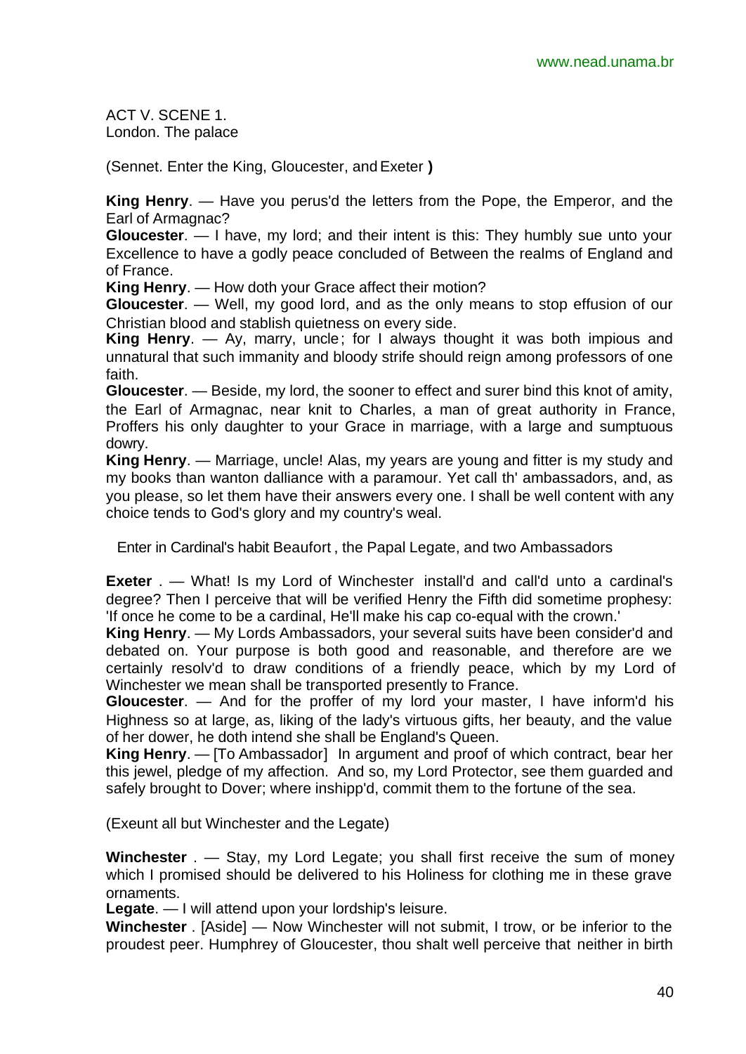ACT V. SCENE 1.
London. The palace

(Sennet. Enter the King, Gloucester, and Exeter **)**

**King Henry**. — Have you perus'd the letters from the Pope, the Emperor, and the Earl of Armagnac?

**Gloucester**. — I have, my lord; and their intent is this: They humbly sue unto your Excellence to have a godly peace concluded of Between the realms of England and of France.

**King Henry**. — How doth your Grace affect their motion?

**Gloucester**. — Well, my good lord, and as the only means to stop effusion of our Christian blood and stablish quietness on every side.

**King Henry**. — Ay, marry, uncle; for I always thought it was both impious and unnatural that such immanity and bloody strife should reign among professors of one faith.

**Gloucester**. — Beside, my lord, the sooner to effect and surer bind this knot of amity, the Earl of Armagnac, near knit to Charles, a man of great authority in France, Proffers his only daughter to your Grace in marriage, with a large and sumptuous dowry.

**King Henry**. — Marriage, uncle! Alas, my years are young and fitter is my study and my books than wanton dalliance with a paramour. Yet call th' ambassadors, and, as you please, so let them have their answers every one. I shall be well content with any choice tends to God's glory and my country's weal.

Enter in Cardinal's habit Beaufort , the Papal Legate, and two Ambassadors

**Exeter** . — What! Is my Lord of Winchester install'd and call'd unto a cardinal's degree? Then I perceive that will be verified Henry the Fifth did sometime prophesy: 'If once he come to be a cardinal, He'll make his cap co-equal with the crown.'

**King Henry**. — My Lords Ambassadors, your several suits have been consider'd and debated on. Your purpose is both good and reasonable, and therefore are we certainly resolv'd to draw conditions of a friendly peace, which by my Lord of Winchester we mean shall be transported presently to France.

**Gloucester**. — And for the proffer of my lord your master, I have inform'd his Highness so at large, as, liking of the lady's virtuous gifts, her beauty, and the value of her dower, he doth intend she shall be England's Queen.

**King Henry**. — [To Ambassador] In argument and proof of which contract, bear her this jewel, pledge of my affection. And so, my Lord Protector, see them guarded and safely brought to Dover; where inshipp'd, commit them to the fortune of the sea.

(Exeunt all but Winchester and the Legate)

**Winchester** . — Stay, my Lord Legate; you shall first receive the sum of money which I promised should be delivered to his Holiness for clothing me in these grave ornaments.

**Legate**. — I will attend upon your lordship's leisure.

**Winchester** . [Aside] — Now Winchester will not submit, I trow, or be inferior to the proudest peer. Humphrey of Gloucester, thou shalt well perceive that neither in birth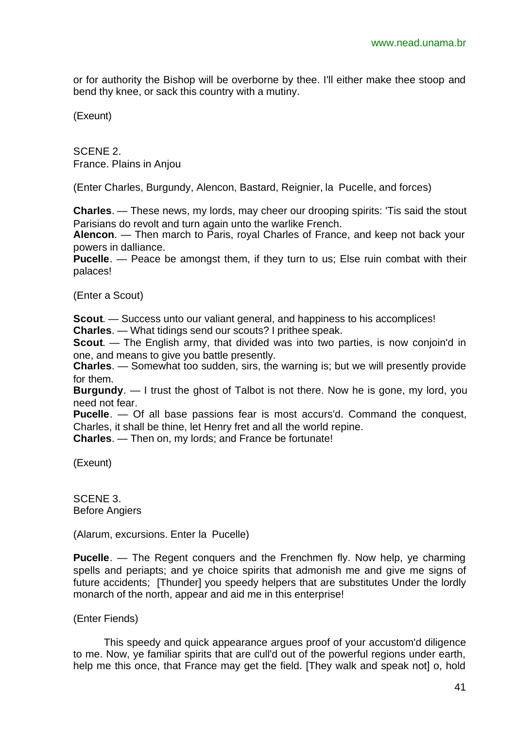or for authority the Bishop will be overborne by thee. I'll either make thee stoop and bend thy knee, or sack this country with a mutiny.

(Exeunt)

SCENE 2.
France. Plains in Anjou

(Enter Charles, Burgundy, Alencon, Bastard, Reignier, la Pucelle, and forces)

**Charles**. — These news, my lords, may cheer our drooping spirits: 'Tis said the stout Parisians do revolt and turn again unto the warlike French.
**Alencon**. — Then march to Paris, royal Charles of France, and keep not back your powers in dalliance.
**Pucelle**. — Peace be amongst them, if they turn to us; Else ruin combat with their palaces!

(Enter a Scout)

**Scout**. — Success unto our valiant general, and happiness to his accomplices!
**Charles**. — What tidings send our scouts? I prithee speak.
**Scout**. — The English army, that divided was into two parties, is now conjoin'd in one, and means to give you battle presently.
**Charles**. — Somewhat too sudden, sirs, the warning is; but we will presently provide for them.
**Burgundy**. — I trust the ghost of Talbot is not there. Now he is gone, my lord, you need not fear.
**Pucelle**. — Of all base passions fear is most accurs'd. Command the conquest, Charles, it shall be thine, let Henry fret and all the world repine.
**Charles**. — Then on, my lords; and France be fortunate!

(Exeunt)

SCENE 3.
Before Angiers

(Alarum, excursions. Enter la Pucelle)

**Pucelle**. — The Regent conquers and the Frenchmen fly. Now help, ye charming spells and periapts; and ye choice spirits that admonish me and give me signs of future accidents; [Thunder] you speedy helpers that are substitutes Under the lordly monarch of the north, appear and aid me in this enterprise!

(Enter Fiends)

This speedy and quick appearance argues proof of your accustom'd diligence to me. Now, ye familiar spirits that are cull'd out of the powerful regions under earth, help me this once, that France may get the field. [They walk and speak not] o, hold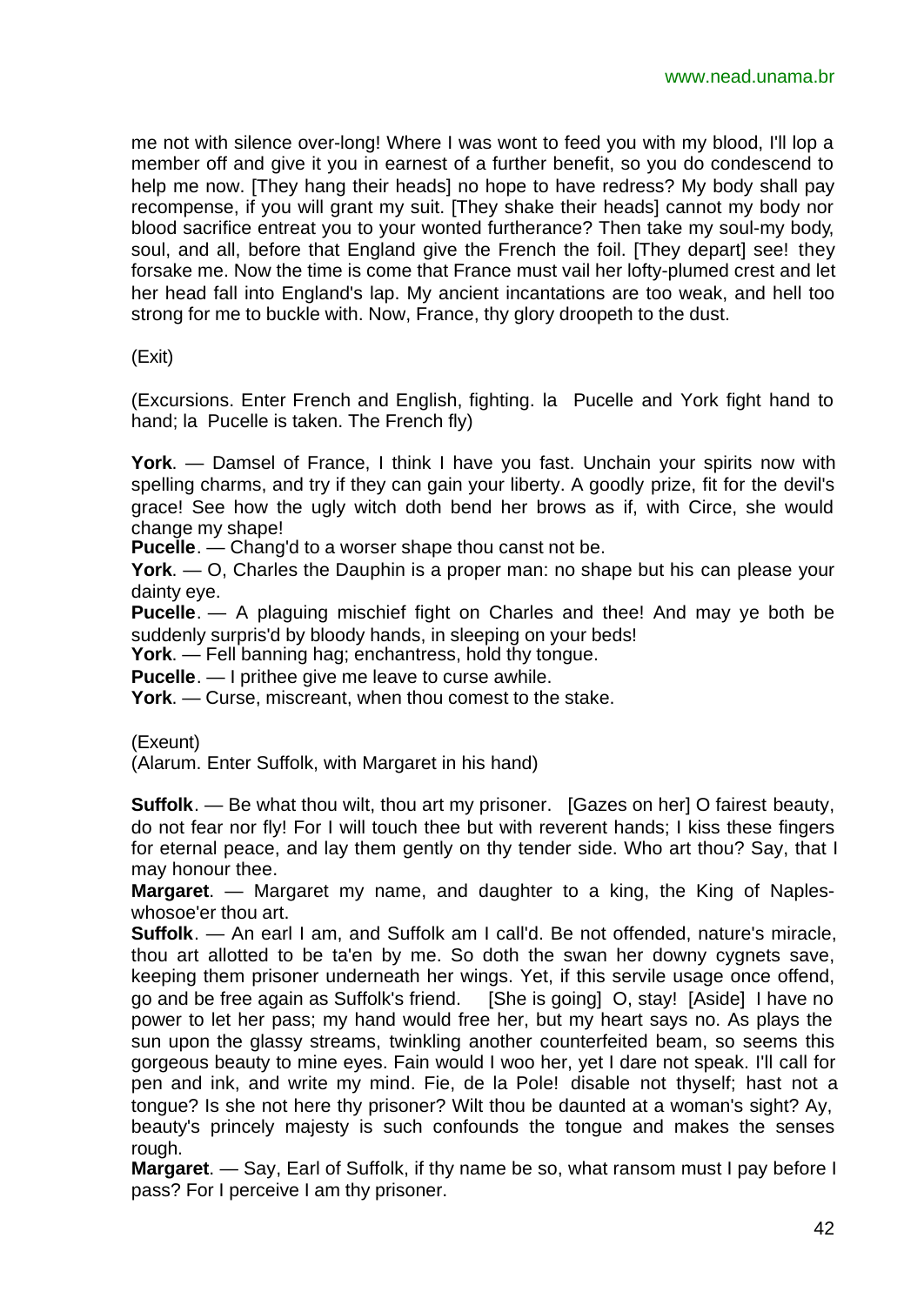me not with silence over-long! Where I was wont to feed you with my blood, I'll lop a member off and give it you in earnest of a further benefit, so you do condescend to help me now. [They hang their heads] no hope to have redress? My body shall pay recompense, if you will grant my suit. [They shake their heads] cannot my body nor blood sacrifice entreat you to your wonted furtherance? Then take my soul-my body, soul, and all, before that England give the French the foil. [They depart] see! they forsake me. Now the time is come that France must vail her lofty-plumed crest and let her head fall into England's lap. My ancient incantations are too weak, and hell too strong for me to buckle with. Now, France, thy glory droopeth to the dust.

(Exit)

(Excursions. Enter French and English, fighting. la Pucelle and York fight hand to hand; la Pucelle is taken. The French fly)

**York**. — Damsel of France, I think I have you fast. Unchain your spirits now with spelling charms, and try if they can gain your liberty. A goodly prize, fit for the devil's grace! See how the ugly witch doth bend her brows as if, with Circe, she would change my shape!

**Pucelle**. — Chang'd to a worser shape thou canst not be.

**York**. — O, Charles the Dauphin is a proper man: no shape but his can please your dainty eye.

**Pucelle**. — A plaguing mischief fight on Charles and thee! And may ye both be suddenly surpris'd by bloody hands, in sleeping on your beds!

**York**. — Fell banning hag; enchantress, hold thy tongue.

**Pucelle**. — I prithee give me leave to curse awhile.

**York**. — Curse, miscreant, when thou comest to the stake.

(Exeunt)

(Alarum. Enter Suffolk, with Margaret in his hand)

**Suffolk**. — Be what thou wilt, thou art my prisoner. [Gazes on her] O fairest beauty, do not fear nor fly! For I will touch thee but with reverent hands; I kiss these fingers for eternal peace, and lay them gently on thy tender side. Who art thou? Say, that I may honour thee.

**Margaret**. — Margaret my name, and daughter to a king, the King of Naples-whosoe'er thou art.

**Suffolk**. — An earl I am, and Suffolk am I call'd. Be not offended, nature's miracle, thou art allotted to be ta'en by me. So doth the swan her downy cygnets save, keeping them prisoner underneath her wings. Yet, if this servile usage once offend, go and be free again as Suffolk's friend. [She is going] O, stay! [Aside] I have no power to let her pass; my hand would free her, but my heart says no. As plays the sun upon the glassy streams, twinkling another counterfeited beam, so seems this gorgeous beauty to mine eyes. Fain would I woo her, yet I dare not speak. I'll call for pen and ink, and write my mind. Fie, de la Pole! disable not thyself; hast not a tongue? Is she not here thy prisoner? Wilt thou be daunted at a woman's sight? Ay, beauty's princely majesty is such confounds the tongue and makes the senses rough.

**Margaret**. — Say, Earl of Suffolk, if thy name be so, what ransom must I pay before I pass? For I perceive I am thy prisoner.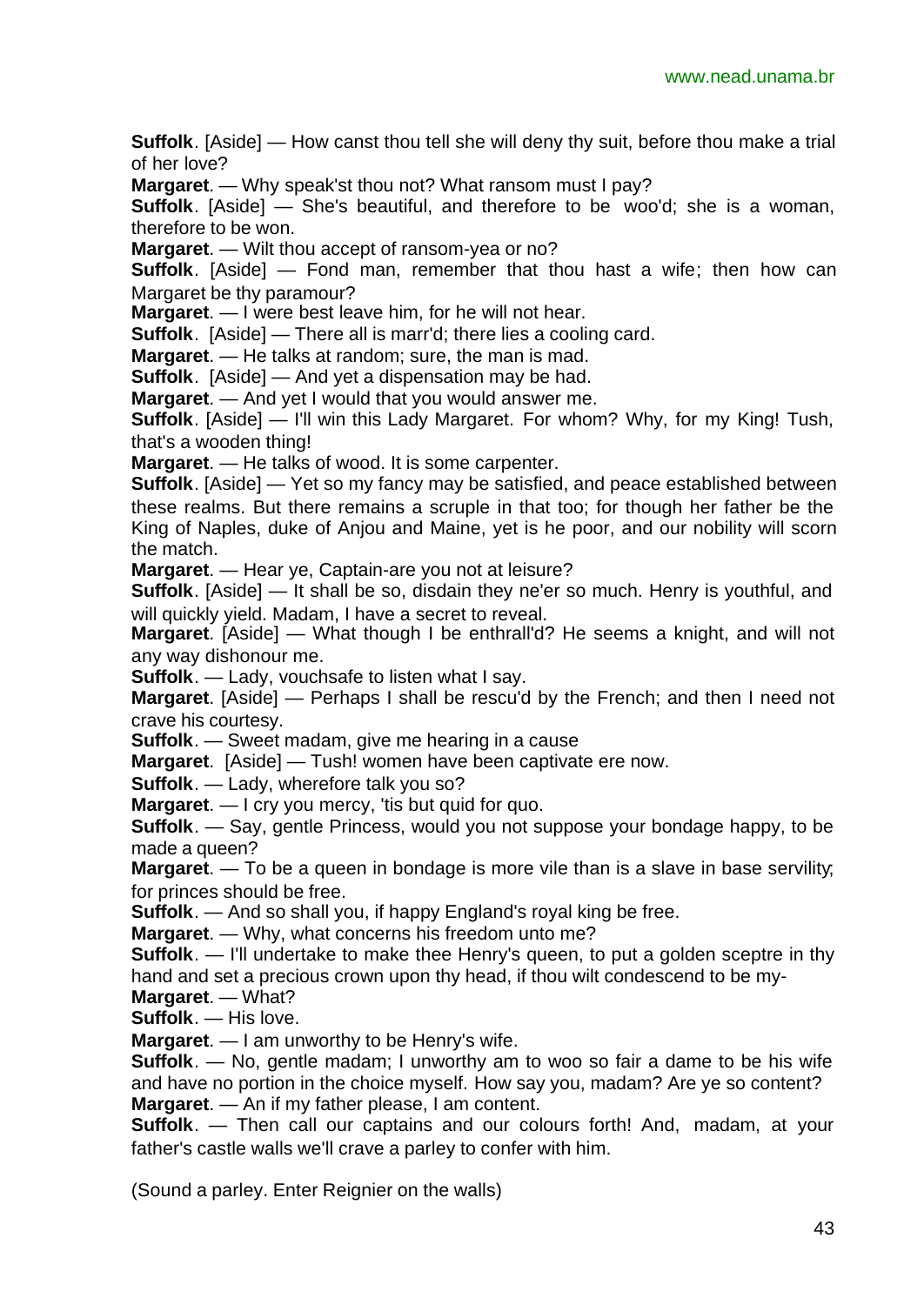**Suffolk**. [Aside] — How canst thou tell she will deny thy suit, before thou make a trial of her love?

**Margaret**. — Why speak'st thou not? What ransom must I pay?

**Suffolk**. [Aside] — She's beautiful, and therefore to be woo'd; she is a woman, therefore to be won.

**Margaret**. — Wilt thou accept of ransom-yea or no?

**Suffolk**. [Aside] — Fond man, remember that thou hast a wife; then how can Margaret be thy paramour?

**Margaret**. — I were best leave him, for he will not hear.

**Suffolk**. [Aside] — There all is marr'd; there lies a cooling card.

**Margaret**. — He talks at random; sure, the man is mad.

**Suffolk**. [Aside] — And yet a dispensation may be had.

**Margaret**. — And yet I would that you would answer me.

**Suffolk**. [Aside] — I'll win this Lady Margaret. For whom? Why, for my King! Tush, that's a wooden thing!

**Margaret**. — He talks of wood. It is some carpenter.

**Suffolk**. [Aside] — Yet so my fancy may be satisfied, and peace established between these realms. But there remains a scruple in that too; for though her father be the King of Naples, duke of Anjou and Maine, yet is he poor, and our nobility will scorn the match.

**Margaret**. — Hear ye, Captain-are you not at leisure?

**Suffolk**. [Aside] — It shall be so, disdain they ne'er so much. Henry is youthful, and will quickly yield. Madam, I have a secret to reveal.

**Margaret**. [Aside] — What though I be enthrall'd? He seems a knight, and will not any way dishonour me.

**Suffolk**. — Lady, vouchsafe to listen what I say.

**Margaret**. [Aside] — Perhaps I shall be rescu'd by the French; and then I need not crave his courtesy.

**Suffolk**. — Sweet madam, give me hearing in a cause

**Margaret**. [Aside] — Tush! women have been captivate ere now.

**Suffolk**. — Lady, wherefore talk you so?

**Margaret**. — I cry you mercy, 'tis but quid for quo.

**Suffolk**. — Say, gentle Princess, would you not suppose your bondage happy, to be made a queen?

**Margaret**. — To be a queen in bondage is more vile than is a slave in base servility; for princes should be free.

**Suffolk**. — And so shall you, if happy England's royal king be free.

**Margaret**. — Why, what concerns his freedom unto me?

**Suffolk**. — I'll undertake to make thee Henry's queen, to put a golden sceptre in thy hand and set a precious crown upon thy head, if thou wilt condescend to be my-

**Margaret**. — What?

**Suffolk**. — His love.

**Margaret**. — I am unworthy to be Henry's wife.

**Suffolk**. — No, gentle madam; I unworthy am to woo so fair a dame to be his wife and have no portion in the choice myself. How say you, madam? Are ye so content?

**Margaret**. — An if my father please, I am content.

**Suffolk**. — Then call our captains and our colours forth! And, madam, at your father's castle walls we'll crave a parley to confer with him.

(Sound a parley. Enter Reignier on the walls)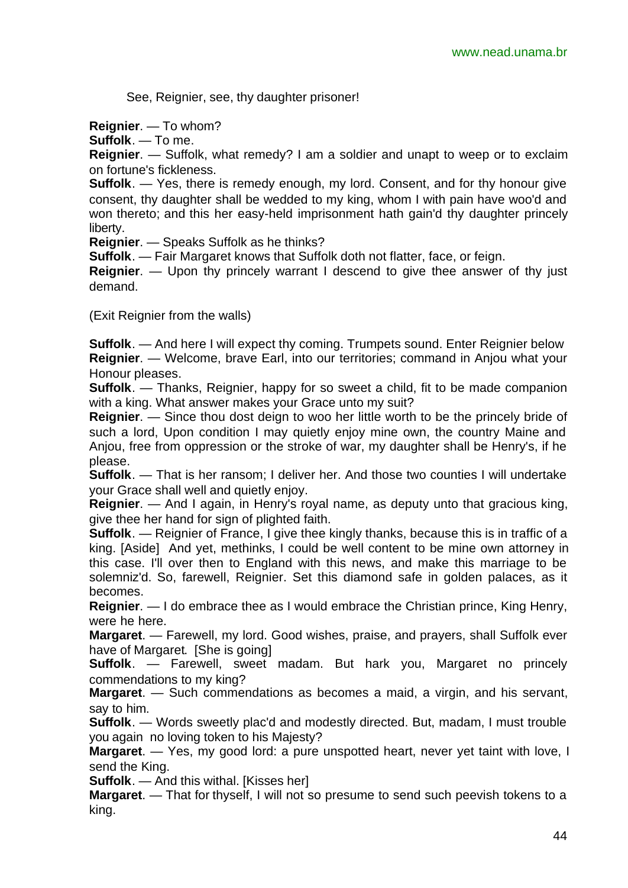See, Reignier, see, thy daughter prisoner!

**Reignier**. — To whom?

**Suffolk**. — To me.

**Reignier**. — Suffolk, what remedy? I am a soldier and unapt to weep or to exclaim on fortune's fickleness.

**Suffolk**. — Yes, there is remedy enough, my lord. Consent, and for thy honour give consent, thy daughter shall be wedded to my king, whom I with pain have woo'd and won thereto; and this her easy-held imprisonment hath gain'd thy daughter princely liberty.

**Reignier**. — Speaks Suffolk as he thinks?

**Suffolk**. — Fair Margaret knows that Suffolk doth not flatter, face, or feign.

**Reignier**. — Upon thy princely warrant I descend to give thee answer of thy just demand.

(Exit Reignier from the walls)

**Suffolk**. — And here I will expect thy coming. Trumpets sound. Enter Reignier below

**Reignier**. — Welcome, brave Earl, into our territories; command in Anjou what your Honour pleases.

**Suffolk**. — Thanks, Reignier, happy for so sweet a child, fit to be made companion with a king. What answer makes your Grace unto my suit?

**Reignier**. — Since thou dost deign to woo her little worth to be the princely bride of such a lord, Upon condition I may quietly enjoy mine own, the country Maine and Anjou, free from oppression or the stroke of war, my daughter shall be Henry's, if he please.

**Suffolk**. — That is her ransom; I deliver her. And those two counties I will undertake your Grace shall well and quietly enjoy.

**Reignier**. — And I again, in Henry's royal name, as deputy unto that gracious king, give thee her hand for sign of plighted faith.

**Suffolk**. — Reignier of France, I give thee kingly thanks, because this is in traffic of a king. [Aside] And yet, methinks, I could be well content to be mine own attorney in this case. I'll over then to England with this news, and make this marriage to be solemniz'd. So, farewell, Reignier. Set this diamond safe in golden palaces, as it becomes.

**Reignier**. — I do embrace thee as I would embrace the Christian prince, King Henry, were he here.

**Margaret**. — Farewell, my lord. Good wishes, praise, and prayers, shall Suffolk ever have of Margaret. [She is going]

**Suffolk**. — Farewell, sweet madam. But hark you, Margaret no princely commendations to my king?

**Margaret**. — Such commendations as becomes a maid, a virgin, and his servant, say to him.

**Suffolk**. — Words sweetly plac'd and modestly directed. But, madam, I must trouble you again no loving token to his Majesty?

**Margaret**. — Yes, my good lord: a pure unspotted heart, never yet taint with love, I send the King.

**Suffolk**. — And this withal. [Kisses her]

**Margaret**. — That for thyself, I will not so presume to send such peevish tokens to a king.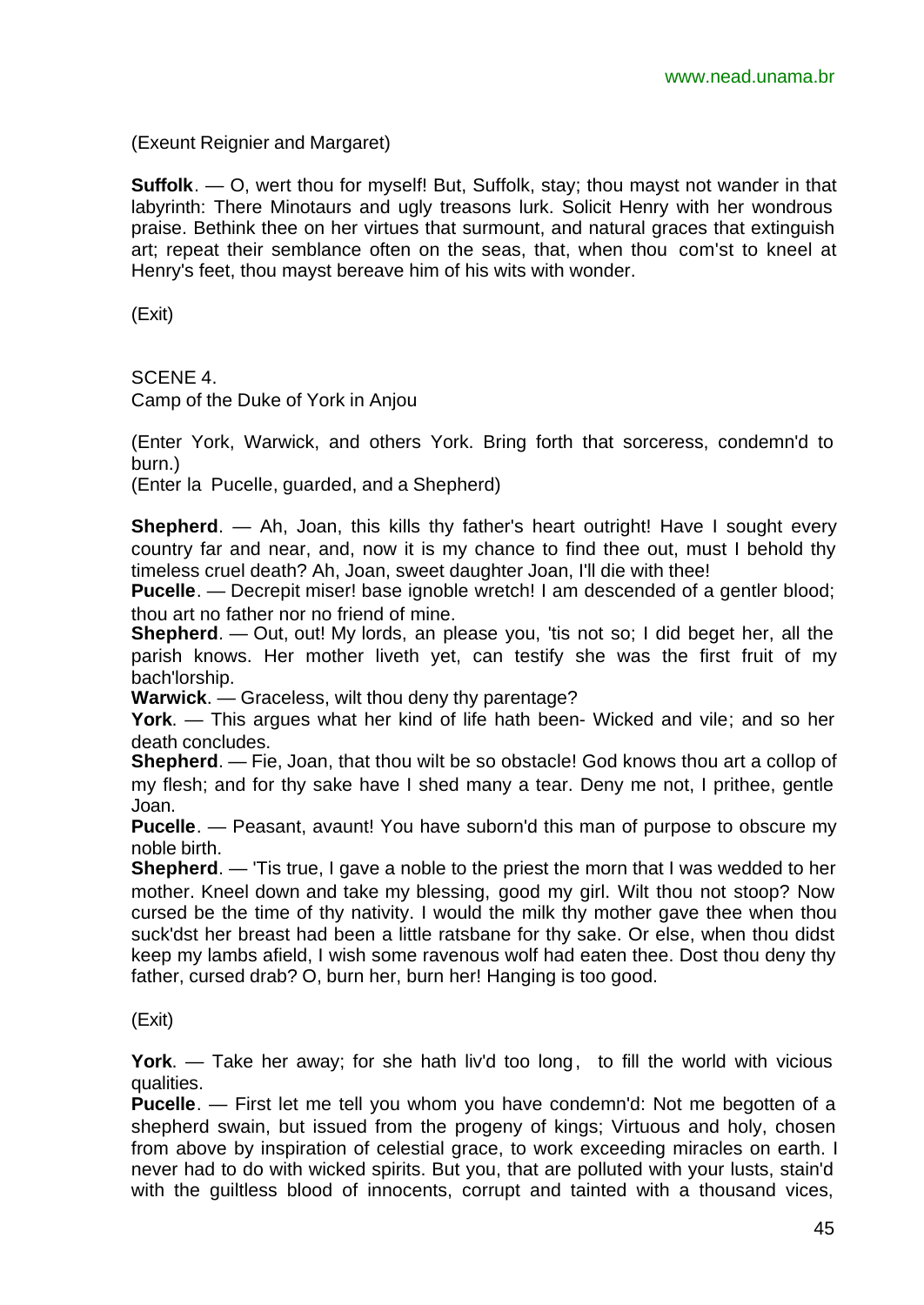(Exeunt Reignier and Margaret)

**Suffolk**. — O, wert thou for myself! But, Suffolk, stay; thou mayst not wander in that labyrinth: There Minotaurs and ugly treasons lurk. Solicit Henry with her wondrous praise. Bethink thee on her virtues that surmount, and natural graces that extinguish art; repeat their semblance often on the seas, that, when thou com'st to kneel at Henry's feet, thou mayst bereave him of his wits with wonder.

(Exit)

SCENE 4.
Camp of the Duke of York in Anjou

(Enter York, Warwick, and others York. Bring forth that sorceress, condemn'd to burn.)
(Enter la Pucelle, guarded, and a Shepherd)

**Shepherd**. — Ah, Joan, this kills thy father's heart outright! Have I sought every country far and near, and, now it is my chance to find thee out, must I behold thy timeless cruel death? Ah, Joan, sweet daughter Joan, I'll die with thee!
**Pucelle**. — Decrepit miser! base ignoble wretch! I am descended of a gentler blood; thou art no father nor no friend of mine.
**Shepherd**. — Out, out! My lords, an please you, 'tis not so; I did beget her, all the parish knows. Her mother liveth yet, can testify she was the first fruit of my bach'lorship.
**Warwick**. — Graceless, wilt thou deny thy parentage?
**York**. — This argues what her kind of life hath been- Wicked and vile; and so her death concludes.
**Shepherd**. — Fie, Joan, that thou wilt be so obstacle! God knows thou art a collop of my flesh; and for thy sake have I shed many a tear. Deny me not, I prithee, gentle Joan.
**Pucelle**. — Peasant, avaunt! You have suborn'd this man of purpose to obscure my noble birth.
**Shepherd**. — 'Tis true, I gave a noble to the priest the morn that I was wedded to her mother. Kneel down and take my blessing, good my girl. Wilt thou not stoop? Now cursed be the time of thy nativity. I would the milk thy mother gave thee when thou suck'dst her breast had been a little ratsbane for thy sake. Or else, when thou didst keep my lambs afield, I wish some ravenous wolf had eaten thee. Dost thou deny thy father, cursed drab? O, burn her, burn her! Hanging is too good.

(Exit)

**York**. — Take her away; for she hath liv'd too long, to fill the world with vicious qualities.
**Pucelle**. — First let me tell you whom you have condemn'd: Not me begotten of a shepherd swain, but issued from the progeny of kings; Virtuous and holy, chosen from above by inspiration of celestial grace, to work exceeding miracles on earth. I never had to do with wicked spirits. But you, that are polluted with your lusts, stain'd with the guiltless blood of innocents, corrupt and tainted with a thousand vices,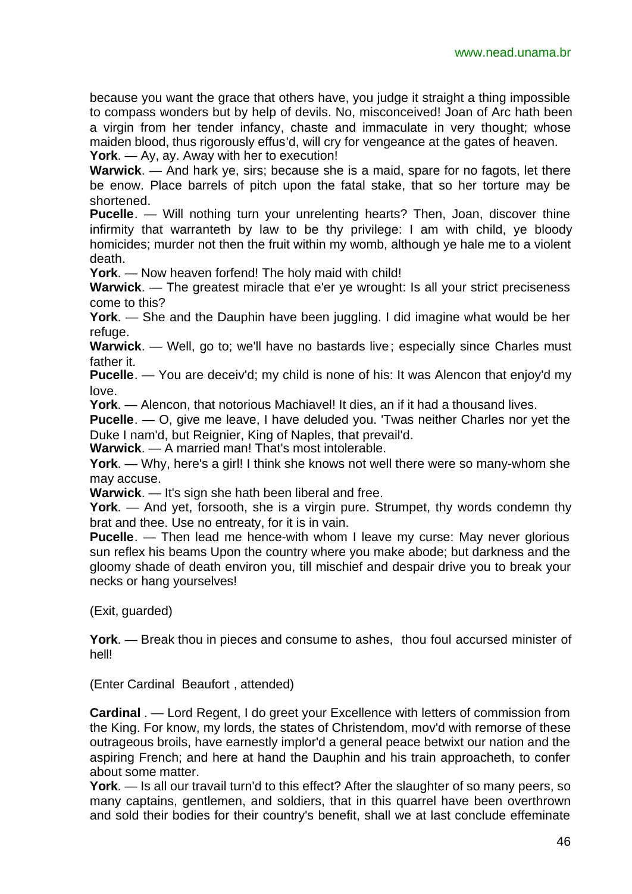because you want the grace that others have, you judge it straight a thing impossible to compass wonders but by help of devils. No, misconceived! Joan of Arc hath been a virgin from her tender infancy, chaste and immaculate in very thought; whose maiden blood, thus rigorously effus'd, will cry for vengeance at the gates of heaven.

**York**. — Ay, ay. Away with her to execution!

**Warwick**. — And hark ye, sirs; because she is a maid, spare for no fagots, let there be enow. Place barrels of pitch upon the fatal stake, that so her torture may be shortened.

**Pucelle**. — Will nothing turn your unrelenting hearts? Then, Joan, discover thine infirmity that warranteth by law to be thy privilege: I am with child, ye bloody homicides; murder not then the fruit within my womb, although ye hale me to a violent death.

**York**. — Now heaven forfend! The holy maid with child!

**Warwick**. — The greatest miracle that e'er ye wrought: Is all your strict preciseness come to this?

**York**. — She and the Dauphin have been juggling. I did imagine what would be her refuge.

**Warwick**. — Well, go to; we'll have no bastards live; especially since Charles must father it.

**Pucelle**. — You are deceiv'd; my child is none of his: It was Alencon that enjoy'd my love.

**York**. — Alencon, that notorious Machiavel! It dies, an if it had a thousand lives.

**Pucelle**. — O, give me leave, I have deluded you. 'Twas neither Charles nor yet the Duke I nam'd, but Reignier, King of Naples, that prevail'd.

**Warwick**. — A married man! That's most intolerable.

**York**. — Why, here's a girl! I think she knows not well there were so many-whom she may accuse.

**Warwick**. — It's sign she hath been liberal and free.

**York**. — And yet, forsooth, she is a virgin pure. Strumpet, thy words condemn thy brat and thee. Use no entreaty, for it is in vain.

**Pucelle**. — Then lead me hence-with whom I leave my curse: May never glorious sun reflex his beams Upon the country where you make abode; but darkness and the gloomy shade of death environ you, till mischief and despair drive you to break your necks or hang yourselves!

(Exit, guarded)

**York**. — Break thou in pieces and consume to ashes, thou foul accursed minister of hell!

(Enter Cardinal Beaufort , attended)

**Cardinal** . — Lord Regent, I do greet your Excellence with letters of commission from the King. For know, my lords, the states of Christendom, mov'd with remorse of these outrageous broils, have earnestly implor'd a general peace betwixt our nation and the aspiring French; and here at hand the Dauphin and his train approacheth, to confer about some matter.

**York**. — Is all our travail turn'd to this effect? After the slaughter of so many peers, so many captains, gentlemen, and soldiers, that in this quarrel have been overthrown and sold their bodies for their country's benefit, shall we at last conclude effeminate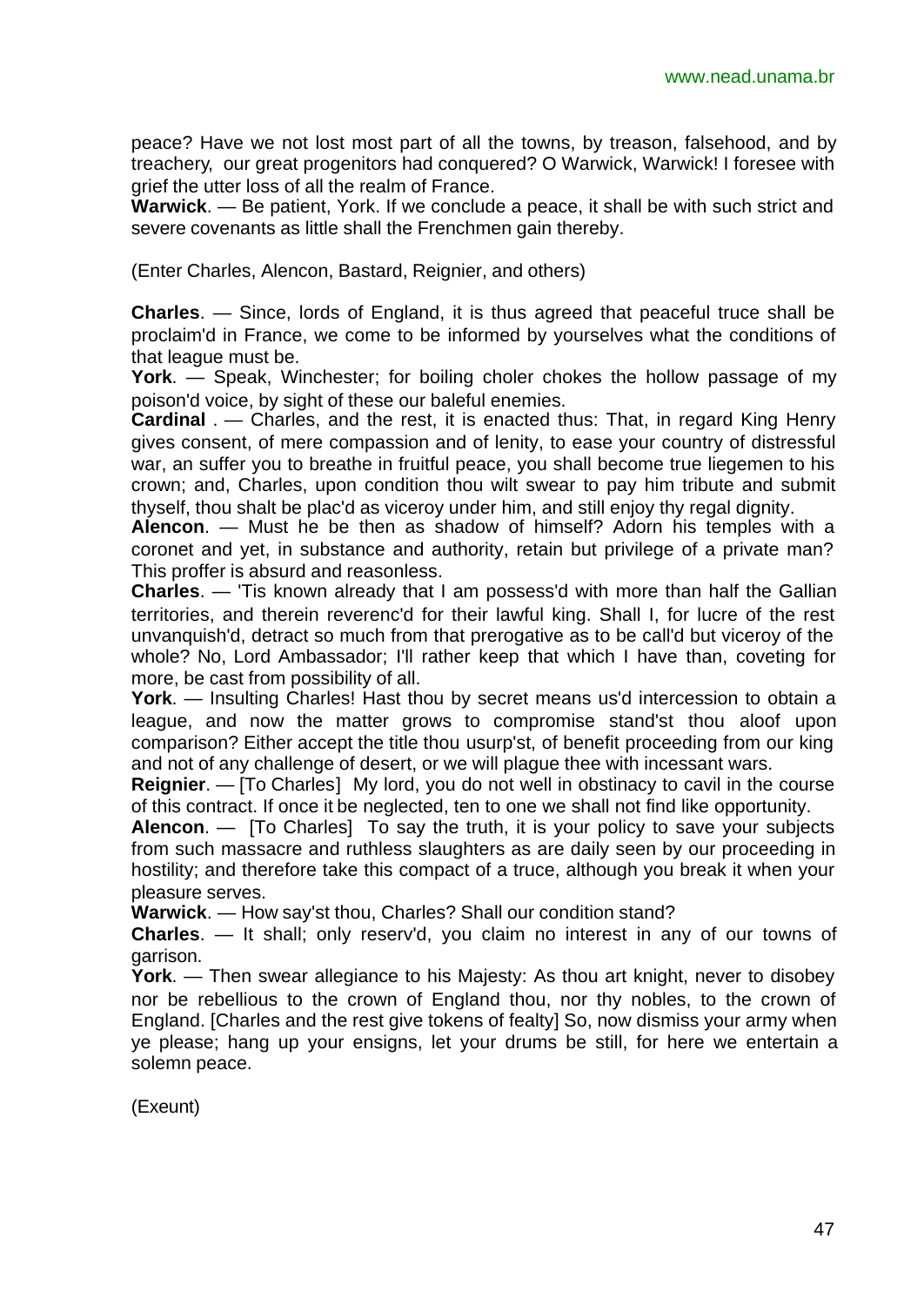peace? Have we not lost most part of all the towns, by treason, falsehood, and by treachery, our great progenitors had conquered? O Warwick, Warwick! I foresee with grief the utter loss of all the realm of France.

**Warwick**. — Be patient, York. If we conclude a peace, it shall be with such strict and severe covenants as little shall the Frenchmen gain thereby.

(Enter Charles, Alencon, Bastard, Reignier, and others)

**Charles**. — Since, lords of England, it is thus agreed that peaceful truce shall be proclaim'd in France, we come to be informed by yourselves what the conditions of that league must be.

**York**. — Speak, Winchester; for boiling choler chokes the hollow passage of my poison'd voice, by sight of these our baleful enemies.

**Cardinal** . — Charles, and the rest, it is enacted thus: That, in regard King Henry gives consent, of mere compassion and of lenity, to ease your country of distressful war, an suffer you to breathe in fruitful peace, you shall become true liegemen to his crown; and, Charles, upon condition thou wilt swear to pay him tribute and submit thyself, thou shalt be plac'd as viceroy under him, and still enjoy thy regal dignity.

**Alencon**. — Must he be then as shadow of himself? Adorn his temples with a coronet and yet, in substance and authority, retain but privilege of a private man? This proffer is absurd and reasonless.

**Charles**. — 'Tis known already that I am possess'd with more than half the Gallian territories, and therein reverenc'd for their lawful king. Shall I, for lucre of the rest unvanquish'd, detract so much from that prerogative as to be call'd but viceroy of the whole? No, Lord Ambassador; I'll rather keep that which I have than, coveting for more, be cast from possibility of all.

**York**. — Insulting Charles! Hast thou by secret means us'd intercession to obtain a league, and now the matter grows to compromise stand'st thou aloof upon comparison? Either accept the title thou usurp'st, of benefit proceeding from our king and not of any challenge of desert, or we will plague thee with incessant wars.

**Reignier**. — [To Charles] My lord, you do not well in obstinacy to cavil in the course of this contract. If once it be neglected, ten to one we shall not find like opportunity.

**Alencon**. — [To Charles] To say the truth, it is your policy to save your subjects from such massacre and ruthless slaughters as are daily seen by our proceeding in hostility; and therefore take this compact of a truce, although you break it when your pleasure serves.

**Warwick**. — How say'st thou, Charles? Shall our condition stand?

**Charles**. — It shall; only reserv'd, you claim no interest in any of our towns of garrison.

**York**. — Then swear allegiance to his Majesty: As thou art knight, never to disobey nor be rebellious to the crown of England thou, nor thy nobles, to the crown of England. [Charles and the rest give tokens of fealty] So, now dismiss your army when ye please; hang up your ensigns, let your drums be still, for here we entertain a solemn peace.

(Exeunt)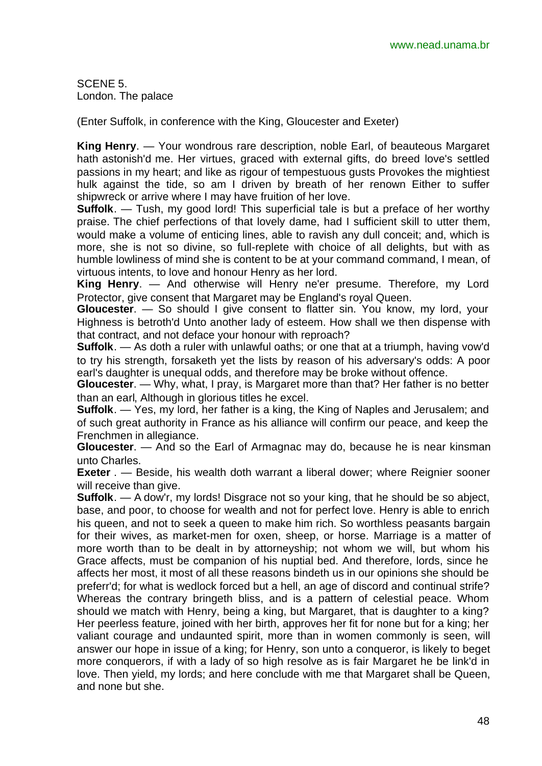SCENE 5.
London. The palace

(Enter Suffolk, in conference with the King, Gloucester and Exeter)

**King Henry**. — Your wondrous rare description, noble Earl, of beauteous Margaret hath astonish'd me. Her virtues, graced with external gifts, do breed love's settled passions in my heart; and like as rigour of tempestuous gusts Provokes the mightiest hulk against the tide, so am I driven by breath of her renown Either to suffer shipwreck or arrive where I may have fruition of her love.

**Suffolk**. — Tush, my good lord! This superficial tale is but a preface of her worthy praise. The chief perfections of that lovely dame, had I sufficient skill to utter them, would make a volume of enticing lines, able to ravish any dull conceit; and, which is more, she is not so divine, so full-replete with choice of all delights, but with as humble lowliness of mind she is content to be at your command command, I mean, of virtuous intents, to love and honour Henry as her lord.

**King Henry**. — And otherwise will Henry ne'er presume. Therefore, my Lord Protector, give consent that Margaret may be England's royal Queen.

**Gloucester**. — So should I give consent to flatter sin. You know, my lord, your Highness is betroth'd Unto another lady of esteem. How shall we then dispense with that contract, and not deface your honour with reproach?

**Suffolk**. — As doth a ruler with unlawful oaths; or one that at a triumph, having vow'd to try his strength, forsaketh yet the lists by reason of his adversary's odds: A poor earl's daughter is unequal odds, and therefore may be broke without offence.

**Gloucester**. — Why, what, I pray, is Margaret more than that? Her father is no better than an earl, Although in glorious titles he excel.

**Suffolk**. — Yes, my lord, her father is a king, the King of Naples and Jerusalem; and of such great authority in France as his alliance will confirm our peace, and keep the Frenchmen in allegiance.

**Gloucester**. — And so the Earl of Armagnac may do, because he is near kinsman unto Charles.

**Exeter** . — Beside, his wealth doth warrant a liberal dower; where Reignier sooner will receive than give.

**Suffolk**. — A dow'r, my lords! Disgrace not so your king, that he should be so abject, base, and poor, to choose for wealth and not for perfect love. Henry is able to enrich his queen, and not to seek a queen to make him rich. So worthless peasants bargain for their wives, as market-men for oxen, sheep, or horse. Marriage is a matter of more worth than to be dealt in by attorneyship; not whom we will, but whom his Grace affects, must be companion of his nuptial bed. And therefore, lords, since he affects her most, it most of all these reasons bindeth us in our opinions she should be preferr'd; for what is wedlock forced but a hell, an age of discord and continual strife? Whereas the contrary bringeth bliss, and is a pattern of celestial peace. Whom should we match with Henry, being a king, but Margaret, that is daughter to a king? Her peerless feature, joined with her birth, approves her fit for none but for a king; her valiant courage and undaunted spirit, more than in women commonly is seen, will answer our hope in issue of a king; for Henry, son unto a conqueror, is likely to beget more conquerors, if with a lady of so high resolve as is fair Margaret he be link'd in love. Then yield, my lords; and here conclude with me that Margaret shall be Queen, and none but she.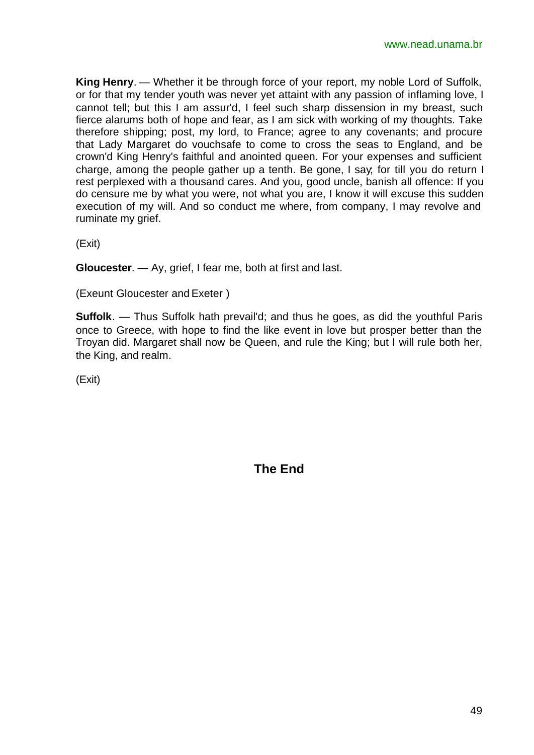**King Henry**. — Whether it be through force of your report, my noble Lord of Suffolk, or for that my tender youth was never yet attaint with any passion of inflaming love, I cannot tell; but this I am assur'd, I feel such sharp dissension in my breast, such fierce alarums both of hope and fear, as I am sick with working of my thoughts. Take therefore shipping; post, my lord, to France; agree to any covenants; and procure that Lady Margaret do vouchsafe to come to cross the seas to England, and be crown'd King Henry's faithful and anointed queen. For your expenses and sufficient charge, among the people gather up a tenth. Be gone, I say; for till you do return I rest perplexed with a thousand cares. And you, good uncle, banish all offence: If you do censure me by what you were, not what you are, I know it will excuse this sudden execution of my will. And so conduct me where, from company, I may revolve and ruminate my grief.

(Exit)

**Gloucester**. — Ay, grief, I fear me, both at first and last.

(Exeunt Gloucester and Exeter )

**Suffolk**. — Thus Suffolk hath prevail'd; and thus he goes, as did the youthful Paris once to Greece, with hope to find the like event in love but prosper better than the Troyan did. Margaret shall now be Queen, and rule the King; but I will rule both her, the King, and realm.

(Exit)

## The End